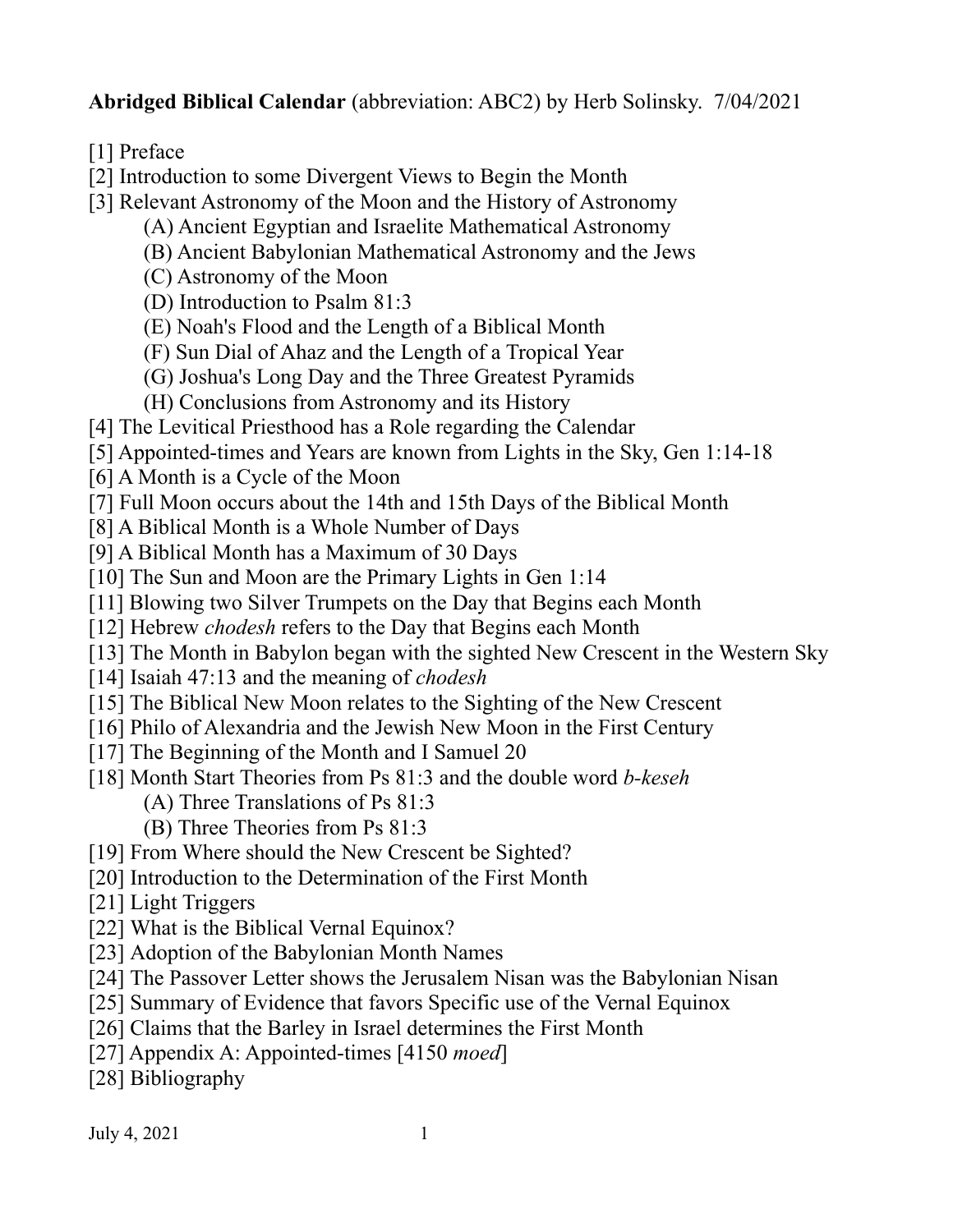**Abridged Biblical Calendar** (abbreviation: ABC2) by Herb Solinsky. 7/04/2021

[1] Preface
[2] Introduction to some Divergent Views to Begin the Month
[3] Relevant Astronomy of the Moon and the History of Astronomy
    (A) Ancient Egyptian and Israelite Mathematical Astronomy
    (B) Ancient Babylonian Mathematical Astronomy and the Jews
    (C) Astronomy of the Moon
    (D) Introduction to Psalm 81:3
    (E) Noah's Flood and the Length of a Biblical Month
    (F) Sun Dial of Ahaz and the Length of a Tropical Year
    (G) Joshua's Long Day and the Three Greatest Pyramids
    (H) Conclusions from Astronomy and its History
[4] The Levitical Priesthood has a Role regarding the Calendar
[5] Appointed-times and Years are known from Lights in the Sky, Gen 1:14-18
[6] A Month is a Cycle of the Moon
[7] Full Moon occurs about the 14th and 15th Days of the Biblical Month
[8] A Biblical Month is a Whole Number of Days
[9] A Biblical Month has a Maximum of 30 Days
[10] The Sun and Moon are the Primary Lights in Gen 1:14
[11] Blowing two Silver Trumpets on the Day that Begins each Month
[12] Hebrew *chodesh* refers to the Day that Begins each Month
[13] The Month in Babylon began with the sighted New Crescent in the Western Sky
[14] Isaiah 47:13 and the meaning of *chodesh*
[15] The Biblical New Moon relates to the Sighting of the New Crescent
[16] Philo of Alexandria and the Jewish New Moon in the First Century
[17] The Beginning of the Month and I Samuel 20
[18] Month Start Theories from Ps 81:3 and the double word *b-keseh*
    (A) Three Translations of Ps 81:3
    (B) Three Theories from Ps 81:3
[19] From Where should the New Crescent be Sighted?
[20] Introduction to the Determination of the First Month
[21] Light Triggers
[22] What is the Biblical Vernal Equinox?
[23] Adoption of the Babylonian Month Names
[24] The Passover Letter shows the Jerusalem Nisan was the Babylonian Nisan
[25] Summary of Evidence that favors Specific use of the Vernal Equinox
[26] Claims that the Barley in Israel determines the First Month
[27] Appendix A: Appointed-times [4150 *moed*]
[28] Bibliography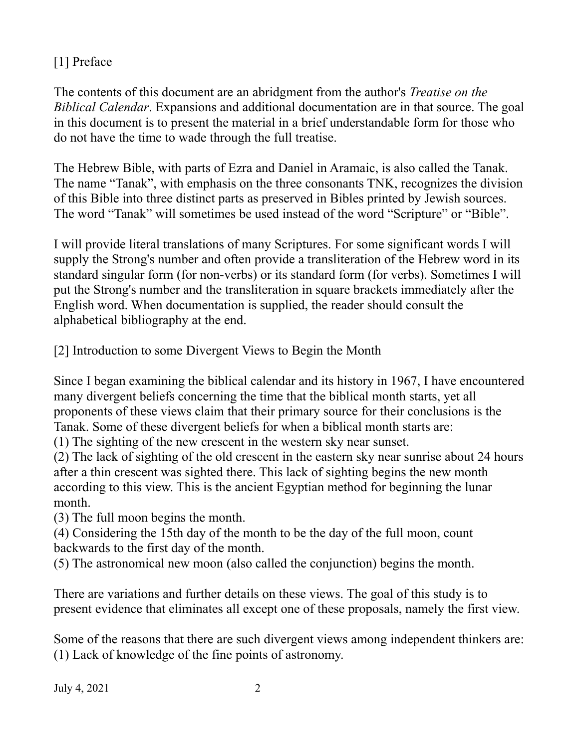## [1] Preface

The contents of this document are an abridgment from the author's *Treatise on the Biblical Calendar*. Expansions and additional documentation are in that source. The goal in this document is to present the material in a brief understandable form for those who do not have the time to wade through the full treatise.

The Hebrew Bible, with parts of Ezra and Daniel in Aramaic, is also called the Tanak. The name "Tanak", with emphasis on the three consonants TNK, recognizes the division of this Bible into three distinct parts as preserved in Bibles printed by Jewish sources. The word "Tanak" will sometimes be used instead of the word "Scripture" or "Bible".

I will provide literal translations of many Scriptures. For some significant words I will supply the Strong's number and often provide a transliteration of the Hebrew word in its standard singular form (for non-verbs) or its standard form (for verbs). Sometimes I will put the Strong's number and the transliteration in square brackets immediately after the English word. When documentation is supplied, the reader should consult the alphabetical bibliography at the end.

## [2] Introduction to some Divergent Views to Begin the Month

Since I began examining the biblical calendar and its history in 1967, I have encountered many divergent beliefs concerning the time that the biblical month starts, yet all proponents of these views claim that their primary source for their conclusions is the Tanak. Some of these divergent beliefs for when a biblical month starts are:
(1) The sighting of the new crescent in the western sky near sunset.
(2) The lack of sighting of the old crescent in the eastern sky near sunrise about 24 hours after a thin crescent was sighted there. This lack of sighting begins the new month according to this view. This is the ancient Egyptian method for beginning the lunar month.
(3) The full moon begins the month.
(4) Considering the 15th day of the month to be the day of the full moon, count backwards to the first day of the month.
(5) The astronomical new moon (also called the conjunction) begins the month.

There are variations and further details on these views. The goal of this study is to present evidence that eliminates all except one of these proposals, namely the first view.

Some of the reasons that there are such divergent views among independent thinkers are:
(1) Lack of knowledge of the fine points of astronomy.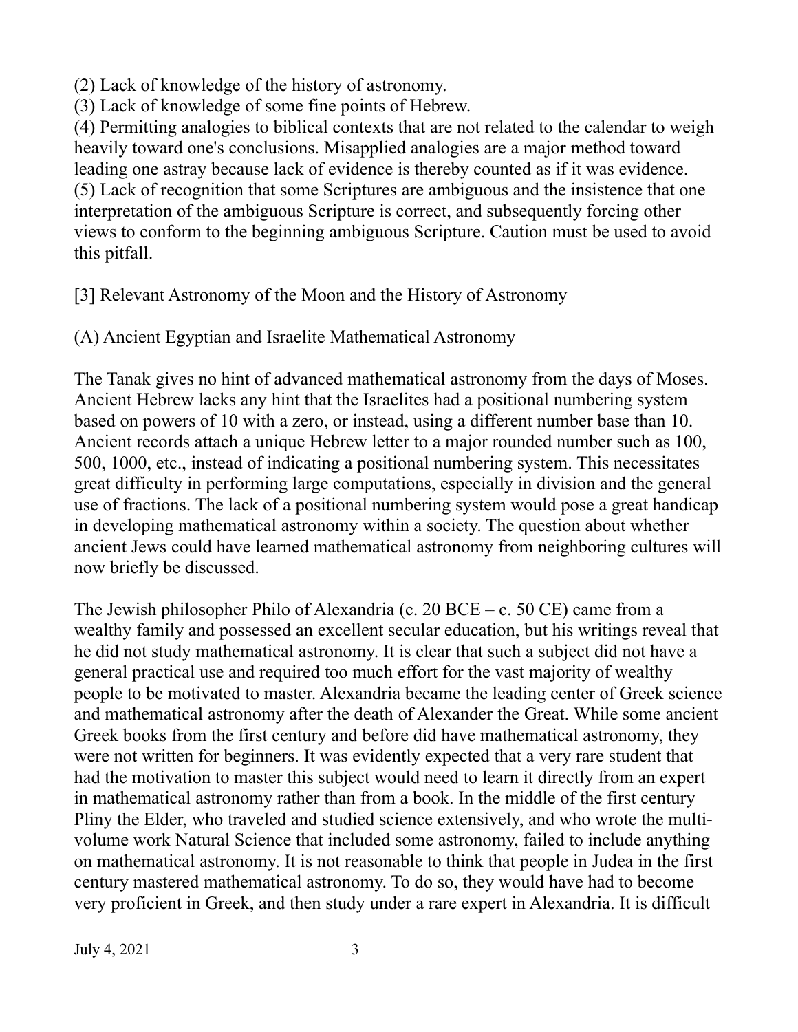(2) Lack of knowledge of the history of astronomy.
(3) Lack of knowledge of some fine points of Hebrew.
(4) Permitting analogies to biblical contexts that are not related to the calendar to weigh heavily toward one's conclusions. Misapplied analogies are a major method toward leading one astray because lack of evidence is thereby counted as if it was evidence.
(5) Lack of recognition that some Scriptures are ambiguous and the insistence that one interpretation of the ambiguous Scripture is correct, and subsequently forcing other views to conform to the beginning ambiguous Scripture. Caution must be used to avoid this pitfall.

## [3] Relevant Astronomy of the Moon and the History of Astronomy

### (A) Ancient Egyptian and Israelite Mathematical Astronomy

The Tanak gives no hint of advanced mathematical astronomy from the days of Moses. Ancient Hebrew lacks any hint that the Israelites had a positional numbering system based on powers of 10 with a zero, or instead, using a different number base than 10. Ancient records attach a unique Hebrew letter to a major rounded number such as 100, 500, 1000, etc., instead of indicating a positional numbering system. This necessitates great difficulty in performing large computations, especially in division and the general use of fractions. The lack of a positional numbering system would pose a great handicap in developing mathematical astronomy within a society. The question about whether ancient Jews could have learned mathematical astronomy from neighboring cultures will now briefly be discussed.

The Jewish philosopher Philo of Alexandria (c. 20 BCE – c. 50 CE) came from a wealthy family and possessed an excellent secular education, but his writings reveal that he did not study mathematical astronomy. It is clear that such a subject did not have a general practical use and required too much effort for the vast majority of wealthy people to be motivated to master. Alexandria became the leading center of Greek science and mathematical astronomy after the death of Alexander the Great. While some ancient Greek books from the first century and before did have mathematical astronomy, they were not written for beginners. It was evidently expected that a very rare student that had the motivation to master this subject would need to learn it directly from an expert in mathematical astronomy rather than from a book. In the middle of the first century Pliny the Elder, who traveled and studied science extensively, and who wrote the multi-volume work Natural Science that included some astronomy, failed to include anything on mathematical astronomy. It is not reasonable to think that people in Judea in the first century mastered mathematical astronomy. To do so, they would have had to become very proficient in Greek, and then study under a rare expert in Alexandria. It is difficult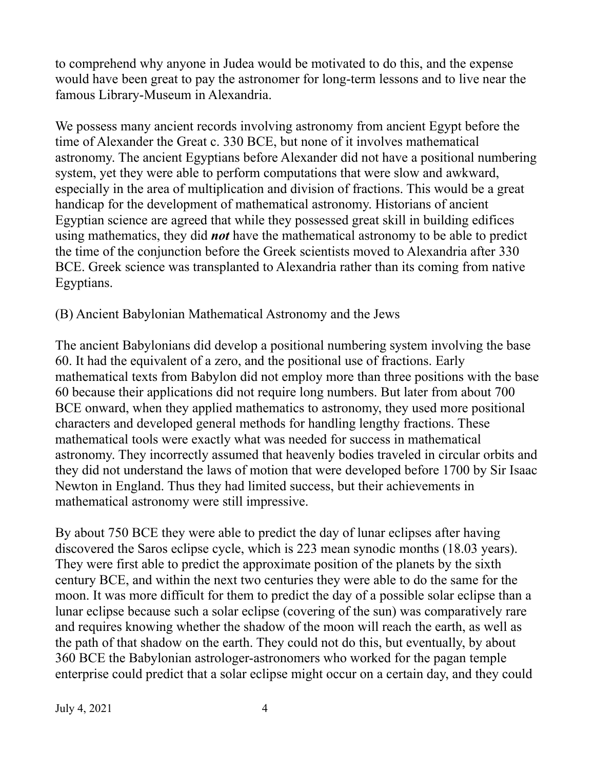to comprehend why anyone in Judea would be motivated to do this, and the expense would have been great to pay the astronomer for long-term lessons and to live near the famous Library-Museum in Alexandria.

We possess many ancient records involving astronomy from ancient Egypt before the time of Alexander the Great c. 330 BCE, but none of it involves mathematical astronomy. The ancient Egyptians before Alexander did not have a positional numbering system, yet they were able to perform computations that were slow and awkward, especially in the area of multiplication and division of fractions. This would be a great handicap for the development of mathematical astronomy. Historians of ancient Egyptian science are agreed that while they possessed great skill in building edifices using mathematics, they did ***not*** have the mathematical astronomy to be able to predict the time of the conjunction before the Greek scientists moved to Alexandria after 330 BCE. Greek science was transplanted to Alexandria rather than its coming from native Egyptians.

(B) Ancient Babylonian Mathematical Astronomy and the Jews

The ancient Babylonians did develop a positional numbering system involving the base 60. It had the equivalent of a zero, and the positional use of fractions. Early mathematical texts from Babylon did not employ more than three positions with the base 60 because their applications did not require long numbers. But later from about 700 BCE onward, when they applied mathematics to astronomy, they used more positional characters and developed general methods for handling lengthy fractions. These mathematical tools were exactly what was needed for success in mathematical astronomy. They incorrectly assumed that heavenly bodies traveled in circular orbits and they did not understand the laws of motion that were developed before 1700 by Sir Isaac Newton in England. Thus they had limited success, but their achievements in mathematical astronomy were still impressive.

By about 750 BCE they were able to predict the day of lunar eclipses after having discovered the Saros eclipse cycle, which is 223 mean synodic months (18.03 years). They were first able to predict the approximate position of the planets by the sixth century BCE, and within the next two centuries they were able to do the same for the moon. It was more difficult for them to predict the day of a possible solar eclipse than a lunar eclipse because such a solar eclipse (covering of the sun) was comparatively rare and requires knowing whether the shadow of the moon will reach the earth, as well as the path of that shadow on the earth. They could not do this, but eventually, by about 360 BCE the Babylonian astrologer-astronomers who worked for the pagan temple enterprise could predict that a solar eclipse might occur on a certain day, and they could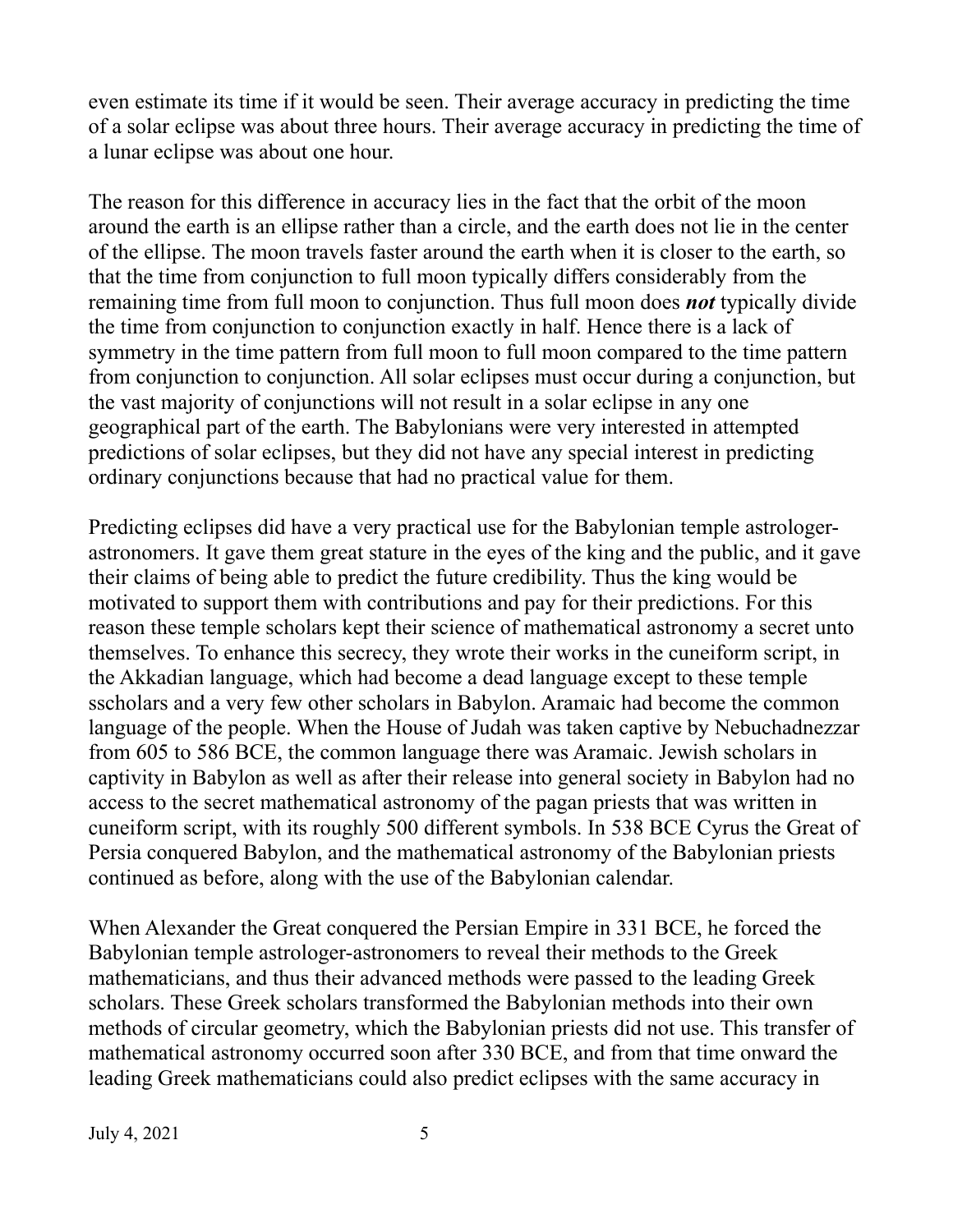even estimate its time if it would be seen. Their average accuracy in predicting the time of a solar eclipse was about three hours. Their average accuracy in predicting the time of a lunar eclipse was about one hour.

The reason for this difference in accuracy lies in the fact that the orbit of the moon around the earth is an ellipse rather than a circle, and the earth does not lie in the center of the ellipse. The moon travels faster around the earth when it is closer to the earth, so that the time from conjunction to full moon typically differs considerably from the remaining time from full moon to conjunction. Thus full moon does ***not*** typically divide the time from conjunction to conjunction exactly in half. Hence there is a lack of symmetry in the time pattern from full moon to full moon compared to the time pattern from conjunction to conjunction. All solar eclipses must occur during a conjunction, but the vast majority of conjunctions will not result in a solar eclipse in any one geographical part of the earth. The Babylonians were very interested in attempted predictions of solar eclipses, but they did not have any special interest in predicting ordinary conjunctions because that had no practical value for them.

Predicting eclipses did have a very practical use for the Babylonian temple astrologer-astronomers. It gave them great stature in the eyes of the king and the public, and it gave their claims of being able to predict the future credibility. Thus the king would be motivated to support them with contributions and pay for their predictions. For this reason these temple scholars kept their science of mathematical astronomy a secret unto themselves. To enhance this secrecy, they wrote their works in the cuneiform script, in the Akkadian language, which had become a dead language except to these temple sscholars and a very few other scholars in Babylon. Aramaic had become the common language of the people. When the House of Judah was taken captive by Nebuchadnezzar from 605 to 586 BCE, the common language there was Aramaic. Jewish scholars in captivity in Babylon as well as after their release into general society in Babylon had no access to the secret mathematical astronomy of the pagan priests that was written in cuneiform script, with its roughly 500 different symbols. In 538 BCE Cyrus the Great of Persia conquered Babylon, and the mathematical astronomy of the Babylonian priests continued as before, along with the use of the Babylonian calendar.

When Alexander the Great conquered the Persian Empire in 331 BCE, he forced the Babylonian temple astrologer-astronomers to reveal their methods to the Greek mathematicians, and thus their advanced methods were passed to the leading Greek scholars. These Greek scholars transformed the Babylonian methods into their own methods of circular geometry, which the Babylonian priests did not use. This transfer of mathematical astronomy occurred soon after 330 BCE, and from that time onward the leading Greek mathematicians could also predict eclipses with the same accuracy in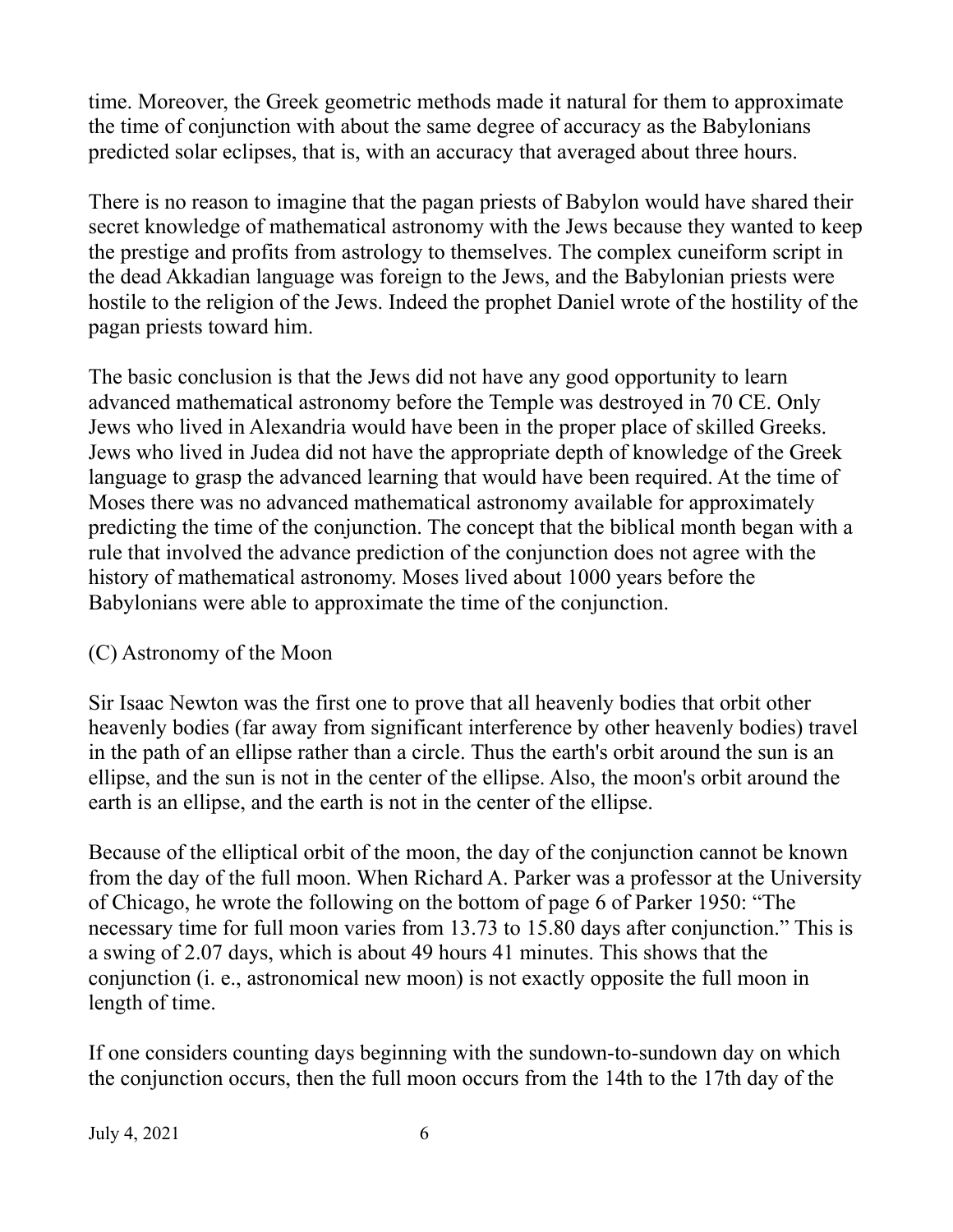time. Moreover, the Greek geometric methods made it natural for them to approximate the time of conjunction with about the same degree of accuracy as the Babylonians predicted solar eclipses, that is, with an accuracy that averaged about three hours.

There is no reason to imagine that the pagan priests of Babylon would have shared their secret knowledge of mathematical astronomy with the Jews because they wanted to keep the prestige and profits from astrology to themselves. The complex cuneiform script in the dead Akkadian language was foreign to the Jews, and the Babylonian priests were hostile to the religion of the Jews. Indeed the prophet Daniel wrote of the hostility of the pagan priests toward him.

The basic conclusion is that the Jews did not have any good opportunity to learn advanced mathematical astronomy before the Temple was destroyed in 70 CE. Only Jews who lived in Alexandria would have been in the proper place of skilled Greeks. Jews who lived in Judea did not have the appropriate depth of knowledge of the Greek language to grasp the advanced learning that would have been required. At the time of Moses there was no advanced mathematical astronomy available for approximately predicting the time of the conjunction. The concept that the biblical month began with a rule that involved the advance prediction of the conjunction does not agree with the history of mathematical astronomy. Moses lived about 1000 years before the Babylonians were able to approximate the time of the conjunction.

## (C) Astronomy of the Moon

Sir Isaac Newton was the first one to prove that all heavenly bodies that orbit other heavenly bodies (far away from significant interference by other heavenly bodies) travel in the path of an ellipse rather than a circle. Thus the earth's orbit around the sun is an ellipse, and the sun is not in the center of the ellipse. Also, the moon's orbit around the earth is an ellipse, and the earth is not in the center of the ellipse.

Because of the elliptical orbit of the moon, the day of the conjunction cannot be known from the day of the full moon. When Richard A. Parker was a professor at the University of Chicago, he wrote the following on the bottom of page 6 of Parker 1950: "The necessary time for full moon varies from 13.73 to 15.80 days after conjunction." This is a swing of 2.07 days, which is about 49 hours 41 minutes. This shows that the conjunction (i. e., astronomical new moon) is not exactly opposite the full moon in length of time.

If one considers counting days beginning with the sundown-to-sundown day on which the conjunction occurs, then the full moon occurs from the 14th to the 17th day of the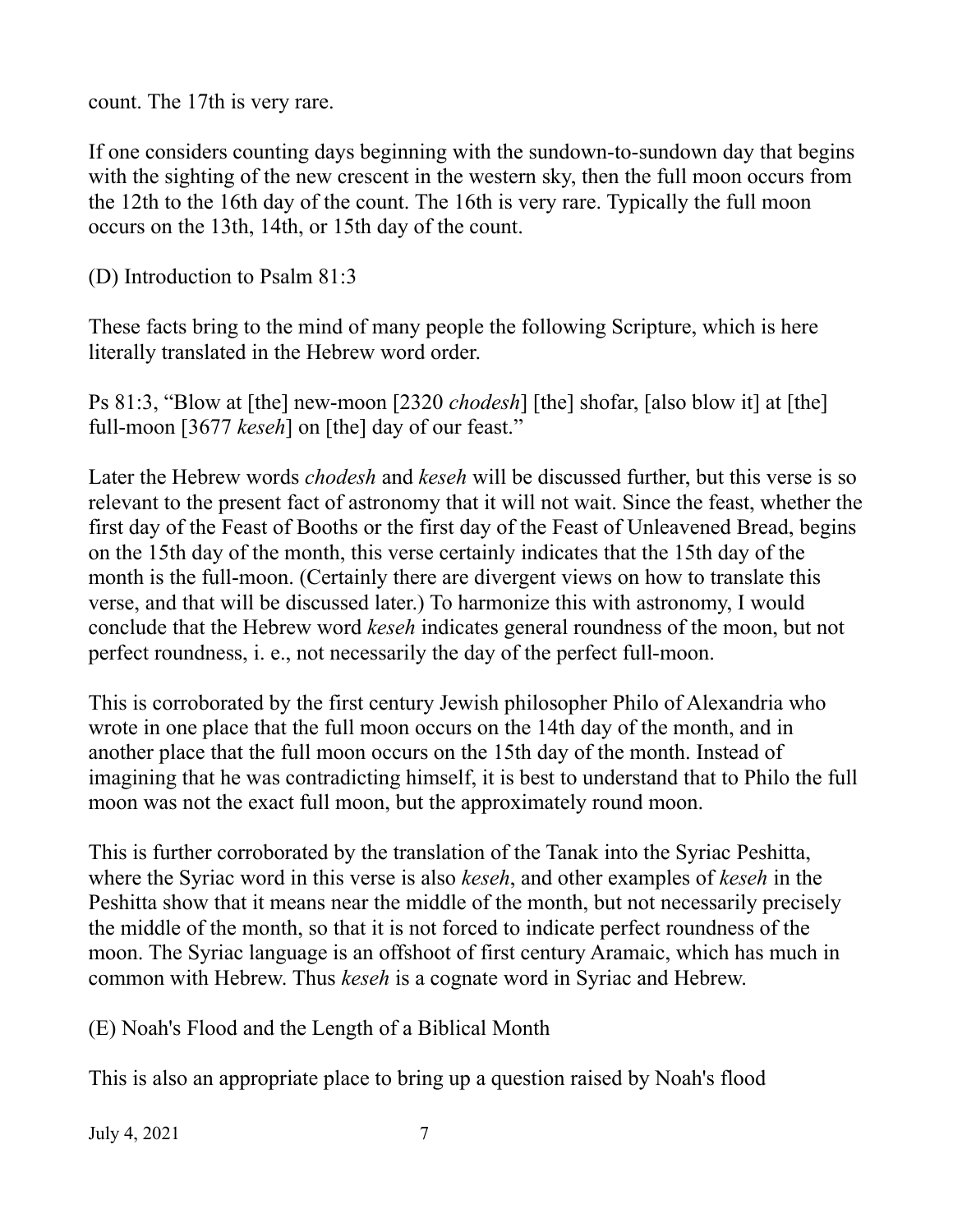count. The 17th is very rare.

If one considers counting days beginning with the sundown-to-sundown day that begins with the sighting of the new crescent in the western sky, then the full moon occurs from the 12th to the 16th day of the count. The 16th is very rare. Typically the full moon occurs on the 13th, 14th, or 15th day of the count.

(D) Introduction to Psalm 81:3

These facts bring to the mind of many people the following Scripture, which is here literally translated in the Hebrew word order.

Ps 81:3, "Blow at [the] new-moon [2320 *chodesh*] [the] shofar, [also blow it] at [the] full-moon [3677 *keseh*] on [the] day of our feast."

Later the Hebrew words *chodesh* and *keseh* will be discussed further, but this verse is so relevant to the present fact of astronomy that it will not wait. Since the feast, whether the first day of the Feast of Booths or the first day of the Feast of Unleavened Bread, begins on the 15th day of the month, this verse certainly indicates that the 15th day of the month is the full-moon. (Certainly there are divergent views on how to translate this verse, and that will be discussed later.) To harmonize this with astronomy, I would conclude that the Hebrew word *keseh* indicates general roundness of the moon, but not perfect roundness, i. e., not necessarily the day of the perfect full-moon.

This is corroborated by the first century Jewish philosopher Philo of Alexandria who wrote in one place that the full moon occurs on the 14th day of the month, and in another place that the full moon occurs on the 15th day of the month. Instead of imagining that he was contradicting himself, it is best to understand that to Philo the full moon was not the exact full moon, but the approximately round moon.

This is further corroborated by the translation of the Tanak into the Syriac Peshitta, where the Syriac word in this verse is also *keseh*, and other examples of *keseh* in the Peshitta show that it means near the middle of the month, but not necessarily precisely the middle of the month, so that it is not forced to indicate perfect roundness of the moon. The Syriac language is an offshoot of first century Aramaic, which has much in common with Hebrew. Thus *keseh* is a cognate word in Syriac and Hebrew.

(E) Noah's Flood and the Length of a Biblical Month

This is also an appropriate place to bring up a question raised by Noah's flood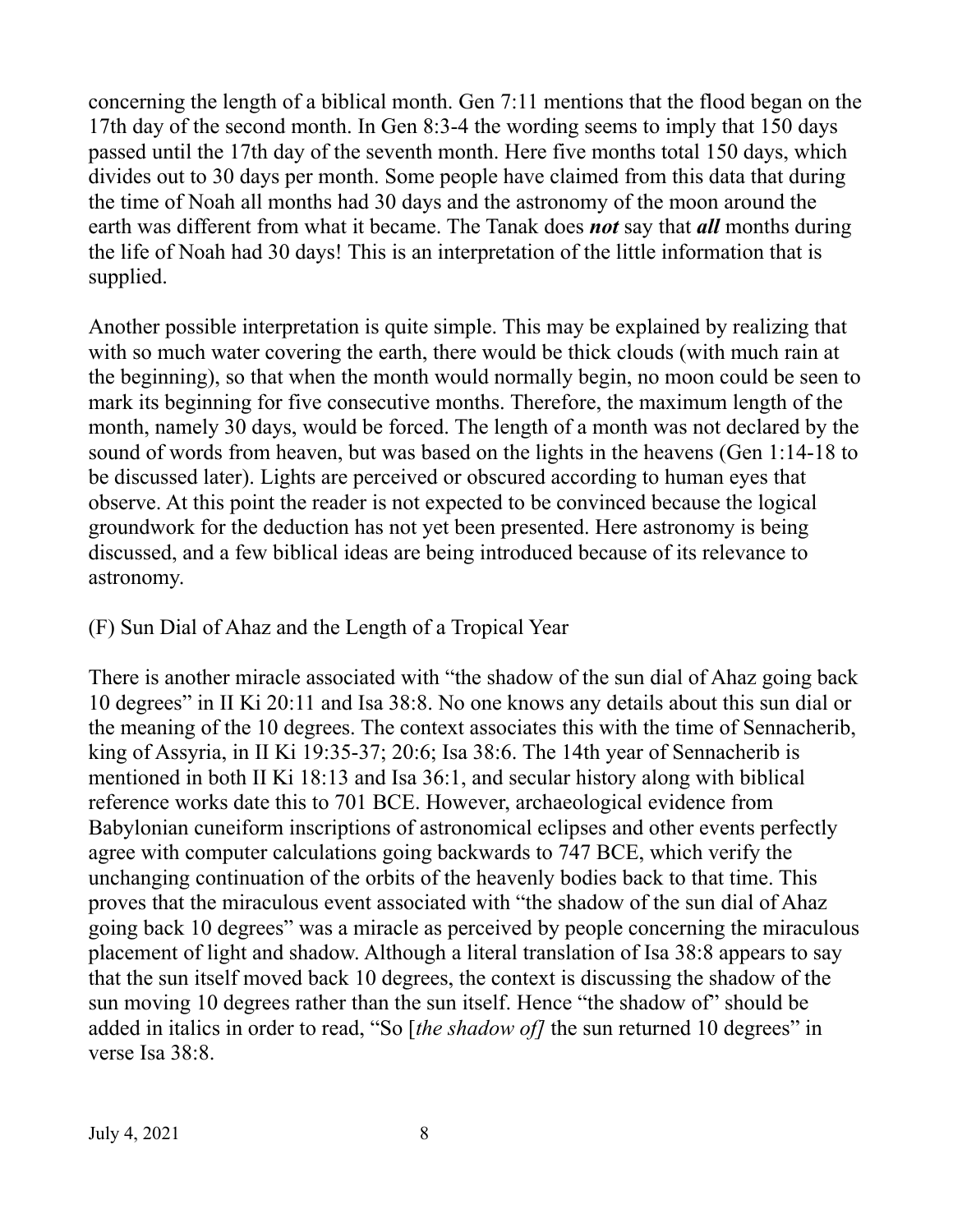concerning the length of a biblical month. Gen 7:11 mentions that the flood began on the 17th day of the second month. In Gen 8:3-4 the wording seems to imply that 150 days passed until the 17th day of the seventh month. Here five months total 150 days, which divides out to 30 days per month. Some people have claimed from this data that during the time of Noah all months had 30 days and the astronomy of the moon around the earth was different from what it became. The Tanak does ***not*** say that ***all*** months during the life of Noah had 30 days! This is an interpretation of the little information that is supplied.

Another possible interpretation is quite simple. This may be explained by realizing that with so much water covering the earth, there would be thick clouds (with much rain at the beginning), so that when the month would normally begin, no moon could be seen to mark its beginning for five consecutive months. Therefore, the maximum length of the month, namely 30 days, would be forced. The length of a month was not declared by the sound of words from heaven, but was based on the lights in the heavens (Gen 1:14-18 to be discussed later). Lights are perceived or obscured according to human eyes that observe. At this point the reader is not expected to be convinced because the logical groundwork for the deduction has not yet been presented. Here astronomy is being discussed, and a few biblical ideas are being introduced because of its relevance to astronomy.

## (F) Sun Dial of Ahaz and the Length of a Tropical Year

There is another miracle associated with "the shadow of the sun dial of Ahaz going back 10 degrees" in II Ki 20:11 and Isa 38:8. No one knows any details about this sun dial or the meaning of the 10 degrees. The context associates this with the time of Sennacherib, king of Assyria, in II Ki 19:35-37; 20:6; Isa 38:6. The 14th year of Sennacherib is mentioned in both II Ki 18:13 and Isa 36:1, and secular history along with biblical reference works date this to 701 BCE. However, archaeological evidence from Babylonian cuneiform inscriptions of astronomical eclipses and other events perfectly agree with computer calculations going backwards to 747 BCE, which verify the unchanging continuation of the orbits of the heavenly bodies back to that time. This proves that the miraculous event associated with "the shadow of the sun dial of Ahaz going back 10 degrees" was a miracle as perceived by people concerning the miraculous placement of light and shadow. Although a literal translation of Isa 38:8 appears to say that the sun itself moved back 10 degrees, the context is discussing the shadow of the sun moving 10 degrees rather than the sun itself. Hence "the shadow of" should be added in italics in order to read, "So [*the shadow of]* the sun returned 10 degrees" in verse Isa 38:8.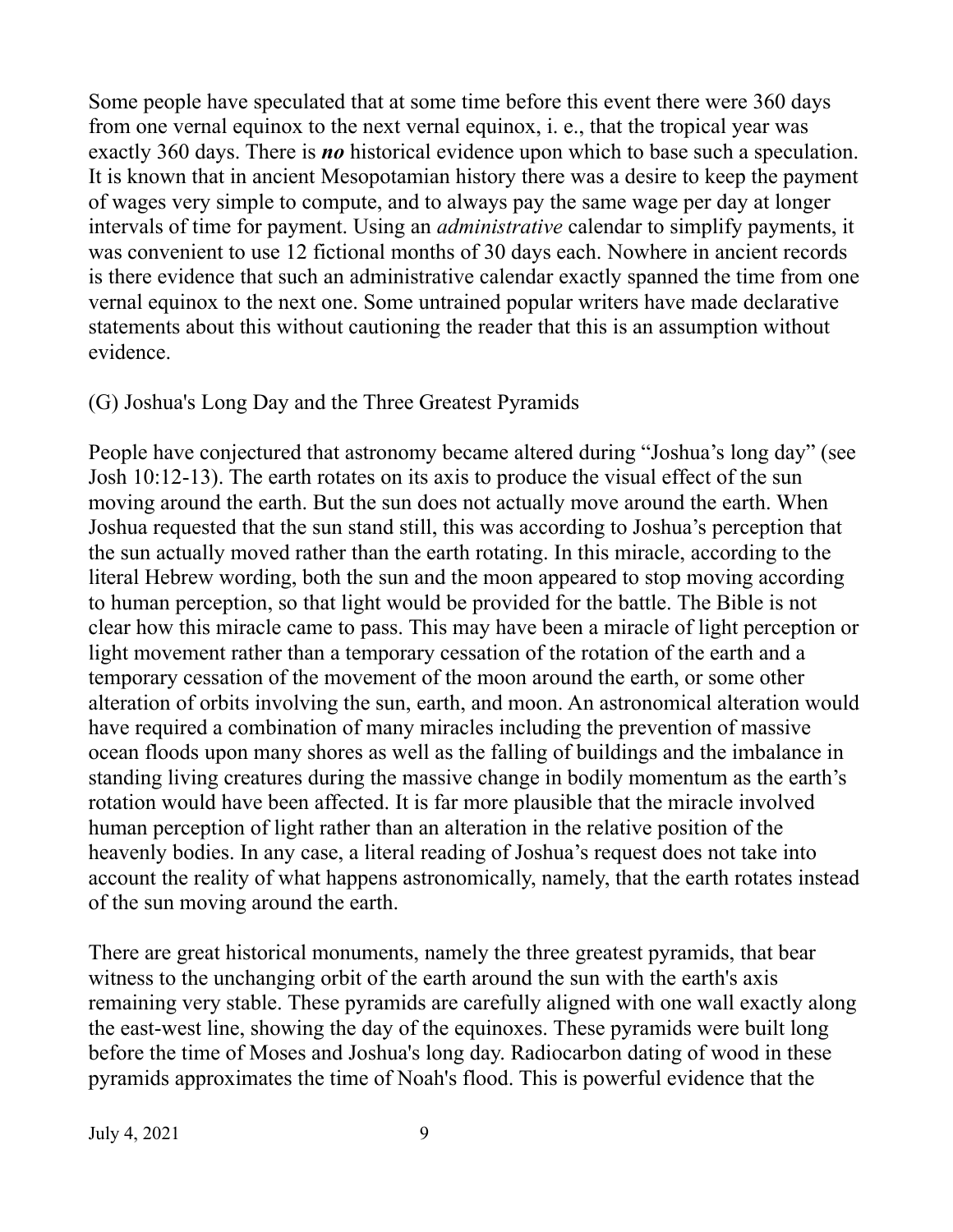Some people have speculated that at some time before this event there were 360 days from one vernal equinox to the next vernal equinox, i. e., that the tropical year was exactly 360 days. There is ***no*** historical evidence upon which to base such a speculation. It is known that in ancient Mesopotamian history there was a desire to keep the payment of wages very simple to compute, and to always pay the same wage per day at longer intervals of time for payment. Using an *administrative* calendar to simplify payments, it was convenient to use 12 fictional months of 30 days each. Nowhere in ancient records is there evidence that such an administrative calendar exactly spanned the time from one vernal equinox to the next one. Some untrained popular writers have made declarative statements about this without cautioning the reader that this is an assumption without evidence.

## (G) Joshua's Long Day and the Three Greatest Pyramids

People have conjectured that astronomy became altered during "Joshua's long day" (see Josh 10:12-13). The earth rotates on its axis to produce the visual effect of the sun moving around the earth. But the sun does not actually move around the earth. When Joshua requested that the sun stand still, this was according to Joshua's perception that the sun actually moved rather than the earth rotating. In this miracle, according to the literal Hebrew wording, both the sun and the moon appeared to stop moving according to human perception, so that light would be provided for the battle. The Bible is not clear how this miracle came to pass. This may have been a miracle of light perception or light movement rather than a temporary cessation of the rotation of the earth and a temporary cessation of the movement of the moon around the earth, or some other alteration of orbits involving the sun, earth, and moon. An astronomical alteration would have required a combination of many miracles including the prevention of massive ocean floods upon many shores as well as the falling of buildings and the imbalance in standing living creatures during the massive change in bodily momentum as the earth's rotation would have been affected. It is far more plausible that the miracle involved human perception of light rather than an alteration in the relative position of the heavenly bodies. In any case, a literal reading of Joshua's request does not take into account the reality of what happens astronomically, namely, that the earth rotates instead of the sun moving around the earth.

There are great historical monuments, namely the three greatest pyramids, that bear witness to the unchanging orbit of the earth around the sun with the earth's axis remaining very stable. These pyramids are carefully aligned with one wall exactly along the east-west line, showing the day of the equinoxes. These pyramids were built long before the time of Moses and Joshua's long day. Radiocarbon dating of wood in these pyramids approximates the time of Noah's flood. This is powerful evidence that the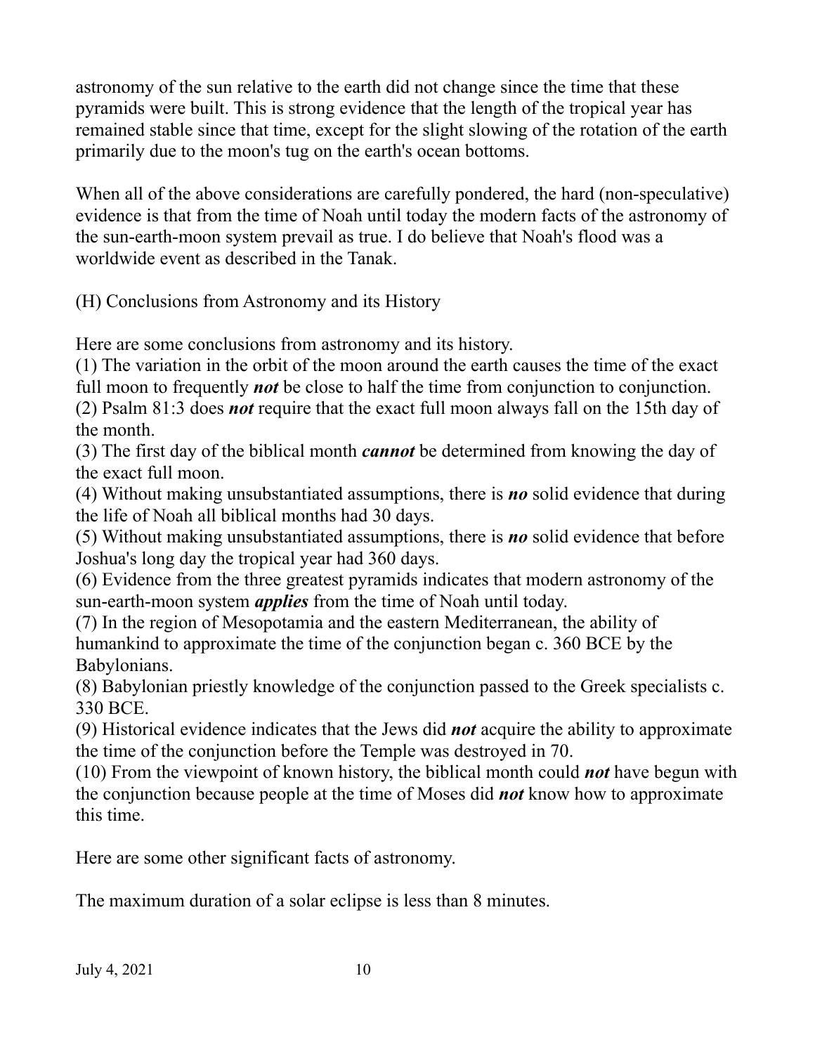astronomy of the sun relative to the earth did not change since the time that these pyramids were built. This is strong evidence that the length of the tropical year has remained stable since that time, except for the slight slowing of the rotation of the earth primarily due to the moon's tug on the earth's ocean bottoms.

When all of the above considerations are carefully pondered, the hard (non-speculative) evidence is that from the time of Noah until today the modern facts of the astronomy of the sun-earth-moon system prevail as true. I do believe that Noah's flood was a worldwide event as described in the Tanak.

## (H) Conclusions from Astronomy and its History

Here are some conclusions from astronomy and its history.

(1) The variation in the orbit of the moon around the earth causes the time of the exact full moon to frequently ***not*** be close to half the time from conjunction to conjunction.

(2) Psalm 81:3 does ***not*** require that the exact full moon always fall on the 15th day of the month.

(3) The first day of the biblical month ***cannot*** be determined from knowing the day of the exact full moon.

(4) Without making unsubstantiated assumptions, there is ***no*** solid evidence that during the life of Noah all biblical months had 30 days.

(5) Without making unsubstantiated assumptions, there is ***no*** solid evidence that before Joshua's long day the tropical year had 360 days.

(6) Evidence from the three greatest pyramids indicates that modern astronomy of the sun-earth-moon system ***applies*** from the time of Noah until today.

(7) In the region of Mesopotamia and the eastern Mediterranean, the ability of humankind to approximate the time of the conjunction began c. 360 BCE by the Babylonians.

(8) Babylonian priestly knowledge of the conjunction passed to the Greek specialists c. 330 BCE.

(9) Historical evidence indicates that the Jews did ***not*** acquire the ability to approximate the time of the conjunction before the Temple was destroyed in 70.

(10) From the viewpoint of known history, the biblical month could ***not*** have begun with the conjunction because people at the time of Moses did ***not*** know how to approximate this time.

Here are some other significant facts of astronomy.

The maximum duration of a solar eclipse is less than 8 minutes.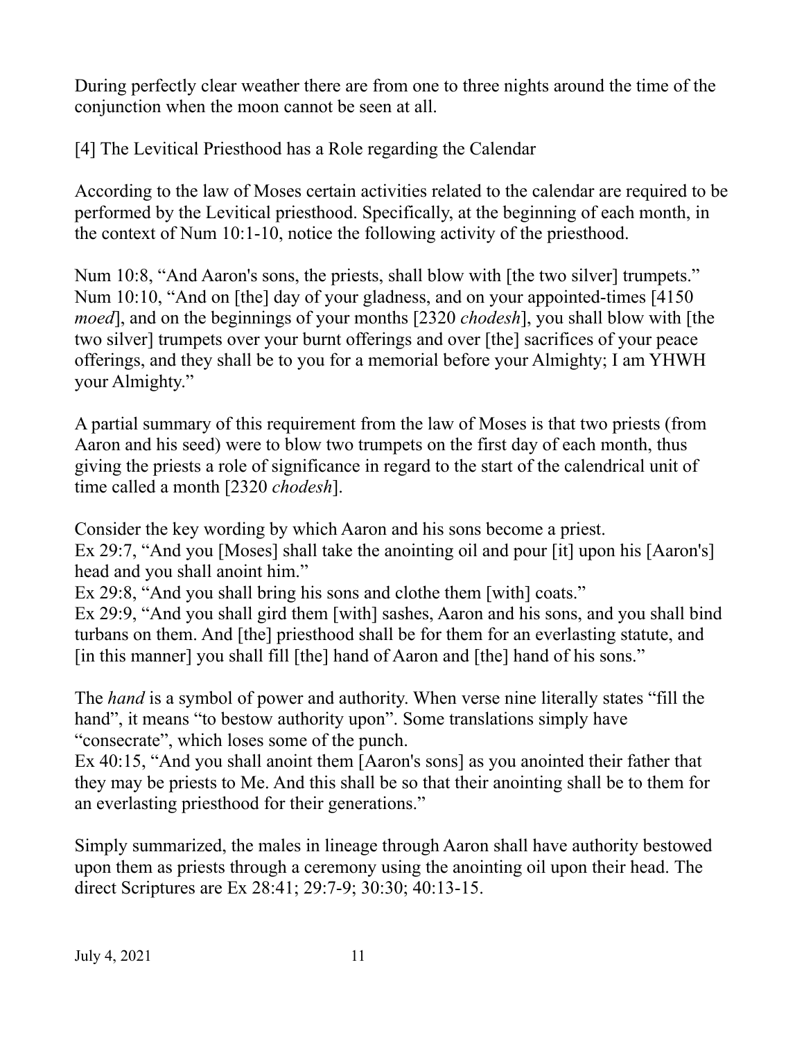During perfectly clear weather there are from one to three nights around the time of the conjunction when the moon cannot be seen at all.

## [4] The Levitical Priesthood has a Role regarding the Calendar

According to the law of Moses certain activities related to the calendar are required to be performed by the Levitical priesthood. Specifically, at the beginning of each month, in the context of Num 10:1-10, notice the following activity of the priesthood.

Num 10:8, "And Aaron's sons, the priests, shall blow with [the two silver] trumpets."
Num 10:10, "And on [the] day of your gladness, and on your appointed-times [4150 *moed*], and on the beginnings of your months [2320 *chodesh*], you shall blow with [the two silver] trumpets over your burnt offerings and over [the] sacrifices of your peace offerings, and they shall be to you for a memorial before your Almighty; I am YHWH your Almighty."

A partial summary of this requirement from the law of Moses is that two priests (from Aaron and his seed) were to blow two trumpets on the first day of each month, thus giving the priests a role of significance in regard to the start of the calendrical unit of time called a month [2320 *chodesh*].

Consider the key wording by which Aaron and his sons become a priest.
Ex 29:7, "And you [Moses] shall take the anointing oil and pour [it] upon his [Aaron's] head and you shall anoint him."
Ex 29:8, "And you shall bring his sons and clothe them [with] coats."
Ex 29:9, "And you shall gird them [with] sashes, Aaron and his sons, and you shall bind turbans on them. And [the] priesthood shall be for them for an everlasting statute, and [in this manner] you shall fill [the] hand of Aaron and [the] hand of his sons."

The *hand* is a symbol of power and authority. When verse nine literally states "fill the hand", it means "to bestow authority upon". Some translations simply have "consecrate", which loses some of the punch.
Ex 40:15, "And you shall anoint them [Aaron's sons] as you anointed their father that they may be priests to Me. And this shall be so that their anointing shall be to them for an everlasting priesthood for their generations."

Simply summarized, the males in lineage through Aaron shall have authority bestowed upon them as priests through a ceremony using the anointing oil upon their head. The direct Scriptures are Ex 28:41; 29:7-9; 30:30; 40:13-15.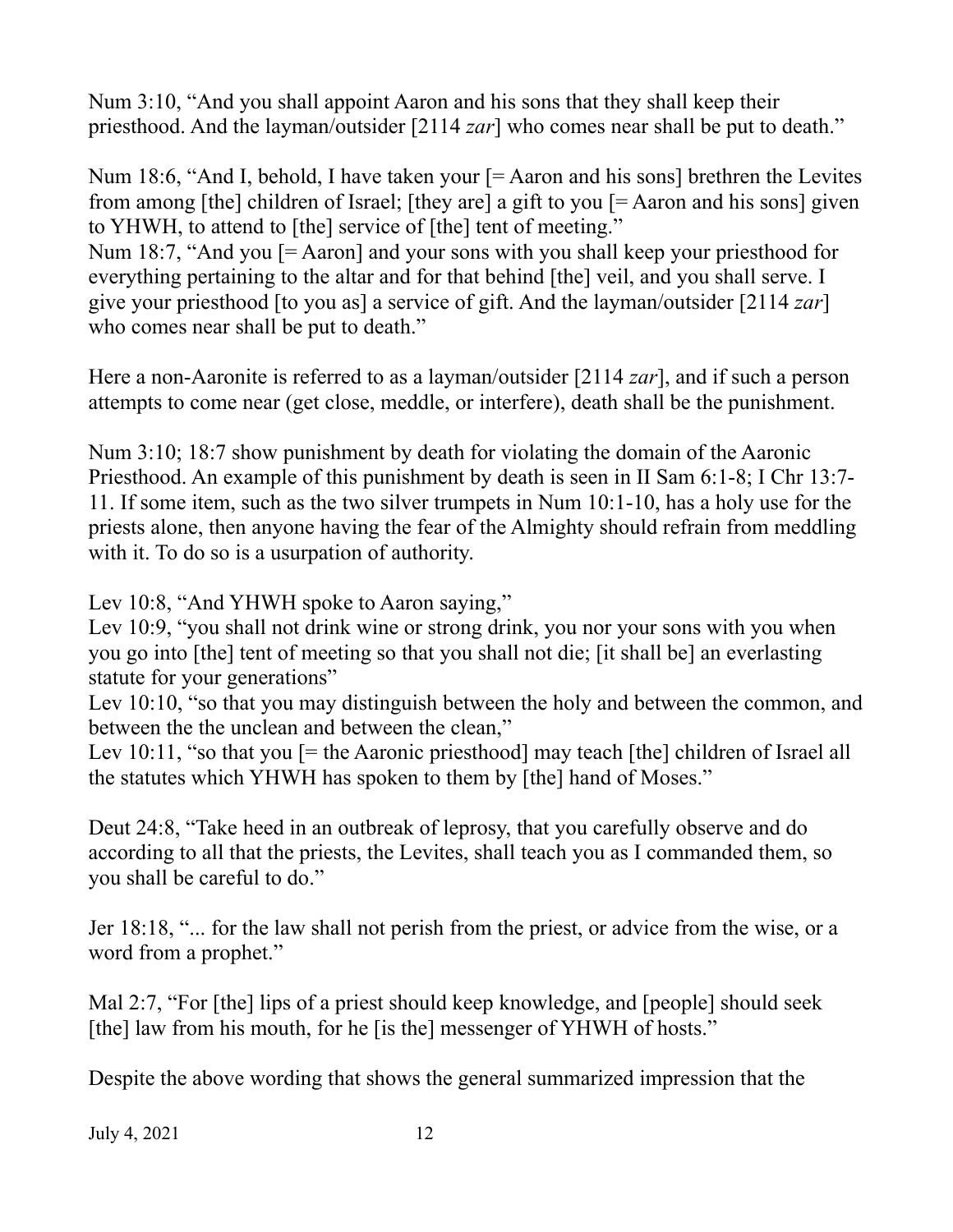Num 3:10, "And you shall appoint Aaron and his sons that they shall keep their priesthood. And the layman/outsider [2114 *zar*] who comes near shall be put to death."

Num 18:6, "And I, behold, I have taken your [= Aaron and his sons] brethren the Levites from among [the] children of Israel; [they are] a gift to you [= Aaron and his sons] given to YHWH, to attend to [the] service of [the] tent of meeting."
Num 18:7, "And you [= Aaron] and your sons with you shall keep your priesthood for everything pertaining to the altar and for that behind [the] veil, and you shall serve. I give your priesthood [to you as] a service of gift. And the layman/outsider [2114 *zar*] who comes near shall be put to death."

Here a non-Aaronite is referred to as a layman/outsider [2114 *zar*], and if such a person attempts to come near (get close, meddle, or interfere), death shall be the punishment.

Num 3:10; 18:7 show punishment by death for violating the domain of the Aaronic Priesthood. An example of this punishment by death is seen in II Sam 6:1-8; I Chr 13:7-11. If some item, such as the two silver trumpets in Num 10:1-10, has a holy use for the priests alone, then anyone having the fear of the Almighty should refrain from meddling with it. To do so is a usurpation of authority.

Lev 10:8, "And YHWH spoke to Aaron saying,"
Lev 10:9, "you shall not drink wine or strong drink, you nor your sons with you when you go into [the] tent of meeting so that you shall not die; [it shall be] an everlasting statute for your generations"
Lev 10:10, "so that you may distinguish between the holy and between the common, and between the the unclean and between the clean,"
Lev 10:11, "so that you [= the Aaronic priesthood] may teach [the] children of Israel all the statutes which YHWH has spoken to them by [the] hand of Moses."

Deut 24:8, "Take heed in an outbreak of leprosy, that you carefully observe and do according to all that the priests, the Levites, shall teach you as I commanded them, so you shall be careful to do."

Jer 18:18, "... for the law shall not perish from the priest, or advice from the wise, or a word from a prophet."

Mal 2:7, "For [the] lips of a priest should keep knowledge, and [people] should seek [the] law from his mouth, for he [is the] messenger of YHWH of hosts."

Despite the above wording that shows the general summarized impression that the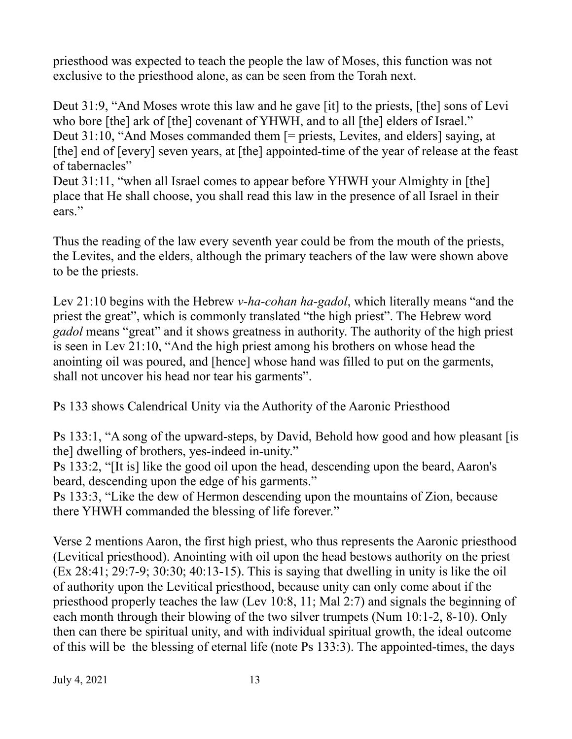priesthood was expected to teach the people the law of Moses, this function was not exclusive to the priesthood alone, as can be seen from the Torah next.

Deut 31:9, "And Moses wrote this law and he gave [it] to the priests, [the] sons of Levi who bore [the] ark of [the] covenant of YHWH, and to all [the] elders of Israel."
Deut 31:10, "And Moses commanded them [= priests, Levites, and elders] saying, at [the] end of [every] seven years, at [the] appointed-time of the year of release at the feast of tabernacles"
Deut 31:11, "when all Israel comes to appear before YHWH your Almighty in [the] place that He shall choose, you shall read this law in the presence of all Israel in their ears."

Thus the reading of the law every seventh year could be from the mouth of the priests, the Levites, and the elders, although the primary teachers of the law were shown above to be the priests.

Lev 21:10 begins with the Hebrew *v-ha-cohan ha-gadol*, which literally means "and the priest the great", which is commonly translated "the high priest". The Hebrew word *gadol* means "great" and it shows greatness in authority. The authority of the high priest is seen in Lev 21:10, "And the high priest among his brothers on whose head the anointing oil was poured, and [hence] whose hand was filled to put on the garments, shall not uncover his head nor tear his garments".

Ps 133 shows Calendrical Unity via the Authority of the Aaronic Priesthood

Ps 133:1, "A song of the upward-steps, by David, Behold how good and how pleasant [is the] dwelling of brothers, yes-indeed in-unity."
Ps 133:2, "[It is] like the good oil upon the head, descending upon the beard, Aaron's beard, descending upon the edge of his garments."
Ps 133:3, "Like the dew of Hermon descending upon the mountains of Zion, because there YHWH commanded the blessing of life forever."

Verse 2 mentions Aaron, the first high priest, who thus represents the Aaronic priesthood (Levitical priesthood). Anointing with oil upon the head bestows authority on the priest (Ex 28:41; 29:7-9; 30:30; 40:13-15). This is saying that dwelling in unity is like the oil of authority upon the Levitical priesthood, because unity can only come about if the priesthood properly teaches the law (Lev 10:8, 11; Mal 2:7) and signals the beginning of each month through their blowing of the two silver trumpets (Num 10:1-2, 8-10). Only then can there be spiritual unity, and with individual spiritual growth, the ideal outcome of this will be the blessing of eternal life (note Ps 133:3). The appointed-times, the days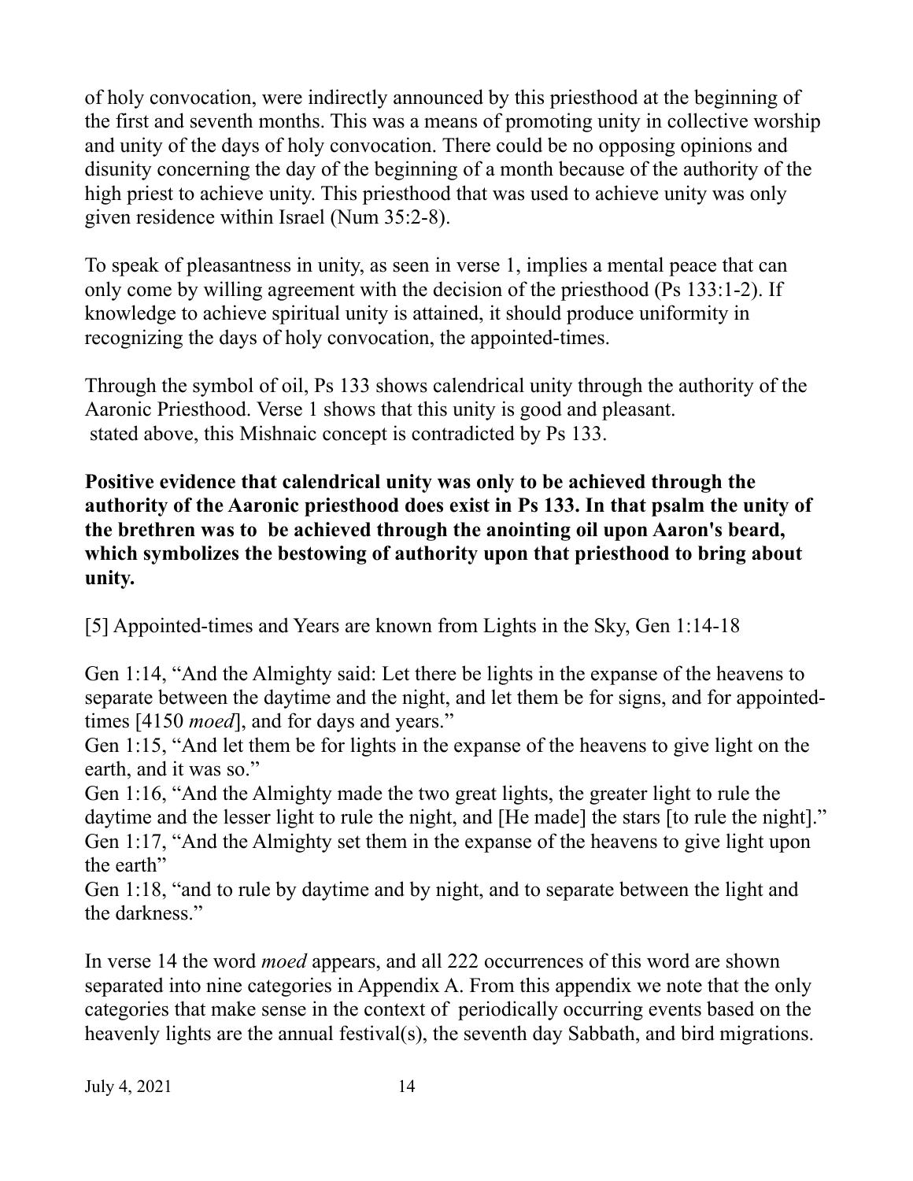of holy convocation, were indirectly announced by this priesthood at the beginning of the first and seventh months. This was a means of promoting unity in collective worship and unity of the days of holy convocation. There could be no opposing opinions and disunity concerning the day of the beginning of a month because of the authority of the high priest to achieve unity. This priesthood that was used to achieve unity was only given residence within Israel (Num 35:2-8).

To speak of pleasantness in unity, as seen in verse 1, implies a mental peace that can only come by willing agreement with the decision of the priesthood (Ps 133:1-2). If knowledge to achieve spiritual unity is attained, it should produce uniformity in recognizing the days of holy convocation, the appointed-times.

Through the symbol of oil, Ps 133 shows calendrical unity through the authority of the Aaronic Priesthood. Verse 1 shows that this unity is good and pleasant. stated above, this Mishnaic concept is contradicted by Ps 133.

**Positive evidence that calendrical unity was only to be achieved through the authority of the Aaronic priesthood does exist in Ps 133. In that psalm the unity of the brethren was to be achieved through the anointing oil upon Aaron's beard, which symbolizes the bestowing of authority upon that priesthood to bring about unity.**

[5] Appointed-times and Years are known from Lights in the Sky, Gen 1:14-18

Gen 1:14, "And the Almighty said: Let there be lights in the expanse of the heavens to separate between the daytime and the night, and let them be for signs, and for appointed-times [4150 *moed*], and for days and years."
Gen 1:15, "And let them be for lights in the expanse of the heavens to give light on the earth, and it was so."
Gen 1:16, "And the Almighty made the two great lights, the greater light to rule the daytime and the lesser light to rule the night, and [He made] the stars [to rule the night]."
Gen 1:17, "And the Almighty set them in the expanse of the heavens to give light upon the earth"
Gen 1:18, "and to rule by daytime and by night, and to separate between the light and the darkness."

In verse 14 the word *moed* appears, and all 222 occurrences of this word are shown separated into nine categories in Appendix A. From this appendix we note that the only categories that make sense in the context of periodically occurring events based on the heavenly lights are the annual festival(s), the seventh day Sabbath, and bird migrations.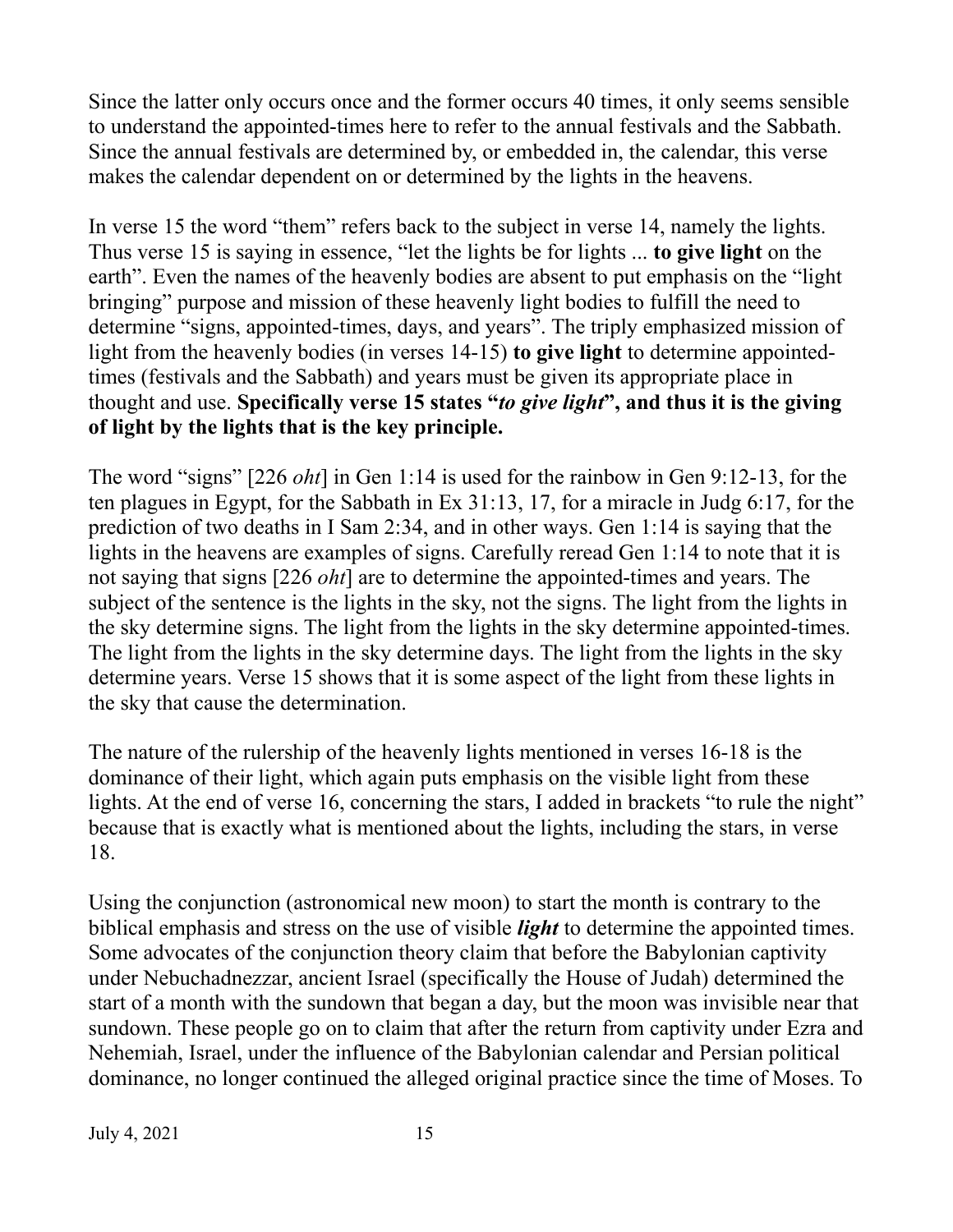Since the latter only occurs once and the former occurs 40 times, it only seems sensible to understand the appointed-times here to refer to the annual festivals and the Sabbath. Since the annual festivals are determined by, or embedded in, the calendar, this verse makes the calendar dependent on or determined by the lights in the heavens.

In verse 15 the word "them" refers back to the subject in verse 14, namely the lights. Thus verse 15 is saying in essence, "let the lights be for lights ... **to give light** on the earth". Even the names of the heavenly bodies are absent to put emphasis on the "light bringing" purpose and mission of these heavenly light bodies to fulfill the need to determine "signs, appointed-times, days, and years". The triply emphasized mission of light from the heavenly bodies (in verses 14-15) **to give light** to determine appointed-times (festivals and the Sabbath) and years must be given its appropriate place in thought and use. **Specifically verse 15 states "*to give light*", and thus it is the giving of light by the lights that is the key principle.**

The word "signs" [226 *oht*] in Gen 1:14 is used for the rainbow in Gen 9:12-13, for the ten plagues in Egypt, for the Sabbath in Ex 31:13, 17, for a miracle in Judg 6:17, for the prediction of two deaths in I Sam 2:34, and in other ways. Gen 1:14 is saying that the lights in the heavens are examples of signs. Carefully reread Gen 1:14 to note that it is not saying that signs [226 *oht*] are to determine the appointed-times and years. The subject of the sentence is the lights in the sky, not the signs. The light from the lights in the sky determine signs. The light from the lights in the sky determine appointed-times. The light from the lights in the sky determine days. The light from the lights in the sky determine years. Verse 15 shows that it is some aspect of the light from these lights in the sky that cause the determination.

The nature of the rulership of the heavenly lights mentioned in verses 16-18 is the dominance of their light, which again puts emphasis on the visible light from these lights. At the end of verse 16, concerning the stars, I added in brackets "to rule the night" because that is exactly what is mentioned about the lights, including the stars, in verse 18.

Using the conjunction (astronomical new moon) to start the month is contrary to the biblical emphasis and stress on the use of visible ***light*** to determine the appointed times. Some advocates of the conjunction theory claim that before the Babylonian captivity under Nebuchadnezzar, ancient Israel (specifically the House of Judah) determined the start of a month with the sundown that began a day, but the moon was invisible near that sundown. These people go on to claim that after the return from captivity under Ezra and Nehemiah, Israel, under the influence of the Babylonian calendar and Persian political dominance, no longer continued the alleged original practice since the time of Moses. To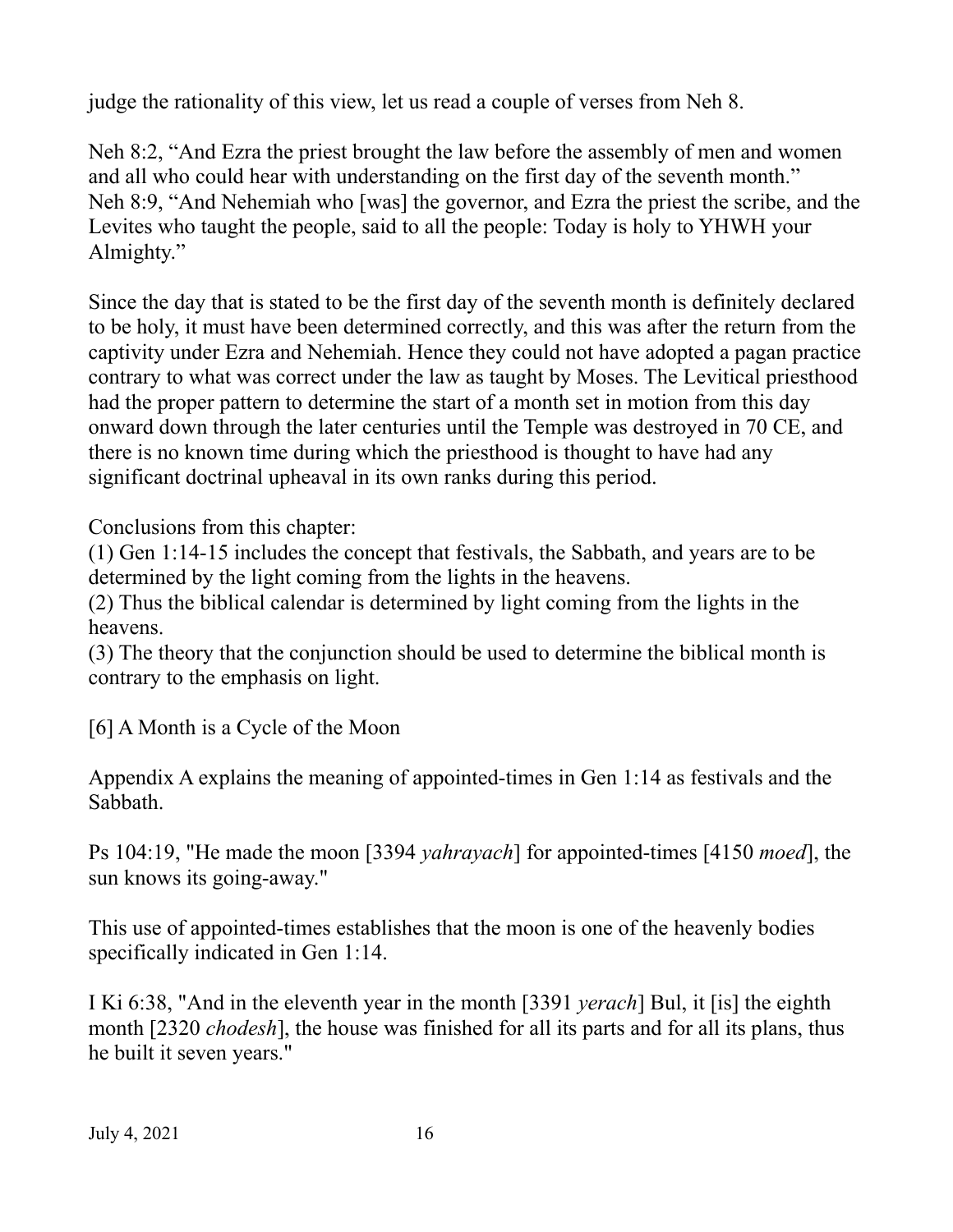judge the rationality of this view, let us read a couple of verses from Neh 8.

Neh 8:2, “And Ezra the priest brought the law before the assembly of men and women and all who could hear with understanding on the first day of the seventh month.”
Neh 8:9, “And Nehemiah who [was] the governor, and Ezra the priest the scribe, and the Levites who taught the people, said to all the people: Today is holy to YHWH your Almighty.”

Since the day that is stated to be the first day of the seventh month is definitely declared to be holy, it must have been determined correctly, and this was after the return from the captivity under Ezra and Nehemiah. Hence they could not have adopted a pagan practice contrary to what was correct under the law as taught by Moses. The Levitical priesthood had the proper pattern to determine the start of a month set in motion from this day onward down through the later centuries until the Temple was destroyed in 70 CE, and there is no known time during which the priesthood is thought to have had any significant doctrinal upheaval in its own ranks during this period.

Conclusions from this chapter:
(1) Gen 1:14-15 includes the concept that festivals, the Sabbath, and years are to be determined by the light coming from the lights in the heavens.
(2) Thus the biblical calendar is determined by light coming from the lights in the heavens.
(3) The theory that the conjunction should be used to determine the biblical month is contrary to the emphasis on light.

## [6] A Month is a Cycle of the Moon

Appendix A explains the meaning of appointed-times in Gen 1:14 as festivals and the Sabbath.

Ps 104:19, "He made the moon [3394 *yahrayach*] for appointed-times [4150 *moed*], the sun knows its going-away."

This use of appointed-times establishes that the moon is one of the heavenly bodies specifically indicated in Gen 1:14.

I Ki 6:38, "And in the eleventh year in the month [3391 *yerach*] Bul, it [is] the eighth month [2320 *chodesh*], the house was finished for all its parts and for all its plans, thus he built it seven years."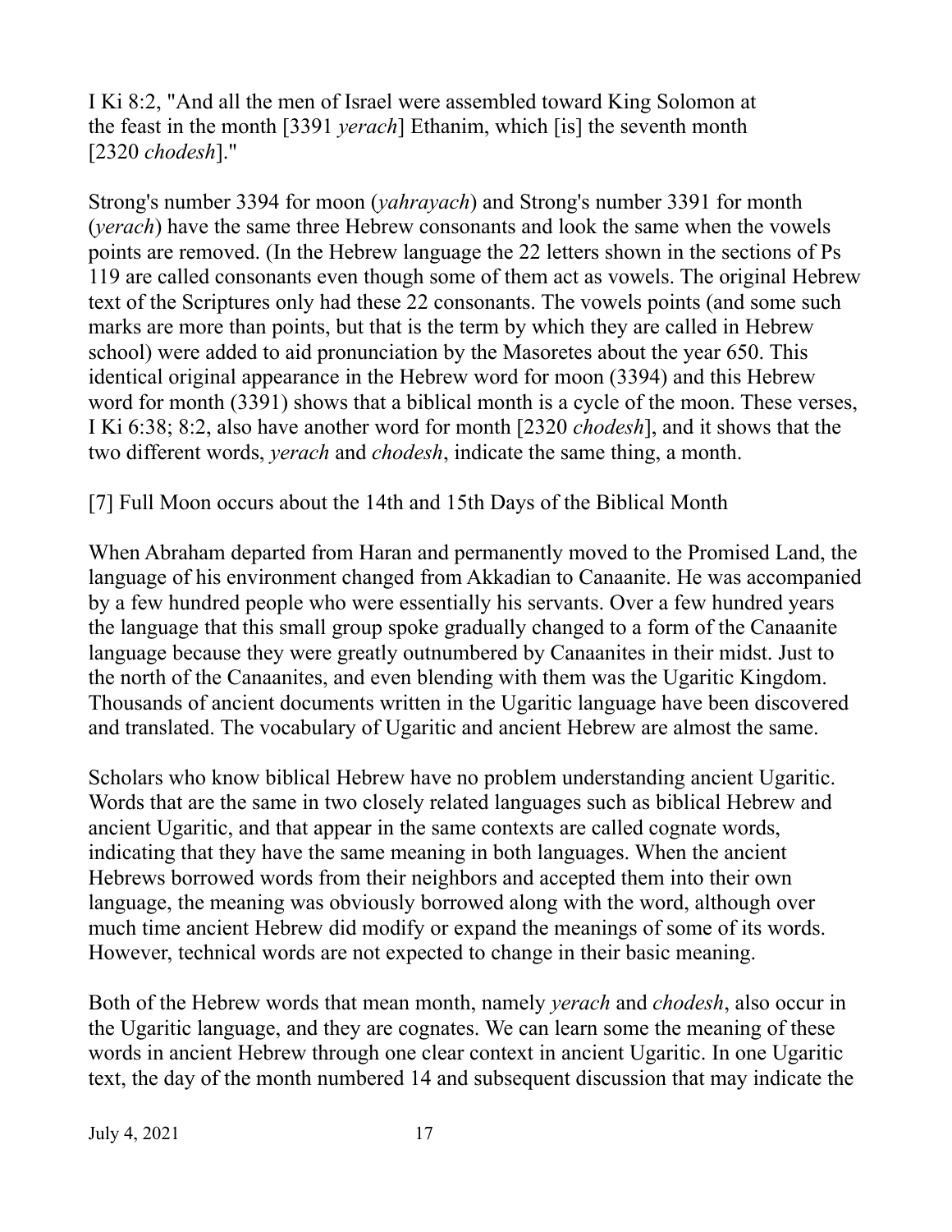I Ki 8:2, "And all the men of Israel were assembled toward King Solomon at the feast in the month [3391 *yerach*] Ethanim, which [is] the seventh month [2320 *chodesh*]."

Strong's number 3394 for moon (*yahrayach*) and Strong's number 3391 for month (*yerach*) have the same three Hebrew consonants and look the same when the vowels points are removed. (In the Hebrew language the 22 letters shown in the sections of Ps 119 are called consonants even though some of them act as vowels. The original Hebrew text of the Scriptures only had these 22 consonants. The vowels points (and some such marks are more than points, but that is the term by which they are called in Hebrew school) were added to aid pronunciation by the Masoretes about the year 650. This identical original appearance in the Hebrew word for moon (3394) and this Hebrew word for month (3391) shows that a biblical month is a cycle of the moon. These verses, I Ki 6:38; 8:2, also have another word for month [2320 *chodesh*], and it shows that the two different words, *yerach* and *chodesh*, indicate the same thing, a month.

[7] Full Moon occurs about the 14th and 15th Days of the Biblical Month

When Abraham departed from Haran and permanently moved to the Promised Land, the language of his environment changed from Akkadian to Canaanite. He was accompanied by a few hundred people who were essentially his servants. Over a few hundred years the language that this small group spoke gradually changed to a form of the Canaanite language because they were greatly outnumbered by Canaanites in their midst. Just to the north of the Canaanites, and even blending with them was the Ugaritic Kingdom. Thousands of ancient documents written in the Ugaritic language have been discovered and translated. The vocabulary of Ugaritic and ancient Hebrew are almost the same.

Scholars who know biblical Hebrew have no problem understanding ancient Ugaritic. Words that are the same in two closely related languages such as biblical Hebrew and ancient Ugaritic, and that appear in the same contexts are called cognate words, indicating that they have the same meaning in both languages. When the ancient Hebrews borrowed words from their neighbors and accepted them into their own language, the meaning was obviously borrowed along with the word, although over much time ancient Hebrew did modify or expand the meanings of some of its words. However, technical words are not expected to change in their basic meaning.

Both of the Hebrew words that mean month, namely *yerach* and *chodesh*, also occur in the Ugaritic language, and they are cognates. We can learn some the meaning of these words in ancient Hebrew through one clear context in ancient Ugaritic. In one Ugaritic text, the day of the month numbered 14 and subsequent discussion that may indicate the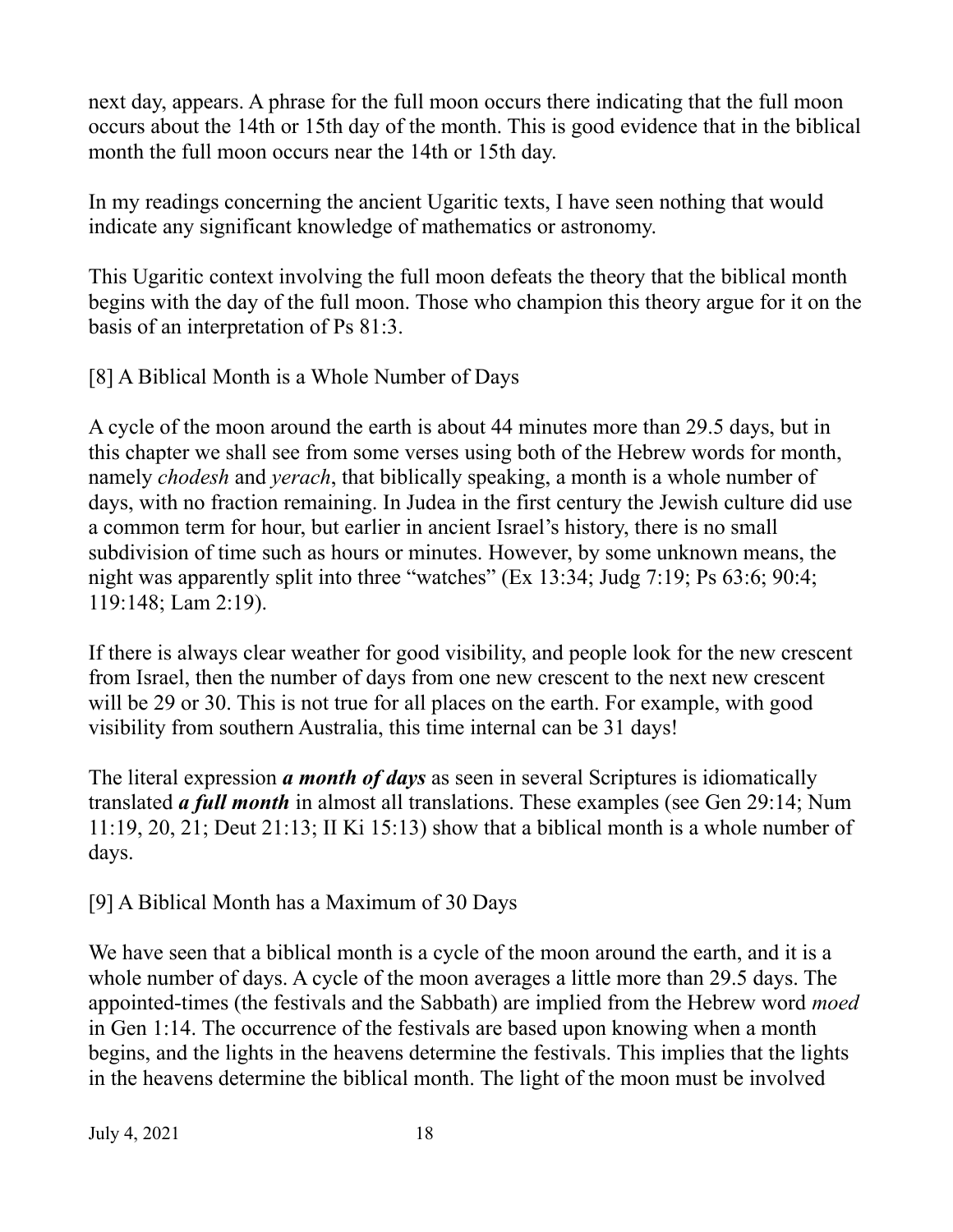next day, appears. A phrase for the full moon occurs there indicating that the full moon occurs about the 14th or 15th day of the month. This is good evidence that in the biblical month the full moon occurs near the 14th or 15th day.

In my readings concerning the ancient Ugaritic texts, I have seen nothing that would indicate any significant knowledge of mathematics or astronomy.

This Ugaritic context involving the full moon defeats the theory that the biblical month begins with the day of the full moon. Those who champion this theory argue for it on the basis of an interpretation of Ps 81:3.

## [8] A Biblical Month is a Whole Number of Days

A cycle of the moon around the earth is about 44 minutes more than 29.5 days, but in this chapter we shall see from some verses using both of the Hebrew words for month, namely *chodesh* and *yerach*, that biblically speaking, a month is a whole number of days, with no fraction remaining. In Judea in the first century the Jewish culture did use a common term for hour, but earlier in ancient Israel's history, there is no small subdivision of time such as hours or minutes. However, by some unknown means, the night was apparently split into three "watches" (Ex 13:34; Judg 7:19; Ps 63:6; 90:4; 119:148; Lam 2:19).

If there is always clear weather for good visibility, and people look for the new crescent from Israel, then the number of days from one new crescent to the next new crescent will be 29 or 30. This is not true for all places on the earth. For example, with good visibility from southern Australia, this time internal can be 31 days!

The literal expression ***a month of days*** as seen in several Scriptures is idiomatically translated ***a full month*** in almost all translations. These examples (see Gen 29:14; Num 11:19, 20, 21; Deut 21:13; II Ki 15:13) show that a biblical month is a whole number of days.

## [9] A Biblical Month has a Maximum of 30 Days

We have seen that a biblical month is a cycle of the moon around the earth, and it is a whole number of days. A cycle of the moon averages a little more than 29.5 days. The appointed-times (the festivals and the Sabbath) are implied from the Hebrew word *moed* in Gen 1:14. The occurrence of the festivals are based upon knowing when a month begins, and the lights in the heavens determine the festivals. This implies that the lights in the heavens determine the biblical month. The light of the moon must be involved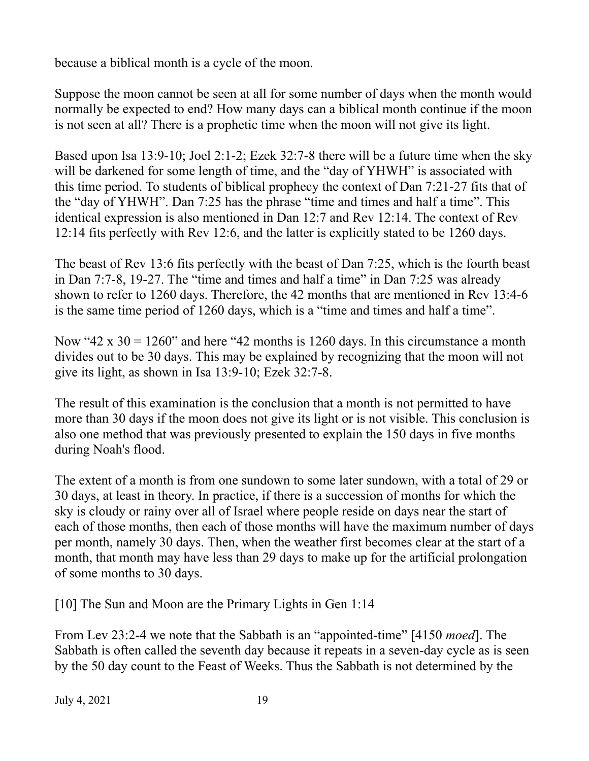because a biblical month is a cycle of the moon.

Suppose the moon cannot be seen at all for some number of days when the month would normally be expected to end? How many days can a biblical month continue if the moon is not seen at all? There is a prophetic time when the moon will not give its light.

Based upon Isa 13:9-10; Joel 2:1-2; Ezek 32:7-8 there will be a future time when the sky will be darkened for some length of time, and the “day of YHWH” is associated with this time period. To students of biblical prophecy the context of Dan 7:21-27 fits that of the “day of YHWH”. Dan 7:25 has the phrase “time and times and half a time”. This identical expression is also mentioned in Dan 12:7 and Rev 12:14. The context of Rev 12:14 fits perfectly with Rev 12:6, and the latter is explicitly stated to be 1260 days.

The beast of Rev 13:6 fits perfectly with the beast of Dan 7:25, which is the fourth beast in Dan 7:7-8, 19-27. The “time and times and half a time” in Dan 7:25 was already shown to refer to 1260 days. Therefore, the 42 months that are mentioned in Rev 13:4-6 is the same time period of 1260 days, which is a “time and times and half a time”.

Now “42 x 30 = 1260” and here “42 months is 1260 days. In this circumstance a month divides out to be 30 days. This may be explained by recognizing that the moon will not give its light, as shown in Isa 13:9-10; Ezek 32:7-8.

The result of this examination is the conclusion that a month is not permitted to have more than 30 days if the moon does not give its light or is not visible. This conclusion is also one method that was previously presented to explain the 150 days in five months during Noah's flood.

The extent of a month is from one sundown to some later sundown, with a total of 29 or 30 days, at least in theory. In practice, if there is a succession of months for which the sky is cloudy or rainy over all of Israel where people reside on days near the start of each of those months, then each of those months will have the maximum number of days per month, namely 30 days. Then, when the weather first becomes clear at the start of a month, that month may have less than 29 days to make up for the artificial prolongation of some months to 30 days.

## [10] The Sun and Moon are the Primary Lights in Gen 1:14

From Lev 23:2-4 we note that the Sabbath is an “appointed-time” [4150 *moed*]. The Sabbath is often called the seventh day because it repeats in a seven-day cycle as is seen by the 50 day count to the Feast of Weeks. Thus the Sabbath is not determined by the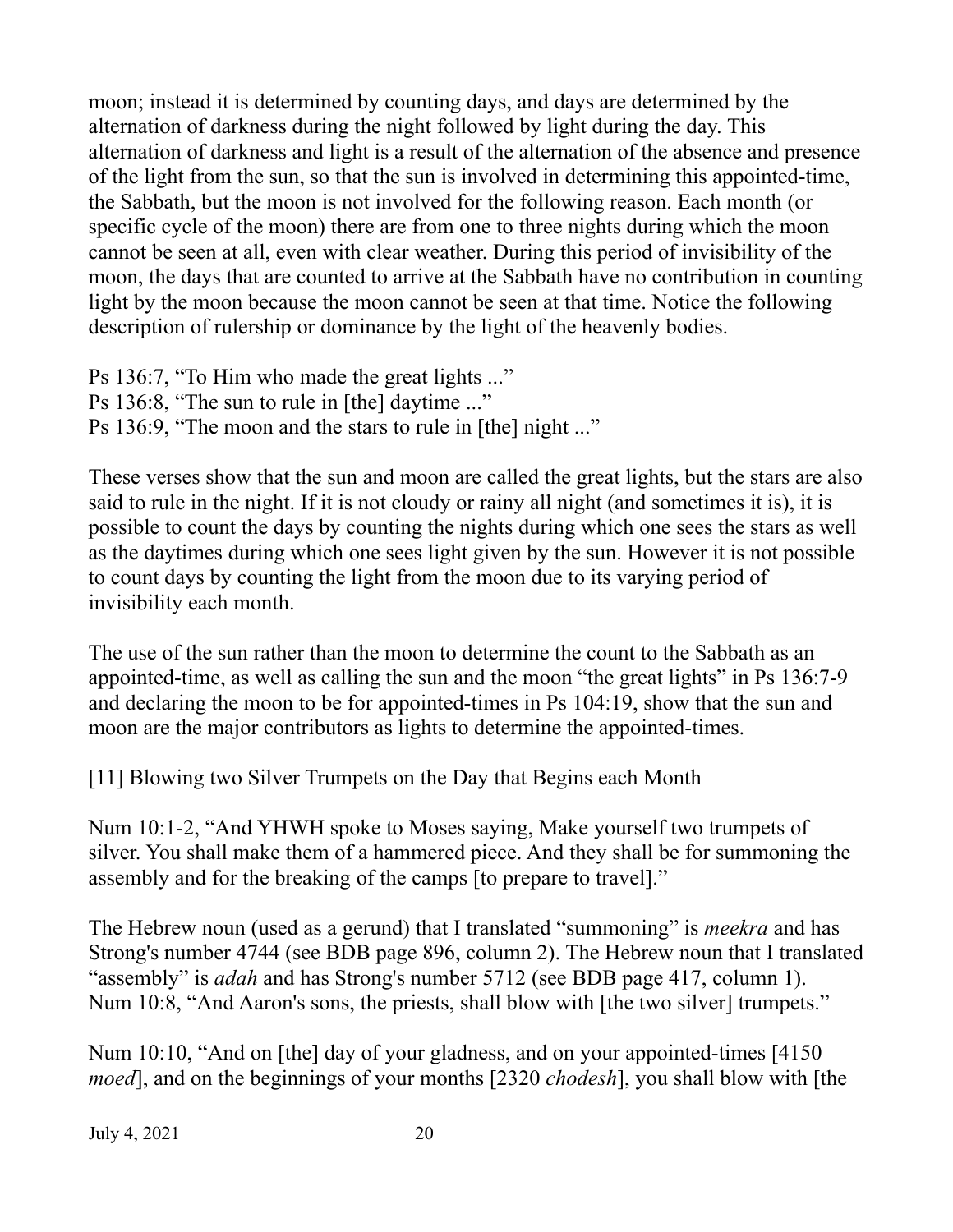moon; instead it is determined by counting days, and days are determined by the alternation of darkness during the night followed by light during the day. This alternation of darkness and light is a result of the alternation of the absence and presence of the light from the sun, so that the sun is involved in determining this appointed-time, the Sabbath, but the moon is not involved for the following reason. Each month (or specific cycle of the moon) there are from one to three nights during which the moon cannot be seen at all, even with clear weather. During this period of invisibility of the moon, the days that are counted to arrive at the Sabbath have no contribution in counting light by the moon because the moon cannot be seen at that time. Notice the following description of rulership or dominance by the light of the heavenly bodies.

Ps 136:7, “To Him who made the great lights ...”
Ps 136:8, “The sun to rule in [the] daytime ...”
Ps 136:9, “The moon and the stars to rule in [the] night ...”

These verses show that the sun and moon are called the great lights, but the stars are also said to rule in the night. If it is not cloudy or rainy all night (and sometimes it is), it is possible to count the days by counting the nights during which one sees the stars as well as the daytimes during which one sees light given by the sun. However it is not possible to count days by counting the light from the moon due to its varying period of invisibility each month.

The use of the sun rather than the moon to determine the count to the Sabbath as an appointed-time, as well as calling the sun and the moon “the great lights” in Ps 136:7-9 and declaring the moon to be for appointed-times in Ps 104:19, show that the sun and moon are the major contributors as lights to determine the appointed-times.

## [11] Blowing two Silver Trumpets on the Day that Begins each Month

Num 10:1-2, “And YHWH spoke to Moses saying, Make yourself two trumpets of silver. You shall make them of a hammered piece. And they shall be for summoning the assembly and for the breaking of the camps [to prepare to travel].”

The Hebrew noun (used as a gerund) that I translated “summoning” is *meekra* and has Strong's number 4744 (see BDB page 896, column 2). The Hebrew noun that I translated “assembly” is *adah* and has Strong's number 5712 (see BDB page 417, column 1).
Num 10:8, “And Aaron's sons, the priests, shall blow with [the two silver] trumpets.”

Num 10:10, “And on [the] day of your gladness, and on your appointed-times [4150 *moed*], and on the beginnings of your months [2320 *chodesh*], you shall blow with [the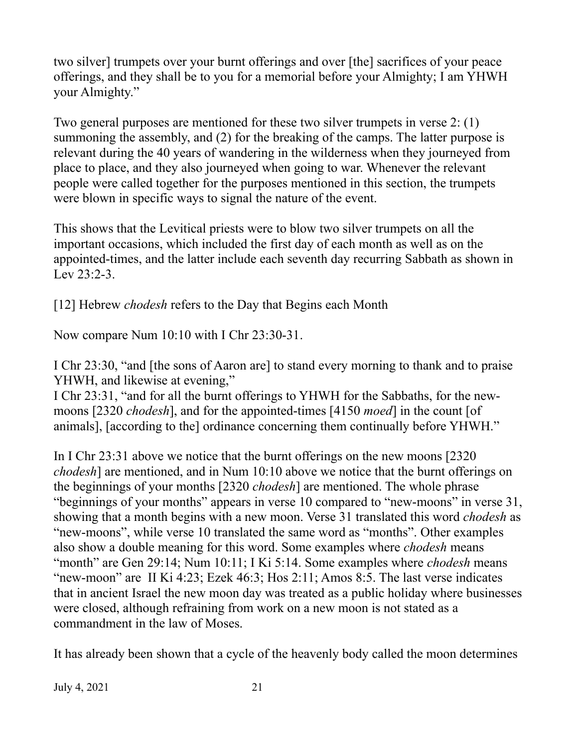two silver] trumpets over your burnt offerings and over [the] sacrifices of your peace offerings, and they shall be to you for a memorial before your Almighty; I am YHWH your Almighty."

Two general purposes are mentioned for these two silver trumpets in verse 2: (1) summoning the assembly, and (2) for the breaking of the camps. The latter purpose is relevant during the 40 years of wandering in the wilderness when they journeyed from place to place, and they also journeyed when going to war. Whenever the relevant people were called together for the purposes mentioned in this section, the trumpets were blown in specific ways to signal the nature of the event.

This shows that the Levitical priests were to blow two silver trumpets on all the important occasions, which included the first day of each month as well as on the appointed-times, and the latter include each seventh day recurring Sabbath as shown in Lev 23:2-3.

[12] Hebrew *chodesh* refers to the Day that Begins each Month

Now compare Num 10:10 with I Chr 23:30-31.

I Chr 23:30, "and [the sons of Aaron are] to stand every morning to thank and to praise YHWH, and likewise at evening,"
I Chr 23:31, "and for all the burnt offerings to YHWH for the Sabbaths, for the new-moons [2320 *chodesh*], and for the appointed-times [4150 *moed*] in the count [of animals], [according to the] ordinance concerning them continually before YHWH."

In I Chr 23:31 above we notice that the burnt offerings on the new moons [2320 *chodesh*] are mentioned, and in Num 10:10 above we notice that the burnt offerings on the beginnings of your months [2320 *chodesh*] are mentioned. The whole phrase "beginnings of your months" appears in verse 10 compared to "new-moons" in verse 31, showing that a month begins with a new moon. Verse 31 translated this word *chodesh* as "new-moons", while verse 10 translated the same word as "months". Other examples also show a double meaning for this word. Some examples where *chodesh* means "month" are Gen 29:14; Num 10:11; I Ki 5:14. Some examples where *chodesh* means "new-moon" are II Ki 4:23; Ezek 46:3; Hos 2:11; Amos 8:5. The last verse indicates that in ancient Israel the new moon day was treated as a public holiday where businesses were closed, although refraining from work on a new moon is not stated as a commandment in the law of Moses.

It has already been shown that a cycle of the heavenly body called the moon determines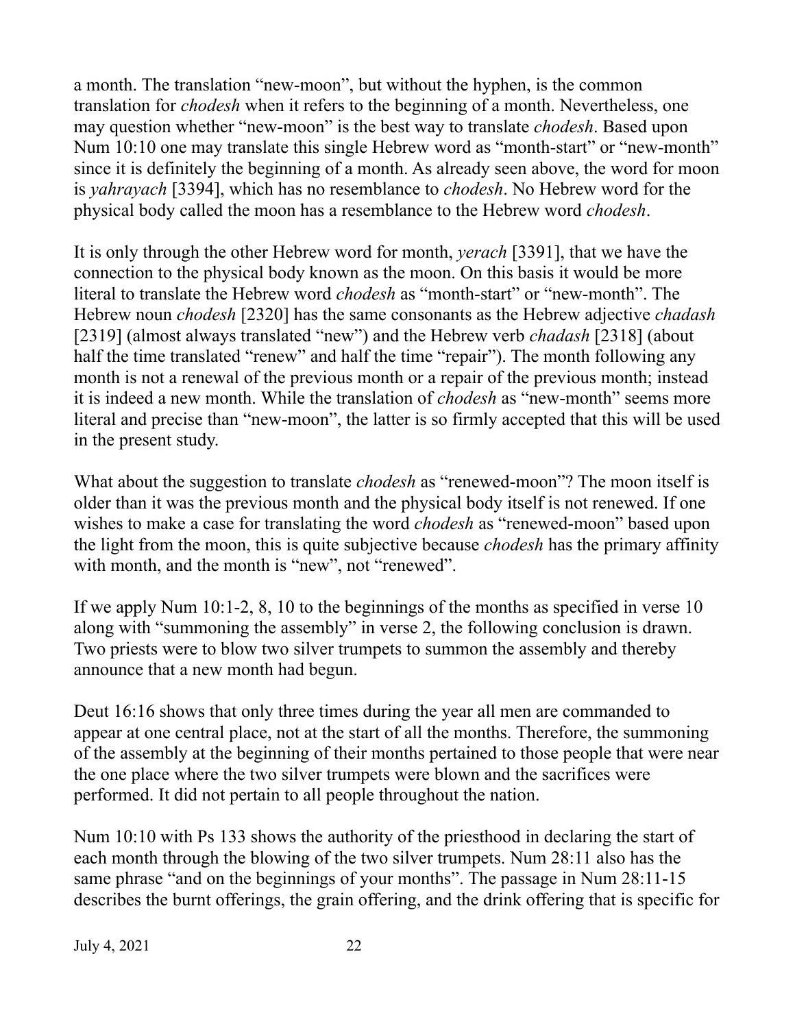a month. The translation "new-moon", but without the hyphen, is the common translation for *chodesh* when it refers to the beginning of a month. Nevertheless, one may question whether "new-moon" is the best way to translate *chodesh*. Based upon Num 10:10 one may translate this single Hebrew word as "month-start" or "new-month" since it is definitely the beginning of a month. As already seen above, the word for moon is *yahrayach* [3394], which has no resemblance to *chodesh*. No Hebrew word for the physical body called the moon has a resemblance to the Hebrew word *chodesh*.

It is only through the other Hebrew word for month, *yerach* [3391], that we have the connection to the physical body known as the moon. On this basis it would be more literal to translate the Hebrew word *chodesh* as "month-start" or "new-month". The Hebrew noun *chodesh* [2320] has the same consonants as the Hebrew adjective *chadash* [2319] (almost always translated "new") and the Hebrew verb *chadash* [2318] (about half the time translated "renew" and half the time "repair"). The month following any month is not a renewal of the previous month or a repair of the previous month; instead it is indeed a new month. While the translation of *chodesh* as "new-month" seems more literal and precise than "new-moon", the latter is so firmly accepted that this will be used in the present study.

What about the suggestion to translate *chodesh* as "renewed-moon"? The moon itself is older than it was the previous month and the physical body itself is not renewed. If one wishes to make a case for translating the word *chodesh* as "renewed-moon" based upon the light from the moon, this is quite subjective because *chodesh* has the primary affinity with month, and the month is "new", not "renewed".

If we apply Num 10:1-2, 8, 10 to the beginnings of the months as specified in verse 10 along with "summoning the assembly" in verse 2, the following conclusion is drawn. Two priests were to blow two silver trumpets to summon the assembly and thereby announce that a new month had begun.

Deut 16:16 shows that only three times during the year all men are commanded to appear at one central place, not at the start of all the months. Therefore, the summoning of the assembly at the beginning of their months pertained to those people that were near the one place where the two silver trumpets were blown and the sacrifices were performed. It did not pertain to all people throughout the nation.

Num 10:10 with Ps 133 shows the authority of the priesthood in declaring the start of each month through the blowing of the two silver trumpets. Num 28:11 also has the same phrase "and on the beginnings of your months". The passage in Num 28:11-15 describes the burnt offerings, the grain offering, and the drink offering that is specific for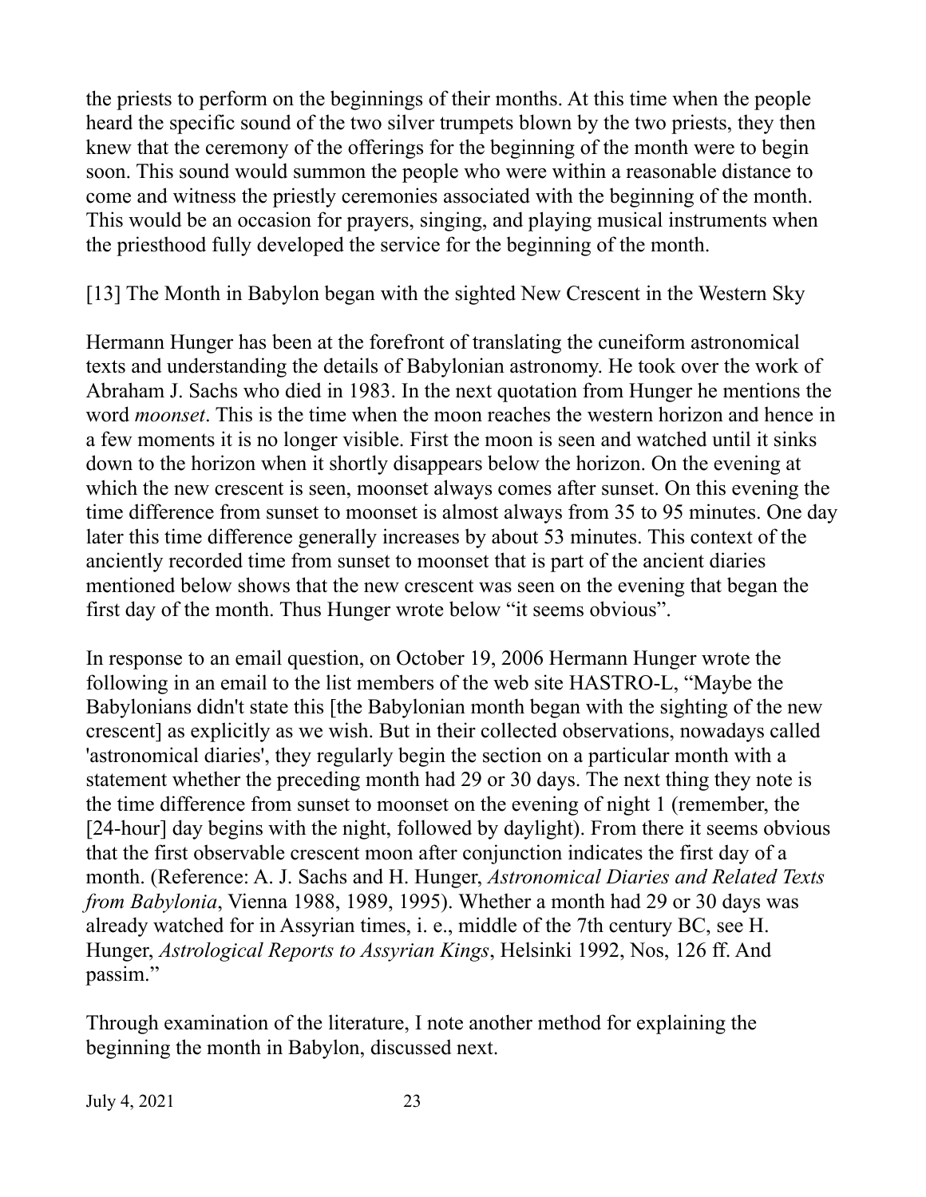the priests to perform on the beginnings of their months. At this time when the people heard the specific sound of the two silver trumpets blown by the two priests, they then knew that the ceremony of the offerings for the beginning of the month were to begin soon. This sound would summon the people who were within a reasonable distance to come and witness the priestly ceremonies associated with the beginning of the month. This would be an occasion for prayers, singing, and playing musical instruments when the priesthood fully developed the service for the beginning of the month.

## [13] The Month in Babylon began with the sighted New Crescent in the Western Sky

Hermann Hunger has been at the forefront of translating the cuneiform astronomical texts and understanding the details of Babylonian astronomy. He took over the work of Abraham J. Sachs who died in 1983. In the next quotation from Hunger he mentions the word *moonset*. This is the time when the moon reaches the western horizon and hence in a few moments it is no longer visible. First the moon is seen and watched until it sinks down to the horizon when it shortly disappears below the horizon. On the evening at which the new crescent is seen, moonset always comes after sunset. On this evening the time difference from sunset to moonset is almost always from 35 to 95 minutes. One day later this time difference generally increases by about 53 minutes. This context of the anciently recorded time from sunset to moonset that is part of the ancient diaries mentioned below shows that the new crescent was seen on the evening that began the first day of the month. Thus Hunger wrote below "it seems obvious".

In response to an email question, on October 19, 2006 Hermann Hunger wrote the following in an email to the list members of the web site HASTRO-L, "Maybe the Babylonians didn't state this [the Babylonian month began with the sighting of the new crescent] as explicitly as we wish. But in their collected observations, nowadays called 'astronomical diaries', they regularly begin the section on a particular month with a statement whether the preceding month had 29 or 30 days. The next thing they note is the time difference from sunset to moonset on the evening of night 1 (remember, the [24-hour] day begins with the night, followed by daylight). From there it seems obvious that the first observable crescent moon after conjunction indicates the first day of a month. (Reference: A. J. Sachs and H. Hunger, *Astronomical Diaries and Related Texts from Babylonia*, Vienna 1988, 1989, 1995). Whether a month had 29 or 30 days was already watched for in Assyrian times, i. e., middle of the 7th century BC, see H. Hunger, *Astrological Reports to Assyrian Kings*, Helsinki 1992, Nos, 126 ff. And passim."

Through examination of the literature, I note another method for explaining the beginning the month in Babylon, discussed next.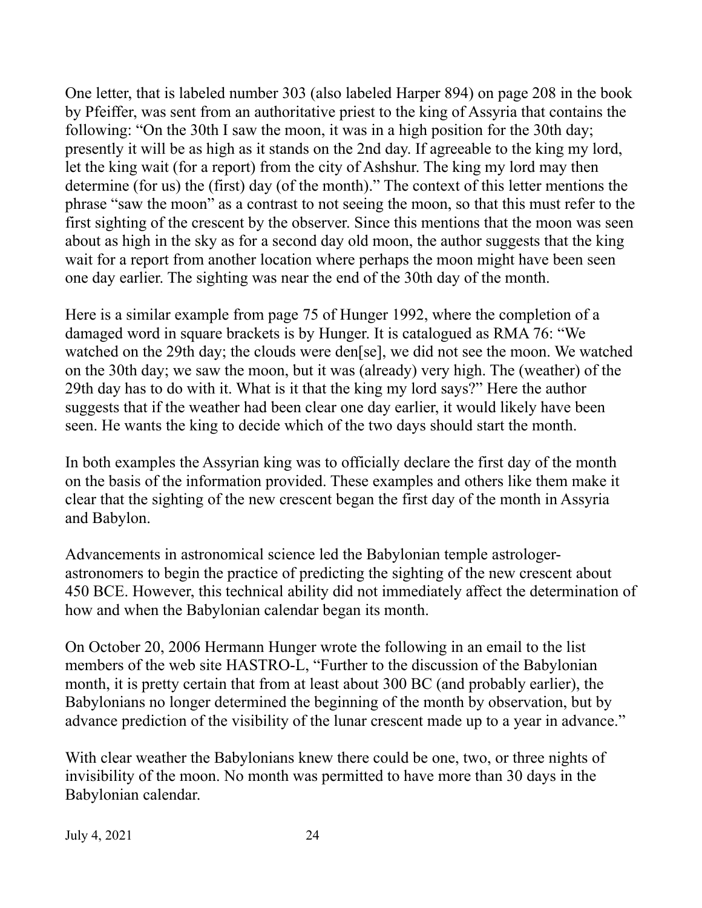One letter, that is labeled number 303 (also labeled Harper 894) on page 208 in the book by Pfeiffer, was sent from an authoritative priest to the king of Assyria that contains the following: "On the 30th I saw the moon, it was in a high position for the 30th day; presently it will be as high as it stands on the 2nd day. If agreeable to the king my lord, let the king wait (for a report) from the city of Ashshur. The king my lord may then determine (for us) the (first) day (of the month)." The context of this letter mentions the phrase "saw the moon" as a contrast to not seeing the moon, so that this must refer to the first sighting of the crescent by the observer. Since this mentions that the moon was seen about as high in the sky as for a second day old moon, the author suggests that the king wait for a report from another location where perhaps the moon might have been seen one day earlier. The sighting was near the end of the 30th day of the month.

Here is a similar example from page 75 of Hunger 1992, where the completion of a damaged word in square brackets is by Hunger. It is catalogued as RMA 76: "We watched on the 29th day; the clouds were den[se], we did not see the moon. We watched on the 30th day; we saw the moon, but it was (already) very high. The (weather) of the 29th day has to do with it. What is it that the king my lord says?" Here the author suggests that if the weather had been clear one day earlier, it would likely have been seen. He wants the king to decide which of the two days should start the month.

In both examples the Assyrian king was to officially declare the first day of the month on the basis of the information provided. These examples and others like them make it clear that the sighting of the new crescent began the first day of the month in Assyria and Babylon.

Advancements in astronomical science led the Babylonian temple astrologer-astronomers to begin the practice of predicting the sighting of the new crescent about 450 BCE. However, this technical ability did not immediately affect the determination of how and when the Babylonian calendar began its month.

On October 20, 2006 Hermann Hunger wrote the following in an email to the list members of the web site HASTRO-L, "Further to the discussion of the Babylonian month, it is pretty certain that from at least about 300 BC (and probably earlier), the Babylonians no longer determined the beginning of the month by observation, but by advance prediction of the visibility of the lunar crescent made up to a year in advance."

With clear weather the Babylonians knew there could be one, two, or three nights of invisibility of the moon. No month was permitted to have more than 30 days in the Babylonian calendar.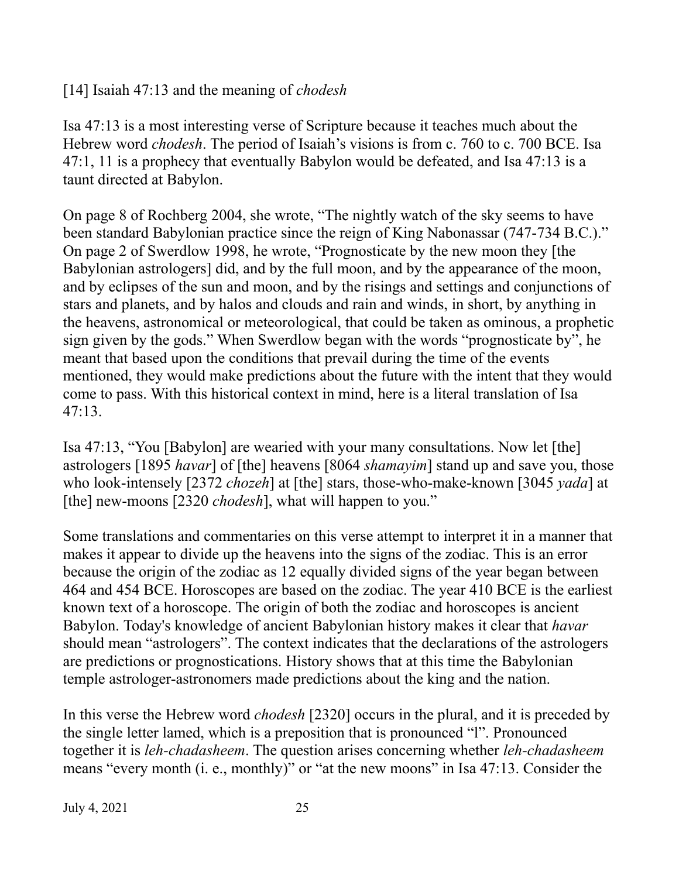## [14] Isaiah 47:13 and the meaning of *chodesh*

Isa 47:13 is a most interesting verse of Scripture because it teaches much about the Hebrew word *chodesh*. The period of Isaiah's visions is from c. 760 to c. 700 BCE. Isa 47:1, 11 is a prophecy that eventually Babylon would be defeated, and Isa 47:13 is a taunt directed at Babylon.

On page 8 of Rochberg 2004, she wrote, "The nightly watch of the sky seems to have been standard Babylonian practice since the reign of King Nabonassar (747-734 B.C.)." On page 2 of Swerdlow 1998, he wrote, "Prognosticate by the new moon they [the Babylonian astrologers] did, and by the full moon, and by the appearance of the moon, and by eclipses of the sun and moon, and by the risings and settings and conjunctions of stars and planets, and by halos and clouds and rain and winds, in short, by anything in the heavens, astronomical or meteorological, that could be taken as ominous, a prophetic sign given by the gods." When Swerdlow began with the words "prognosticate by", he meant that based upon the conditions that prevail during the time of the events mentioned, they would make predictions about the future with the intent that they would come to pass. With this historical context in mind, here is a literal translation of Isa 47:13.

Isa 47:13, "You [Babylon] are wearied with your many consultations. Now let [the] astrologers [1895 *havar*] of [the] heavens [8064 *shamayim*] stand up and save you, those who look-intensely [2372 *chozeh*] at [the] stars, those-who-make-known [3045 *yada*] at [the] new-moons [2320 *chodesh*], what will happen to you."

Some translations and commentaries on this verse attempt to interpret it in a manner that makes it appear to divide up the heavens into the signs of the zodiac. This is an error because the origin of the zodiac as 12 equally divided signs of the year began between 464 and 454 BCE. Horoscopes are based on the zodiac. The year 410 BCE is the earliest known text of a horoscope. The origin of both the zodiac and horoscopes is ancient Babylon. Today's knowledge of ancient Babylonian history makes it clear that *havar* should mean "astrologers". The context indicates that the declarations of the astrologers are predictions or prognostications. History shows that at this time the Babylonian temple astrologer-astronomers made predictions about the king and the nation.

In this verse the Hebrew word *chodesh* [2320] occurs in the plural, and it is preceded by the single letter lamed, which is a preposition that is pronounced "l". Pronounced together it is *leh-chadasheem*. The question arises concerning whether *leh-chadasheem* means "every month (i. e., monthly)" or "at the new moons" in Isa 47:13. Consider the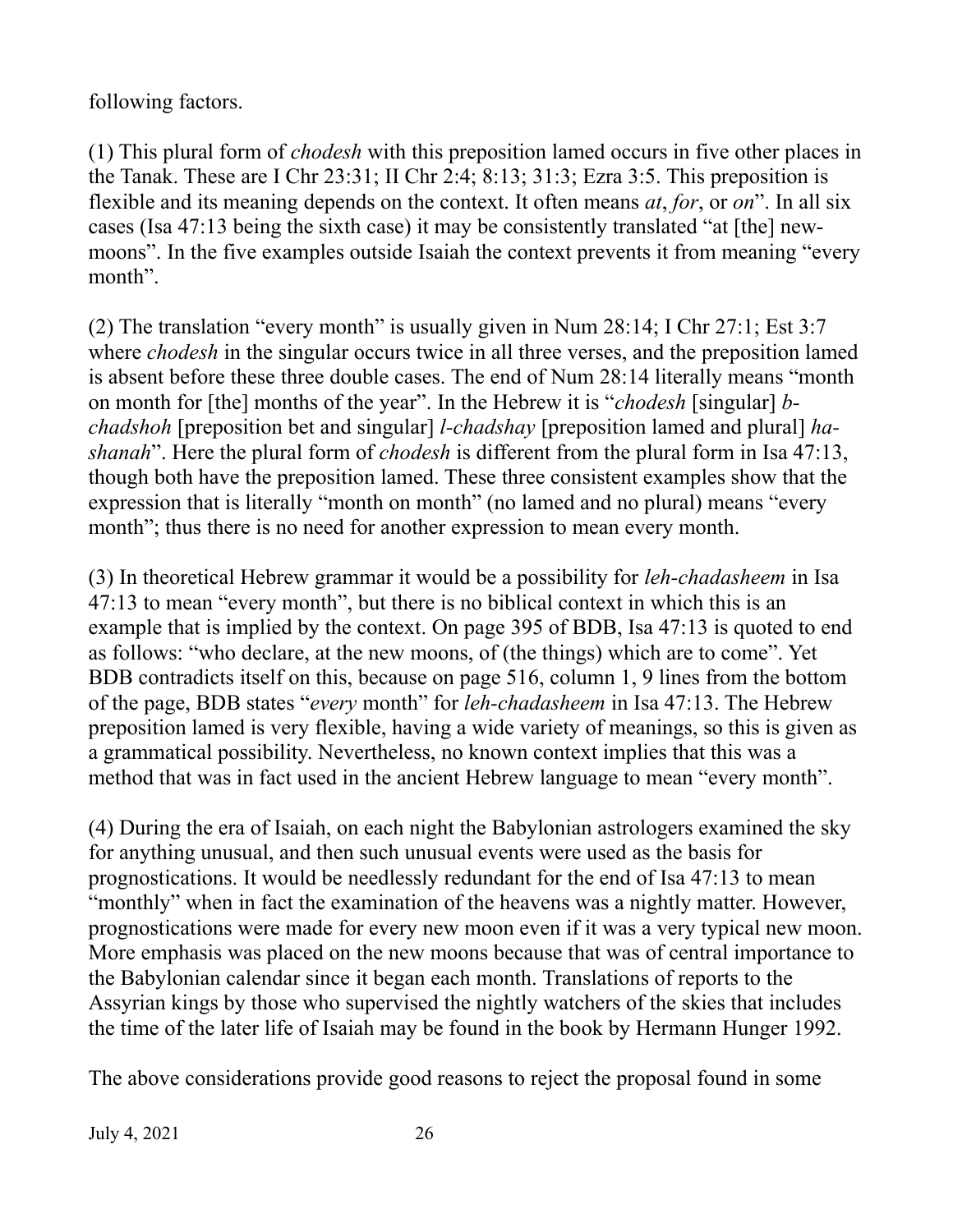following factors.

(1) This plural form of *chodesh* with this preposition lamed occurs in five other places in the Tanak. These are I Chr 23:31; II Chr 2:4; 8:13; 31:3; Ezra 3:5. This preposition is flexible and its meaning depends on the context. It often means *at*, *for*, or *on*". In all six cases (Isa 47:13 being the sixth case) it may be consistently translated "at [the] new-moons". In the five examples outside Isaiah the context prevents it from meaning "every month".

(2) The translation "every month" is usually given in Num 28:14; I Chr 27:1; Est 3:7 where *chodesh* in the singular occurs twice in all three verses, and the preposition lamed is absent before these three double cases. The end of Num 28:14 literally means "month on month for [the] months of the year". In the Hebrew it is "*chodesh* [singular] *b-chadshoh* [preposition bet and singular] *l-chadshay* [preposition lamed and plural] *ha-shanah*". Here the plural form of *chodesh* is different from the plural form in Isa 47:13, though both have the preposition lamed. These three consistent examples show that the expression that is literally "month on month" (no lamed and no plural) means "every month"; thus there is no need for another expression to mean every month.

(3) In theoretical Hebrew grammar it would be a possibility for *leh-chadasheem* in Isa 47:13 to mean "every month", but there is no biblical context in which this is an example that is implied by the context. On page 395 of BDB, Isa 47:13 is quoted to end as follows: "who declare, at the new moons, of (the things) which are to come". Yet BDB contradicts itself on this, because on page 516, column 1, 9 lines from the bottom of the page, BDB states "*every* month" for *leh-chadasheem* in Isa 47:13. The Hebrew preposition lamed is very flexible, having a wide variety of meanings, so this is given as a grammatical possibility. Nevertheless, no known context implies that this was a method that was in fact used in the ancient Hebrew language to mean "every month".

(4) During the era of Isaiah, on each night the Babylonian astrologers examined the sky for anything unusual, and then such unusual events were used as the basis for prognostications. It would be needlessly redundant for the end of Isa 47:13 to mean "monthly" when in fact the examination of the heavens was a nightly matter. However, prognostications were made for every new moon even if it was a very typical new moon. More emphasis was placed on the new moons because that was of central importance to the Babylonian calendar since it began each month. Translations of reports to the Assyrian kings by those who supervised the nightly watchers of the skies that includes the time of the later life of Isaiah may be found in the book by Hermann Hunger 1992.

The above considerations provide good reasons to reject the proposal found in some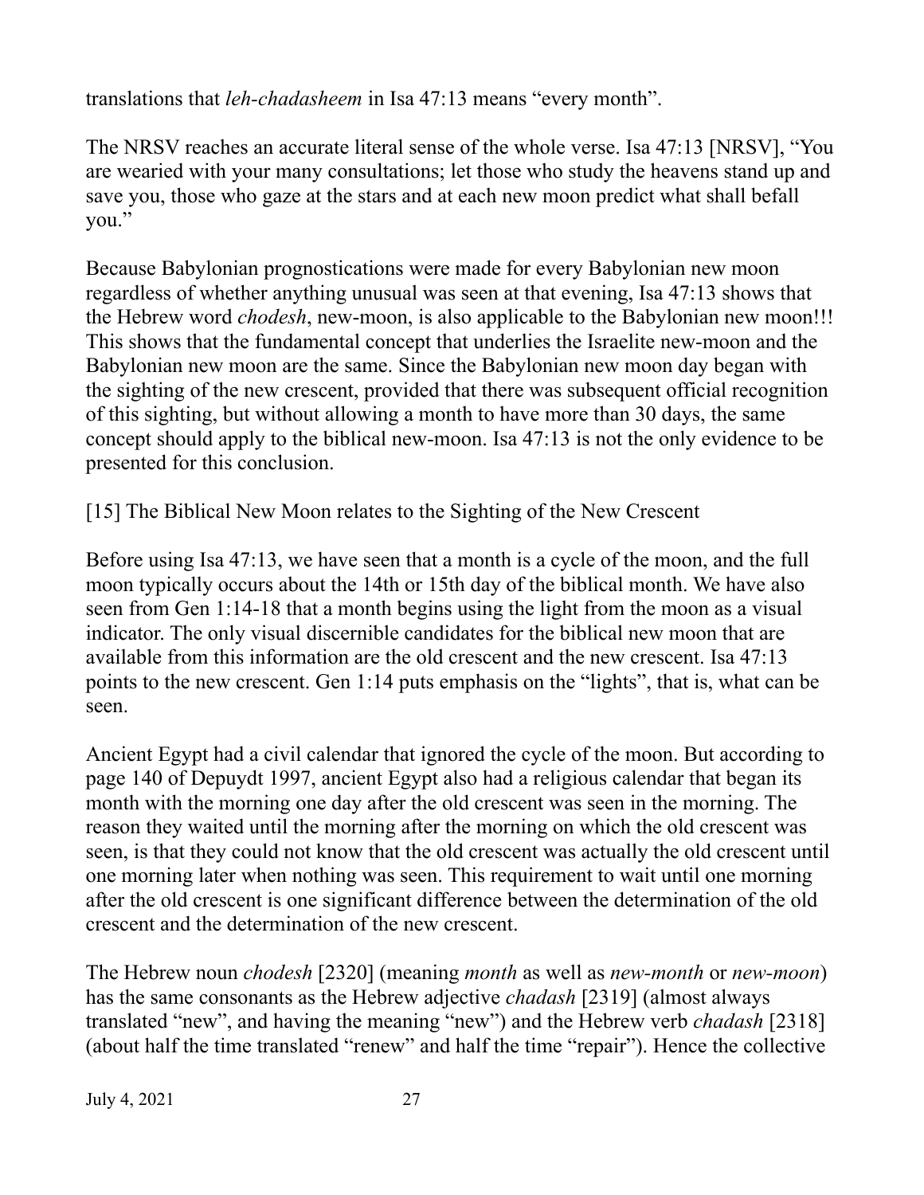translations that *leh-chadasheem* in Isa 47:13 means "every month".

The NRSV reaches an accurate literal sense of the whole verse. Isa 47:13 [NRSV], "You are wearied with your many consultations; let those who study the heavens stand up and save you, those who gaze at the stars and at each new moon predict what shall befall you."

Because Babylonian prognostications were made for every Babylonian new moon regardless of whether anything unusual was seen at that evening, Isa 47:13 shows that the Hebrew word *chodesh*, new-moon, is also applicable to the Babylonian new moon!!! This shows that the fundamental concept that underlies the Israelite new-moon and the Babylonian new moon are the same. Since the Babylonian new moon day began with the sighting of the new crescent, provided that there was subsequent official recognition of this sighting, but without allowing a month to have more than 30 days, the same concept should apply to the biblical new-moon. Isa 47:13 is not the only evidence to be presented for this conclusion.

## [15] The Biblical New Moon relates to the Sighting of the New Crescent

Before using Isa 47:13, we have seen that a month is a cycle of the moon, and the full moon typically occurs about the 14th or 15th day of the biblical month. We have also seen from Gen 1:14-18 that a month begins using the light from the moon as a visual indicator. The only visual discernible candidates for the biblical new moon that are available from this information are the old crescent and the new crescent. Isa 47:13 points to the new crescent. Gen 1:14 puts emphasis on the "lights", that is, what can be seen.

Ancient Egypt had a civil calendar that ignored the cycle of the moon. But according to page 140 of Depuydt 1997, ancient Egypt also had a religious calendar that began its month with the morning one day after the old crescent was seen in the morning. The reason they waited until the morning after the morning on which the old crescent was seen, is that they could not know that the old crescent was actually the old crescent until one morning later when nothing was seen. This requirement to wait until one morning after the old crescent is one significant difference between the determination of the old crescent and the determination of the new crescent.

The Hebrew noun *chodesh* [2320] (meaning *month* as well as *new-month* or *new-moon*) has the same consonants as the Hebrew adjective *chadash* [2319] (almost always translated "new", and having the meaning "new") and the Hebrew verb *chadash* [2318] (about half the time translated "renew" and half the time "repair"). Hence the collective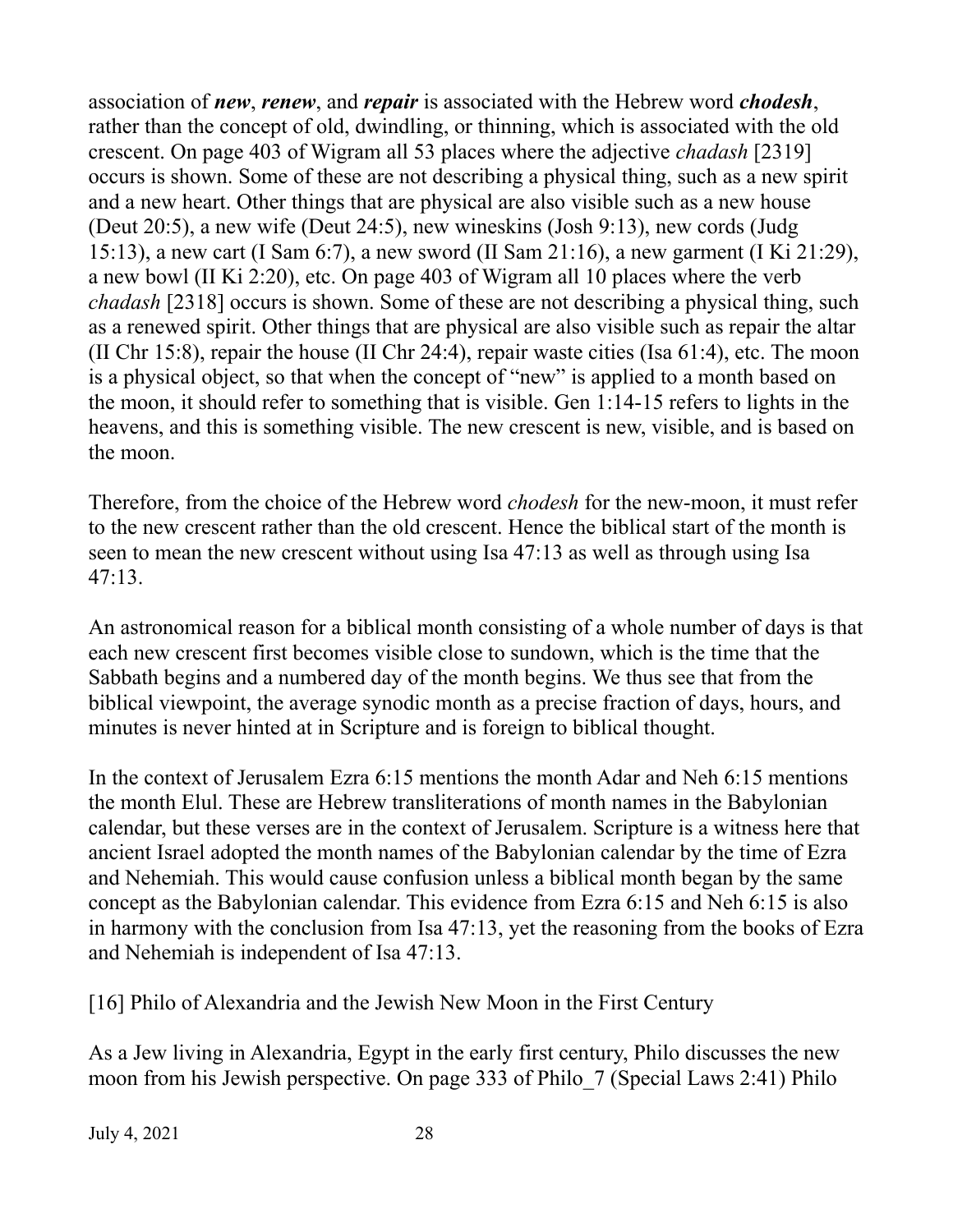association of ***new***, ***renew***, and ***repair*** is associated with the Hebrew word ***chodesh***, rather than the concept of old, dwindling, or thinning, which is associated with the old crescent. On page 403 of Wigram all 53 places where the adjective *chadash* [2319] occurs is shown. Some of these are not describing a physical thing, such as a new spirit and a new heart. Other things that are physical are also visible such as a new house (Deut 20:5), a new wife (Deut 24:5), new wineskins (Josh 9:13), new cords (Judg 15:13), a new cart (I Sam 6:7), a new sword (II Sam 21:16), a new garment (I Ki 21:29), a new bowl (II Ki 2:20), etc. On page 403 of Wigram all 10 places where the verb *chadash* [2318] occurs is shown. Some of these are not describing a physical thing, such as a renewed spirit. Other things that are physical are also visible such as repair the altar (II Chr 15:8), repair the house (II Chr 24:4), repair waste cities (Isa 61:4), etc. The moon is a physical object, so that when the concept of "new" is applied to a month based on the moon, it should refer to something that is visible. Gen 1:14-15 refers to lights in the heavens, and this is something visible. The new crescent is new, visible, and is based on the moon.

Therefore, from the choice of the Hebrew word *chodesh* for the new-moon, it must refer to the new crescent rather than the old crescent. Hence the biblical start of the month is seen to mean the new crescent without using Isa 47:13 as well as through using Isa 47:13.

An astronomical reason for a biblical month consisting of a whole number of days is that each new crescent first becomes visible close to sundown, which is the time that the Sabbath begins and a numbered day of the month begins. We thus see that from the biblical viewpoint, the average synodic month as a precise fraction of days, hours, and minutes is never hinted at in Scripture and is foreign to biblical thought.

In the context of Jerusalem Ezra 6:15 mentions the month Adar and Neh 6:15 mentions the month Elul. These are Hebrew transliterations of month names in the Babylonian calendar, but these verses are in the context of Jerusalem. Scripture is a witness here that ancient Israel adopted the month names of the Babylonian calendar by the time of Ezra and Nehemiah. This would cause confusion unless a biblical month began by the same concept as the Babylonian calendar. This evidence from Ezra 6:15 and Neh 6:15 is also in harmony with the conclusion from Isa 47:13, yet the reasoning from the books of Ezra and Nehemiah is independent of Isa 47:13.

## [16] Philo of Alexandria and the Jewish New Moon in the First Century

As a Jew living in Alexandria, Egypt in the early first century, Philo discusses the new moon from his Jewish perspective. On page 333 of Philo_7 (Special Laws 2:41) Philo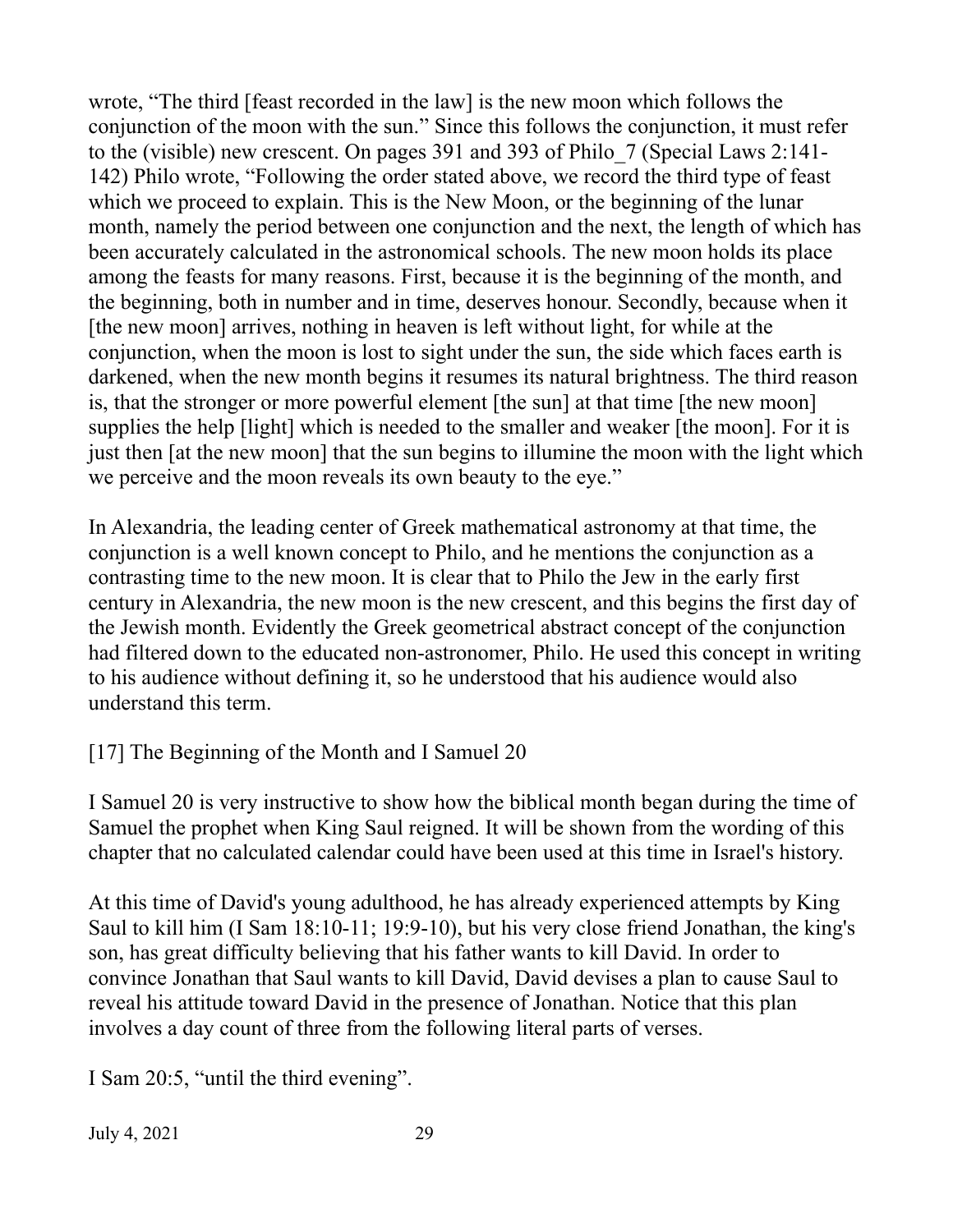wrote, "The third [feast recorded in the law] is the new moon which follows the conjunction of the moon with the sun." Since this follows the conjunction, it must refer to the (visible) new crescent. On pages 391 and 393 of Philo_7 (Special Laws 2:141-142) Philo wrote, "Following the order stated above, we record the third type of feast which we proceed to explain. This is the New Moon, or the beginning of the lunar month, namely the period between one conjunction and the next, the length of which has been accurately calculated in the astronomical schools. The new moon holds its place among the feasts for many reasons. First, because it is the beginning of the month, and the beginning, both in number and in time, deserves honour. Secondly, because when it [the new moon] arrives, nothing in heaven is left without light, for while at the conjunction, when the moon is lost to sight under the sun, the side which faces earth is darkened, when the new month begins it resumes its natural brightness. The third reason is, that the stronger or more powerful element [the sun] at that time [the new moon] supplies the help [light] which is needed to the smaller and weaker [the moon]. For it is just then [at the new moon] that the sun begins to illumine the moon with the light which we perceive and the moon reveals its own beauty to the eye."

In Alexandria, the leading center of Greek mathematical astronomy at that time, the conjunction is a well known concept to Philo, and he mentions the conjunction as a contrasting time to the new moon. It is clear that to Philo the Jew in the early first century in Alexandria, the new moon is the new crescent, and this begins the first day of the Jewish month. Evidently the Greek geometrical abstract concept of the conjunction had filtered down to the educated non-astronomer, Philo. He used this concept in writing to his audience without defining it, so he understood that his audience would also understand this term.

## [17] The Beginning of the Month and I Samuel 20

I Samuel 20 is very instructive to show how the biblical month began during the time of Samuel the prophet when King Saul reigned. It will be shown from the wording of this chapter that no calculated calendar could have been used at this time in Israel's history.

At this time of David's young adulthood, he has already experienced attempts by King Saul to kill him (I Sam 18:10-11; 19:9-10), but his very close friend Jonathan, the king's son, has great difficulty believing that his father wants to kill David. In order to convince Jonathan that Saul wants to kill David, David devises a plan to cause Saul to reveal his attitude toward David in the presence of Jonathan. Notice that this plan involves a day count of three from the following literal parts of verses.

I Sam 20:5, "until the third evening".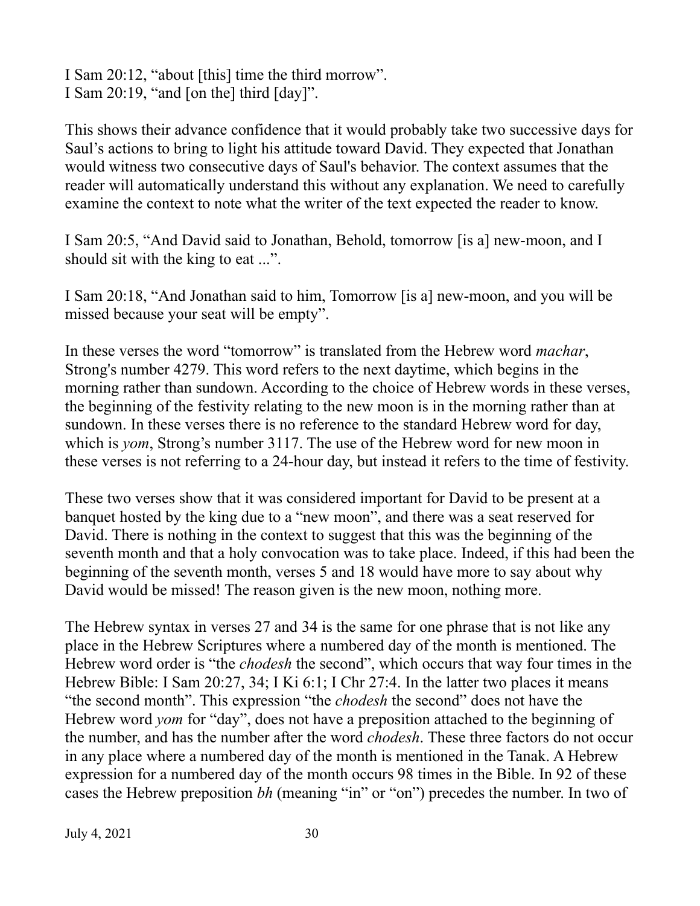I Sam 20:12, “about [this] time the third morrow”.
I Sam 20:19, “and [on the] third [day]”.

This shows their advance confidence that it would probably take two successive days for Saul’s actions to bring to light his attitude toward David. They expected that Jonathan would witness two consecutive days of Saul's behavior. The context assumes that the reader will automatically understand this without any explanation. We need to carefully examine the context to note what the writer of the text expected the reader to know.

I Sam 20:5, “And David said to Jonathan, Behold, tomorrow [is a] new-moon, and I should sit with the king to eat ...”.

I Sam 20:18, “And Jonathan said to him, Tomorrow [is a] new-moon, and you will be missed because your seat will be empty”.

In these verses the word “tomorrow” is translated from the Hebrew word *machar*, Strong's number 4279. This word refers to the next daytime, which begins in the morning rather than sundown. According to the choice of Hebrew words in these verses, the beginning of the festivity relating to the new moon is in the morning rather than at sundown. In these verses there is no reference to the standard Hebrew word for day, which is *yom*, Strong’s number 3117. The use of the Hebrew word for new moon in these verses is not referring to a 24-hour day, but instead it refers to the time of festivity.

These two verses show that it was considered important for David to be present at a banquet hosted by the king due to a “new moon”, and there was a seat reserved for David. There is nothing in the context to suggest that this was the beginning of the seventh month and that a holy convocation was to take place. Indeed, if this had been the beginning of the seventh month, verses 5 and 18 would have more to say about why David would be missed! The reason given is the new moon, nothing more.

The Hebrew syntax in verses 27 and 34 is the same for one phrase that is not like any place in the Hebrew Scriptures where a numbered day of the month is mentioned. The Hebrew word order is “the *chodesh* the second”, which occurs that way four times in the Hebrew Bible: I Sam 20:27, 34; I Ki 6:1; I Chr 27:4. In the latter two places it means “the second month”. This expression “the *chodesh* the second” does not have the Hebrew word *yom* for “day”, does not have a preposition attached to the beginning of the number, and has the number after the word *chodesh*. These three factors do not occur in any place where a numbered day of the month is mentioned in the Tanak. A Hebrew expression for a numbered day of the month occurs 98 times in the Bible. In 92 of these cases the Hebrew preposition *bh* (meaning “in” or “on”) precedes the number. In two of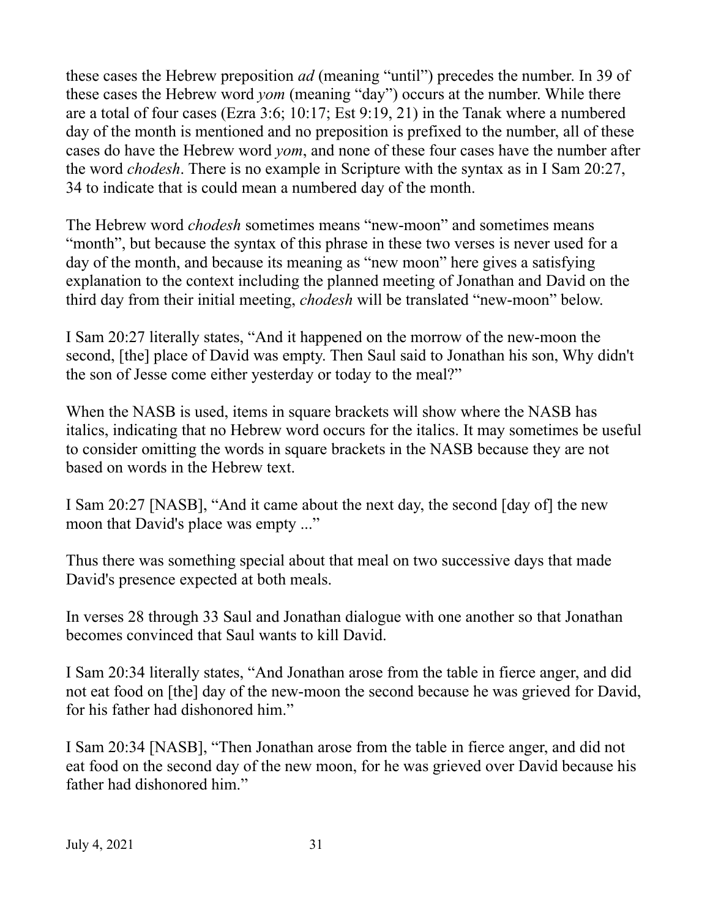these cases the Hebrew preposition *ad* (meaning "until") precedes the number. In 39 of these cases the Hebrew word *yom* (meaning "day") occurs at the number. While there are a total of four cases (Ezra 3:6; 10:17; Est 9:19, 21) in the Tanak where a numbered day of the month is mentioned and no preposition is prefixed to the number, all of these cases do have the Hebrew word *yom*, and none of these four cases have the number after the word *chodesh*. There is no example in Scripture with the syntax as in I Sam 20:27, 34 to indicate that is could mean a numbered day of the month.

The Hebrew word *chodesh* sometimes means "new-moon" and sometimes means "month", but because the syntax of this phrase in these two verses is never used for a day of the month, and because its meaning as "new moon" here gives a satisfying explanation to the context including the planned meeting of Jonathan and David on the third day from their initial meeting, *chodesh* will be translated "new-moon" below.

I Sam 20:27 literally states, "And it happened on the morrow of the new-moon the second, [the] place of David was empty. Then Saul said to Jonathan his son, Why didn't the son of Jesse come either yesterday or today to the meal?"

When the NASB is used, items in square brackets will show where the NASB has italics, indicating that no Hebrew word occurs for the italics. It may sometimes be useful to consider omitting the words in square brackets in the NASB because they are not based on words in the Hebrew text.

I Sam 20:27 [NASB], "And it came about the next day, the second [day of] the new moon that David's place was empty ..."

Thus there was something special about that meal on two successive days that made David's presence expected at both meals.

In verses 28 through 33 Saul and Jonathan dialogue with one another so that Jonathan becomes convinced that Saul wants to kill David.

I Sam 20:34 literally states, "And Jonathan arose from the table in fierce anger, and did not eat food on [the] day of the new-moon the second because he was grieved for David, for his father had dishonored him."

I Sam 20:34 [NASB], "Then Jonathan arose from the table in fierce anger, and did not eat food on the second day of the new moon, for he was grieved over David because his father had dishonored him."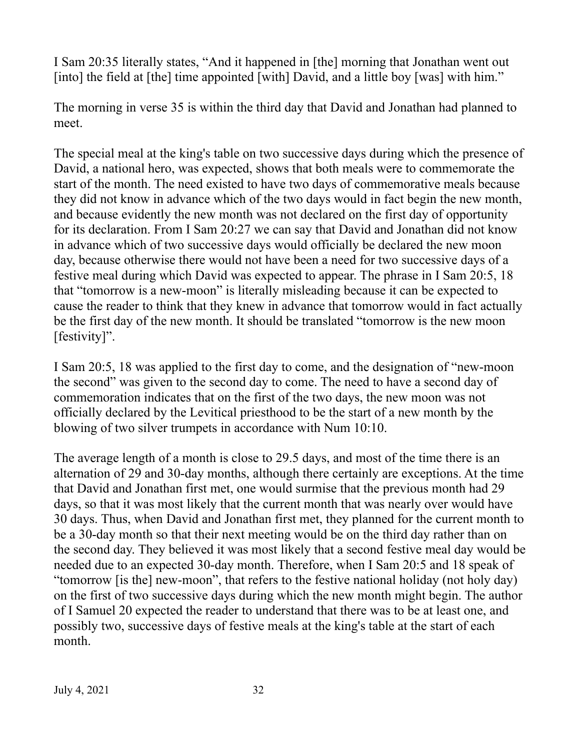I Sam 20:35 literally states, "And it happened in [the] morning that Jonathan went out [into] the field at [the] time appointed [with] David, and a little boy [was] with him."

The morning in verse 35 is within the third day that David and Jonathan had planned to meet.

The special meal at the king's table on two successive days during which the presence of David, a national hero, was expected, shows that both meals were to commemorate the start of the month. The need existed to have two days of commemorative meals because they did not know in advance which of the two days would in fact begin the new month, and because evidently the new month was not declared on the first day of opportunity for its declaration. From I Sam 20:27 we can say that David and Jonathan did not know in advance which of two successive days would officially be declared the new moon day, because otherwise there would not have been a need for two successive days of a festive meal during which David was expected to appear. The phrase in I Sam 20:5, 18 that "tomorrow is a new-moon" is literally misleading because it can be expected to cause the reader to think that they knew in advance that tomorrow would in fact actually be the first day of the new month. It should be translated "tomorrow is the new moon [festivity]".

I Sam 20:5, 18 was applied to the first day to come, and the designation of "new-moon the second" was given to the second day to come. The need to have a second day of commemoration indicates that on the first of the two days, the new moon was not officially declared by the Levitical priesthood to be the start of a new month by the blowing of two silver trumpets in accordance with Num 10:10.

The average length of a month is close to 29.5 days, and most of the time there is an alternation of 29 and 30-day months, although there certainly are exceptions. At the time that David and Jonathan first met, one would surmise that the previous month had 29 days, so that it was most likely that the current month that was nearly over would have 30 days. Thus, when David and Jonathan first met, they planned for the current month to be a 30-day month so that their next meeting would be on the third day rather than on the second day. They believed it was most likely that a second festive meal day would be needed due to an expected 30-day month. Therefore, when I Sam 20:5 and 18 speak of "tomorrow [is the] new-moon", that refers to the festive national holiday (not holy day) on the first of two successive days during which the new month might begin. The author of I Samuel 20 expected the reader to understand that there was to be at least one, and possibly two, successive days of festive meals at the king's table at the start of each month.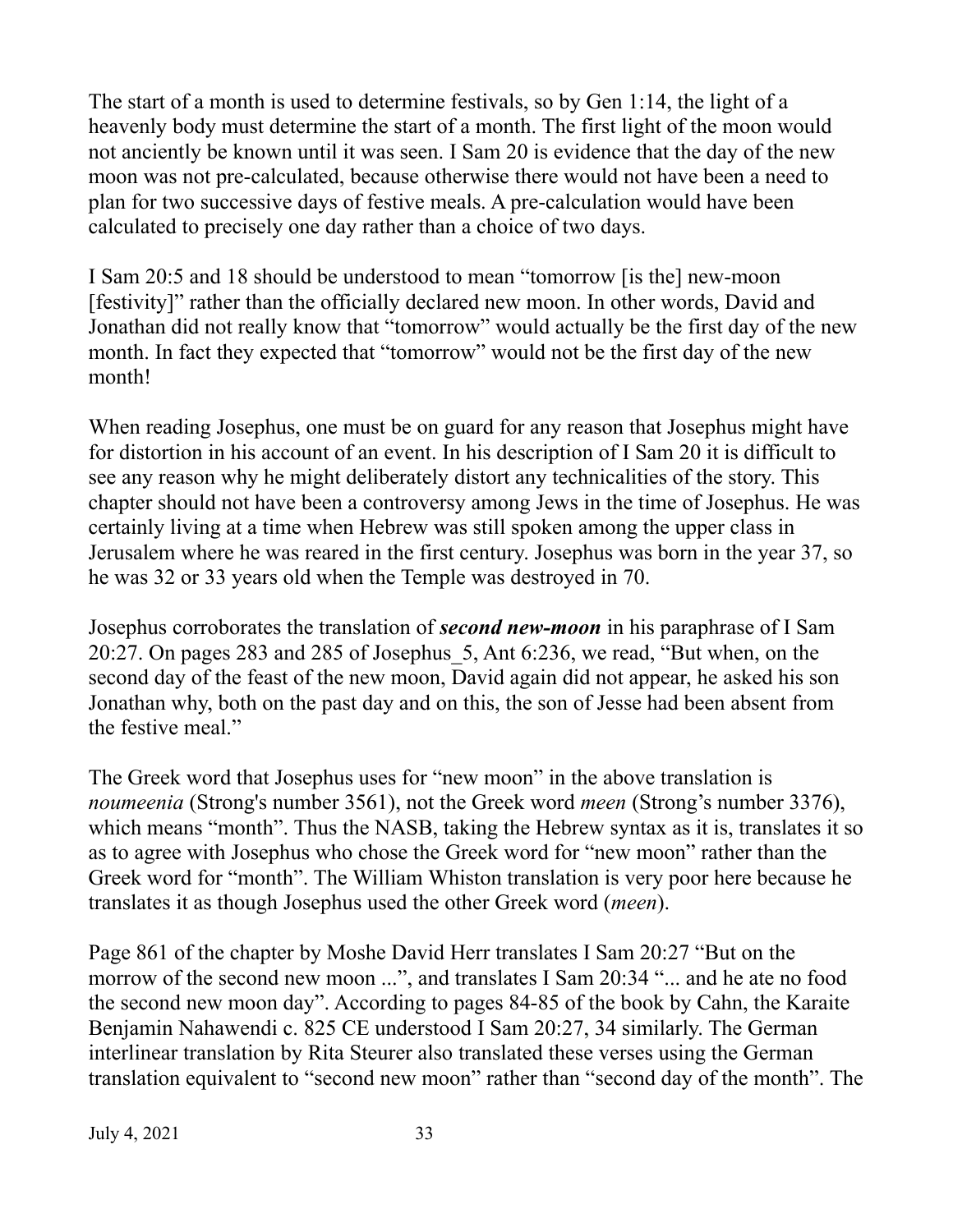The start of a month is used to determine festivals, so by Gen 1:14, the light of a heavenly body must determine the start of a month. The first light of the moon would not anciently be known until it was seen. I Sam 20 is evidence that the day of the new moon was not pre-calculated, because otherwise there would not have been a need to plan for two successive days of festive meals. A pre-calculation would have been calculated to precisely one day rather than a choice of two days.

I Sam 20:5 and 18 should be understood to mean "tomorrow [is the] new-moon [festivity]" rather than the officially declared new moon. In other words, David and Jonathan did not really know that "tomorrow" would actually be the first day of the new month. In fact they expected that "tomorrow" would not be the first day of the new month!

When reading Josephus, one must be on guard for any reason that Josephus might have for distortion in his account of an event. In his description of I Sam 20 it is difficult to see any reason why he might deliberately distort any technicalities of the story. This chapter should not have been a controversy among Jews in the time of Josephus. He was certainly living at a time when Hebrew was still spoken among the upper class in Jerusalem where he was reared in the first century. Josephus was born in the year 37, so he was 32 or 33 years old when the Temple was destroyed in 70.

Josephus corroborates the translation of ***second new-moon*** in his paraphrase of I Sam 20:27. On pages 283 and 285 of Josephus_5, Ant 6:236, we read, "But when, on the second day of the feast of the new moon, David again did not appear, he asked his son Jonathan why, both on the past day and on this, the son of Jesse had been absent from the festive meal."

The Greek word that Josephus uses for "new moon" in the above translation is *noumeenia* (Strong's number 3561), not the Greek word *meen* (Strong's number 3376), which means "month". Thus the NASB, taking the Hebrew syntax as it is, translates it so as to agree with Josephus who chose the Greek word for "new moon" rather than the Greek word for "month". The William Whiston translation is very poor here because he translates it as though Josephus used the other Greek word (*meen*).

Page 861 of the chapter by Moshe David Herr translates I Sam 20:27 "But on the morrow of the second new moon ...", and translates I Sam 20:34 "... and he ate no food the second new moon day". According to pages 84-85 of the book by Cahn, the Karaite Benjamin Nahawendi c. 825 CE understood I Sam 20:27, 34 similarly. The German interlinear translation by Rita Steurer also translated these verses using the German translation equivalent to "second new moon" rather than "second day of the month". The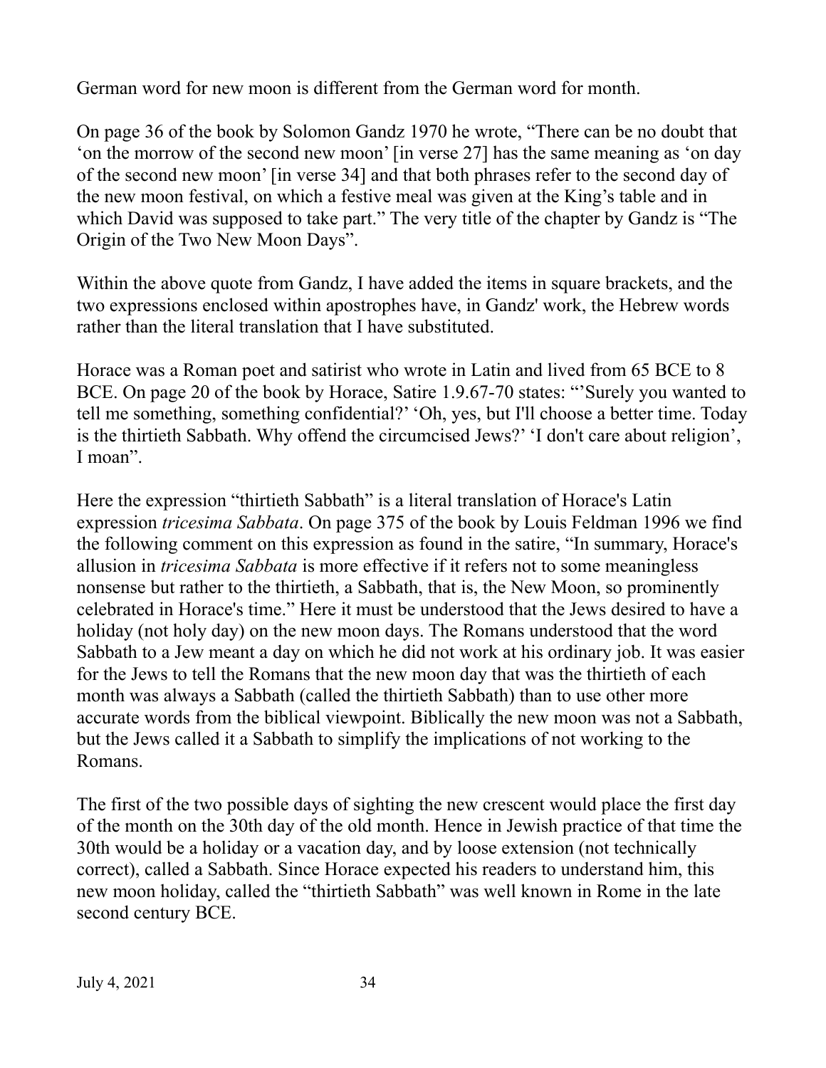German word for new moon is different from the German word for month.

On page 36 of the book by Solomon Gandz 1970 he wrote, "There can be no doubt that 'on the morrow of the second new moon' [in verse 27] has the same meaning as 'on day of the second new moon' [in verse 34] and that both phrases refer to the second day of the new moon festival, on which a festive meal was given at the King's table and in which David was supposed to take part." The very title of the chapter by Gandz is "The Origin of the Two New Moon Days".

Within the above quote from Gandz, I have added the items in square brackets, and the two expressions enclosed within apostrophes have, in Gandz' work, the Hebrew words rather than the literal translation that I have substituted.

Horace was a Roman poet and satirist who wrote in Latin and lived from 65 BCE to 8 BCE. On page 20 of the book by Horace, Satire 1.9.67-70 states: "'Surely you wanted to tell me something, something confidential?' 'Oh, yes, but I'll choose a better time. Today is the thirtieth Sabbath. Why offend the circumcised Jews?' 'I don't care about religion', I moan".

Here the expression "thirtieth Sabbath" is a literal translation of Horace's Latin expression *tricesima Sabbata*. On page 375 of the book by Louis Feldman 1996 we find the following comment on this expression as found in the satire, "In summary, Horace's allusion in *tricesima Sabbata* is more effective if it refers not to some meaningless nonsense but rather to the thirtieth, a Sabbath, that is, the New Moon, so prominently celebrated in Horace's time." Here it must be understood that the Jews desired to have a holiday (not holy day) on the new moon days. The Romans understood that the word Sabbath to a Jew meant a day on which he did not work at his ordinary job. It was easier for the Jews to tell the Romans that the new moon day that was the thirtieth of each month was always a Sabbath (called the thirtieth Sabbath) than to use other more accurate words from the biblical viewpoint. Biblically the new moon was not a Sabbath, but the Jews called it a Sabbath to simplify the implications of not working to the Romans.

The first of the two possible days of sighting the new crescent would place the first day of the month on the 30th day of the old month. Hence in Jewish practice of that time the 30th would be a holiday or a vacation day, and by loose extension (not technically correct), called a Sabbath. Since Horace expected his readers to understand him, this new moon holiday, called the "thirtieth Sabbath" was well known in Rome in the late second century BCE.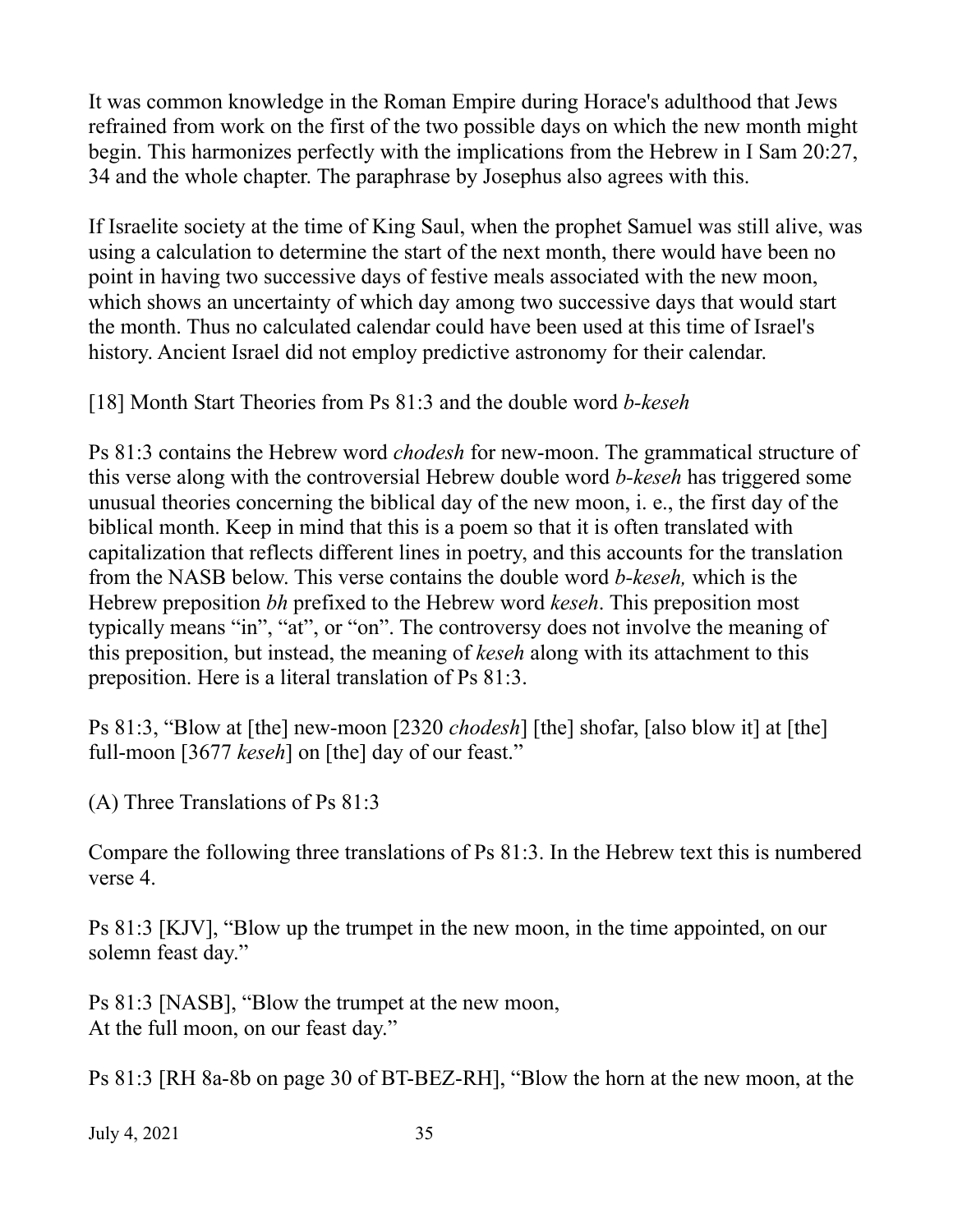It was common knowledge in the Roman Empire during Horace's adulthood that Jews refrained from work on the first of the two possible days on which the new month might begin. This harmonizes perfectly with the implications from the Hebrew in I Sam 20:27, 34 and the whole chapter. The paraphrase by Josephus also agrees with this.

If Israelite society at the time of King Saul, when the prophet Samuel was still alive, was using a calculation to determine the start of the next month, there would have been no point in having two successive days of festive meals associated with the new moon, which shows an uncertainty of which day among two successive days that would start the month. Thus no calculated calendar could have been used at this time of Israel's history. Ancient Israel did not employ predictive astronomy for their calendar.

## [18] Month Start Theories from Ps 81:3 and the double word *b-keseh*

Ps 81:3 contains the Hebrew word *chodesh* for new-moon. The grammatical structure of this verse along with the controversial Hebrew double word *b-keseh* has triggered some unusual theories concerning the biblical day of the new moon, i. e., the first day of the biblical month. Keep in mind that this is a poem so that it is often translated with capitalization that reflects different lines in poetry, and this accounts for the translation from the NASB below. This verse contains the double word *b-keseh,* which is the Hebrew preposition *bh* prefixed to the Hebrew word *keseh*. This preposition most typically means "in", "at", or "on". The controversy does not involve the meaning of this preposition, but instead, the meaning of *keseh* along with its attachment to this preposition. Here is a literal translation of Ps 81:3.

Ps 81:3, "Blow at [the] new-moon [2320 *chodesh*] [the] shofar, [also blow it] at [the] full-moon [3677 *keseh*] on [the] day of our feast."

### (A) Three Translations of Ps 81:3

Compare the following three translations of Ps 81:3. In the Hebrew text this is numbered verse 4.

Ps 81:3 [KJV], "Blow up the trumpet in the new moon, in the time appointed, on our solemn feast day."

Ps 81:3 [NASB], "Blow the trumpet at the new moon,  
At the full moon, on our feast day."

Ps 81:3 [RH 8a-8b on page 30 of BT-BEZ-RH], "Blow the horn at the new moon, at the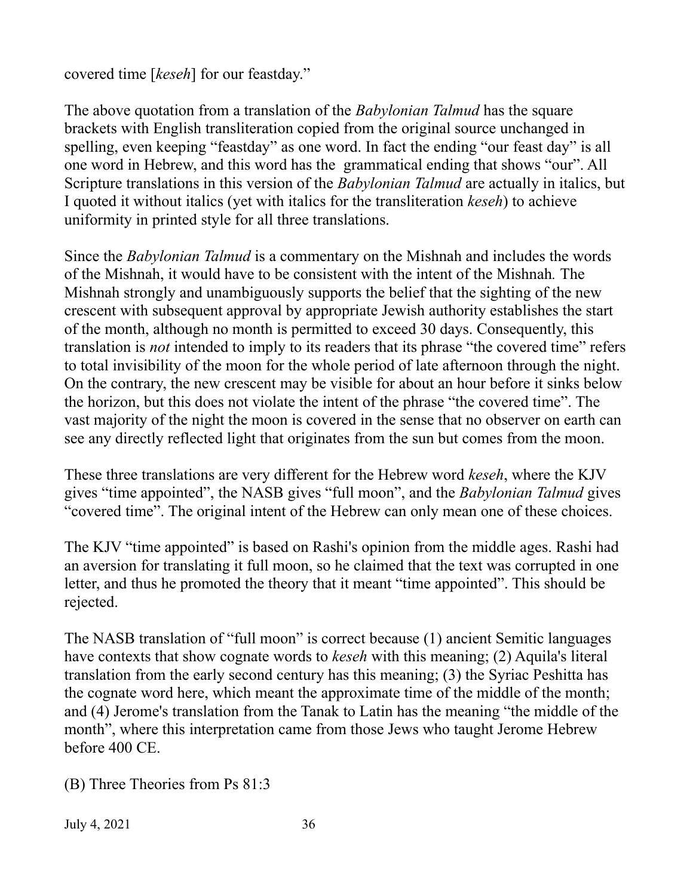covered time [*keseh*] for our feastday."

The above quotation from a translation of the *Babylonian Talmud* has the square brackets with English transliteration copied from the original source unchanged in spelling, even keeping "feastday" as one word. In fact the ending "our feast day" is all one word in Hebrew, and this word has the grammatical ending that shows "our". All Scripture translations in this version of the *Babylonian Talmud* are actually in italics, but I quoted it without italics (yet with italics for the transliteration *keseh*) to achieve uniformity in printed style for all three translations.

Since the *Babylonian Talmud* is a commentary on the Mishnah and includes the words of the Mishnah, it would have to be consistent with the intent of the Mishnah. The Mishnah strongly and unambiguously supports the belief that the sighting of the new crescent with subsequent approval by appropriate Jewish authority establishes the start of the month, although no month is permitted to exceed 30 days. Consequently, this translation is *not* intended to imply to its readers that its phrase "the covered time" refers to total invisibility of the moon for the whole period of late afternoon through the night. On the contrary, the new crescent may be visible for about an hour before it sinks below the horizon, but this does not violate the intent of the phrase "the covered time". The vast majority of the night the moon is covered in the sense that no observer on earth can see any directly reflected light that originates from the sun but comes from the moon.

These three translations are very different for the Hebrew word *keseh*, where the KJV gives "time appointed", the NASB gives "full moon", and the *Babylonian Talmud* gives "covered time". The original intent of the Hebrew can only mean one of these choices.

The KJV "time appointed" is based on Rashi's opinion from the middle ages. Rashi had an aversion for translating it full moon, so he claimed that the text was corrupted in one letter, and thus he promoted the theory that it meant "time appointed". This should be rejected.

The NASB translation of "full moon" is correct because (1) ancient Semitic languages have contexts that show cognate words to *keseh* with this meaning; (2) Aquila's literal translation from the early second century has this meaning; (3) the Syriac Peshitta has the cognate word here, which meant the approximate time of the middle of the month; and (4) Jerome's translation from the Tanak to Latin has the meaning "the middle of the month", where this interpretation came from those Jews who taught Jerome Hebrew before 400 CE.

### (B) Three Theories from Ps 81:3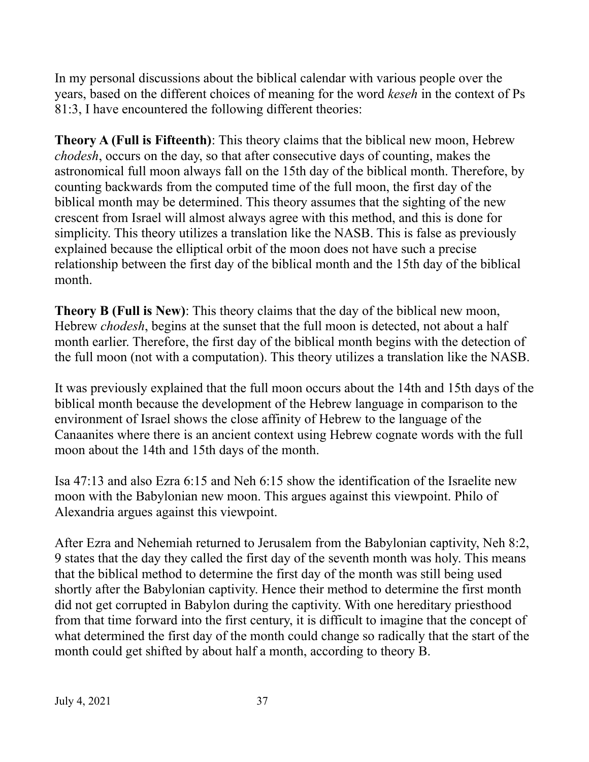In my personal discussions about the biblical calendar with various people over the years, based on the different choices of meaning for the word *keseh* in the context of Ps 81:3, I have encountered the following different theories:

**Theory A (Full is Fifteenth)**: This theory claims that the biblical new moon, Hebrew *chodesh*, occurs on the day, so that after consecutive days of counting, makes the astronomical full moon always fall on the 15th day of the biblical month. Therefore, by counting backwards from the computed time of the full moon, the first day of the biblical month may be determined. This theory assumes that the sighting of the new crescent from Israel will almost always agree with this method, and this is done for simplicity. This theory utilizes a translation like the NASB. This is false as previously explained because the elliptical orbit of the moon does not have such a precise relationship between the first day of the biblical month and the 15th day of the biblical month.

**Theory B (Full is New)**: This theory claims that the day of the biblical new moon, Hebrew *chodesh*, begins at the sunset that the full moon is detected, not about a half month earlier. Therefore, the first day of the biblical month begins with the detection of the full moon (not with a computation). This theory utilizes a translation like the NASB.

It was previously explained that the full moon occurs about the 14th and 15th days of the biblical month because the development of the Hebrew language in comparison to the environment of Israel shows the close affinity of Hebrew to the language of the Canaanites where there is an ancient context using Hebrew cognate words with the full moon about the 14th and 15th days of the month.

Isa 47:13 and also Ezra 6:15 and Neh 6:15 show the identification of the Israelite new moon with the Babylonian new moon. This argues against this viewpoint. Philo of Alexandria argues against this viewpoint.

After Ezra and Nehemiah returned to Jerusalem from the Babylonian captivity, Neh 8:2, 9 states that the day they called the first day of the seventh month was holy. This means that the biblical method to determine the first day of the month was still being used shortly after the Babylonian captivity. Hence their method to determine the first month did not get corrupted in Babylon during the captivity. With one hereditary priesthood from that time forward into the first century, it is difficult to imagine that the concept of what determined the first day of the month could change so radically that the start of the month could get shifted by about half a month, according to theory B.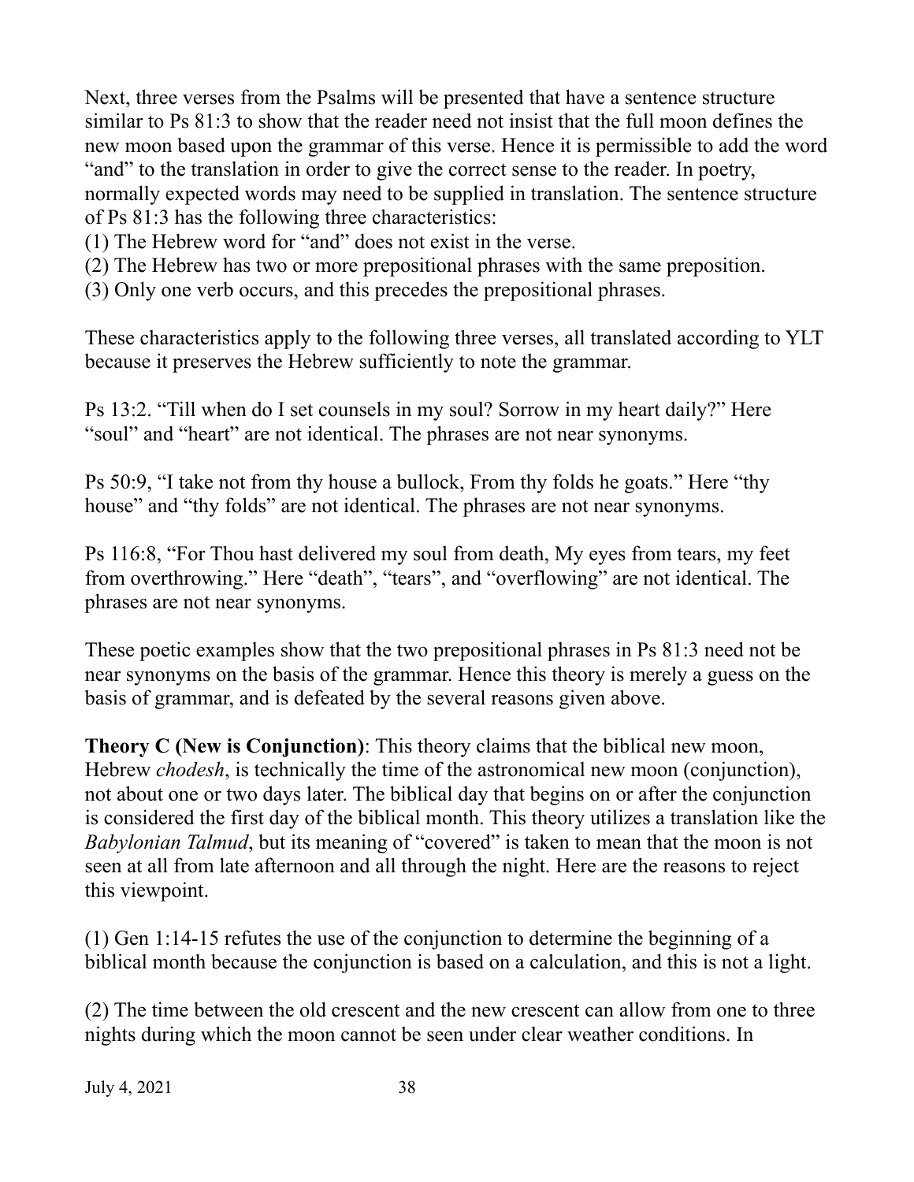Next, three verses from the Psalms will be presented that have a sentence structure similar to Ps 81:3 to show that the reader need not insist that the full moon defines the new moon based upon the grammar of this verse. Hence it is permissible to add the word "and" to the translation in order to give the correct sense to the reader. In poetry, normally expected words may need to be supplied in translation. The sentence structure of Ps 81:3 has the following three characteristics:

(1) The Hebrew word for "and" does not exist in the verse.
(2) The Hebrew has two or more prepositional phrases with the same preposition.
(3) Only one verb occurs, and this precedes the prepositional phrases.

These characteristics apply to the following three verses, all translated according to YLT because it preserves the Hebrew sufficiently to note the grammar.

Ps 13:2. "Till when do I set counsels in my soul? Sorrow in my heart daily?" Here "soul" and "heart" are not identical. The phrases are not near synonyms.

Ps 50:9, "I take not from thy house a bullock, From thy folds he goats." Here "thy house" and "thy folds" are not identical. The phrases are not near synonyms.

Ps 116:8, "For Thou hast delivered my soul from death, My eyes from tears, my feet from overthrowing." Here "death", "tears", and "overflowing" are not identical. The phrases are not near synonyms.

These poetic examples show that the two prepositional phrases in Ps 81:3 need not be near synonyms on the basis of the grammar. Hence this theory is merely a guess on the basis of grammar, and is defeated by the several reasons given above.

**Theory C (New is Conjunction)**: This theory claims that the biblical new moon, Hebrew *chodesh*, is technically the time of the astronomical new moon (conjunction), not about one or two days later. The biblical day that begins on or after the conjunction is considered the first day of the biblical month. This theory utilizes a translation like the *Babylonian Talmud*, but its meaning of "covered" is taken to mean that the moon is not seen at all from late afternoon and all through the night. Here are the reasons to reject this viewpoint.

(1) Gen 1:14-15 refutes the use of the conjunction to determine the beginning of a biblical month because the conjunction is based on a calculation, and this is not a light.

(2) The time between the old crescent and the new crescent can allow from one to three nights during which the moon cannot be seen under clear weather conditions. In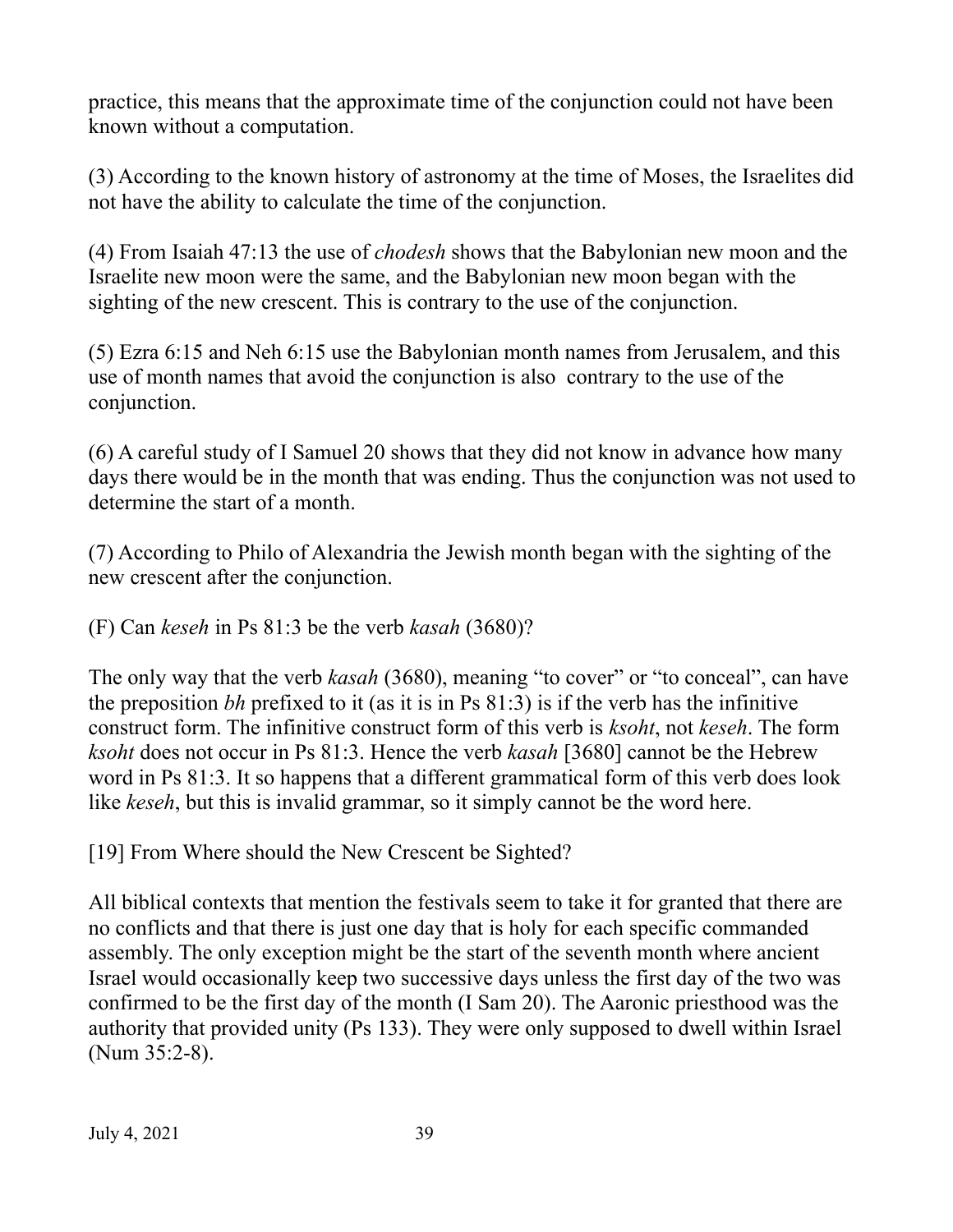practice, this means that the approximate time of the conjunction could not have been known without a computation.

(3) According to the known history of astronomy at the time of Moses, the Israelites did not have the ability to calculate the time of the conjunction.

(4) From Isaiah 47:13 the use of *chodesh* shows that the Babylonian new moon and the Israelite new moon were the same, and the Babylonian new moon began with the sighting of the new crescent. This is contrary to the use of the conjunction.

(5) Ezra 6:15 and Neh 6:15 use the Babylonian month names from Jerusalem, and this use of month names that avoid the conjunction is also  contrary to the use of the conjunction.

(6) A careful study of I Samuel 20 shows that they did not know in advance how many days there would be in the month that was ending. Thus the conjunction was not used to determine the start of a month.

(7) According to Philo of Alexandria the Jewish month began with the sighting of the new crescent after the conjunction.

(F) Can *keseh* in Ps 81:3 be the verb *kasah* (3680)?

The only way that the verb *kasah* (3680), meaning "to cover" or "to conceal", can have the preposition *bh* prefixed to it (as it is in Ps 81:3) is if the verb has the infinitive construct form. The infinitive construct form of this verb is *ksoht*, not *keseh*. The form *ksoht* does not occur in Ps 81:3. Hence the verb *kasah* [3680] cannot be the Hebrew word in Ps 81:3. It so happens that a different grammatical form of this verb does look like *keseh*, but this is invalid grammar, so it simply cannot be the word here.

[19] From Where should the New Crescent be Sighted?

All biblical contexts that mention the festivals seem to take it for granted that there are no conflicts and that there is just one day that is holy for each specific commanded assembly. The only exception might be the start of the seventh month where ancient Israel would occasionally keep two successive days unless the first day of the two was confirmed to be the first day of the month (I Sam 20). The Aaronic priesthood was the authority that provided unity (Ps 133). They were only supposed to dwell within Israel (Num 35:2-8).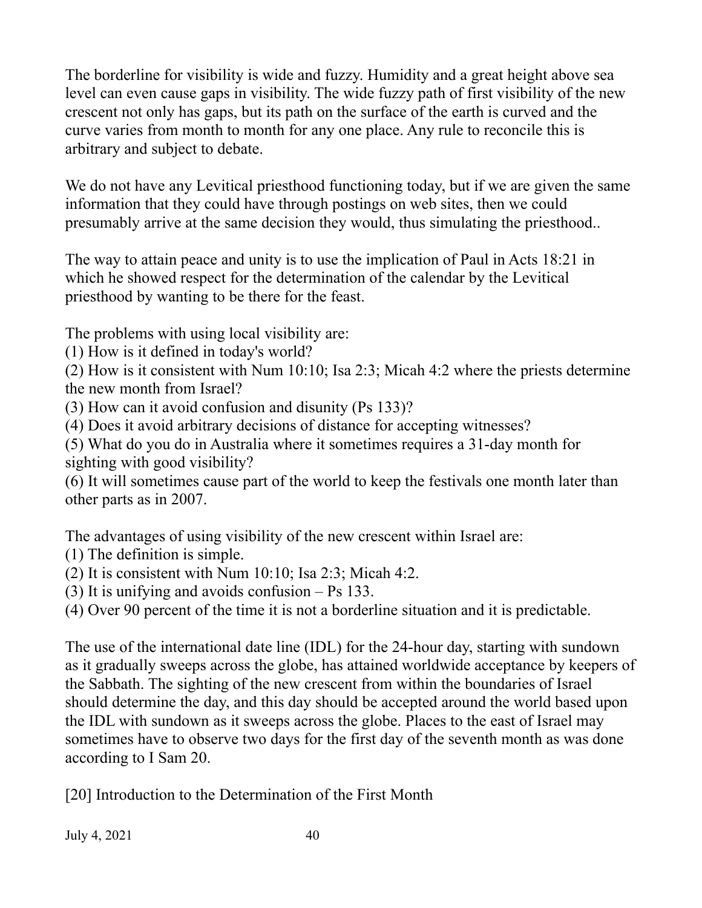The borderline for visibility is wide and fuzzy. Humidity and a great height above sea level can even cause gaps in visibility. The wide fuzzy path of first visibility of the new crescent not only has gaps, but its path on the surface of the earth is curved and the curve varies from month to month for any one place. Any rule to reconcile this is arbitrary and subject to debate.

We do not have any Levitical priesthood functioning today, but if we are given the same information that they could have through postings on web sites, then we could presumably arrive at the same decision they would, thus simulating the priesthood..

The way to attain peace and unity is to use the implication of Paul in Acts 18:21 in which he showed respect for the determination of the calendar by the Levitical priesthood by wanting to be there for the feast.

The problems with using local visibility are:
(1) How is it defined in today's world?
(2) How is it consistent with Num 10:10; Isa 2:3; Micah 4:2 where the priests determine the new month from Israel?
(3) How can it avoid confusion and disunity (Ps 133)?
(4) Does it avoid arbitrary decisions of distance for accepting witnesses?
(5) What do you do in Australia where it sometimes requires a 31-day month for sighting with good visibility?
(6) It will sometimes cause part of the world to keep the festivals one month later than other parts as in 2007.

The advantages of using visibility of the new crescent within Israel are:
(1) The definition is simple.
(2) It is consistent with Num 10:10; Isa 2:3; Micah 4:2.
(3) It is unifying and avoids confusion – Ps 133.
(4) Over 90 percent of the time it is not a borderline situation and it is predictable.

The use of the international date line (IDL) for the 24-hour day, starting with sundown as it gradually sweeps across the globe, has attained worldwide acceptance by keepers of the Sabbath. The sighting of the new crescent from within the boundaries of Israel should determine the day, and this day should be accepted around the world based upon the IDL with sundown as it sweeps across the globe. Places to the east of Israel may sometimes have to observe two days for the first day of the seventh month as was done according to I Sam 20.

## [20] Introduction to the Determination of the First Month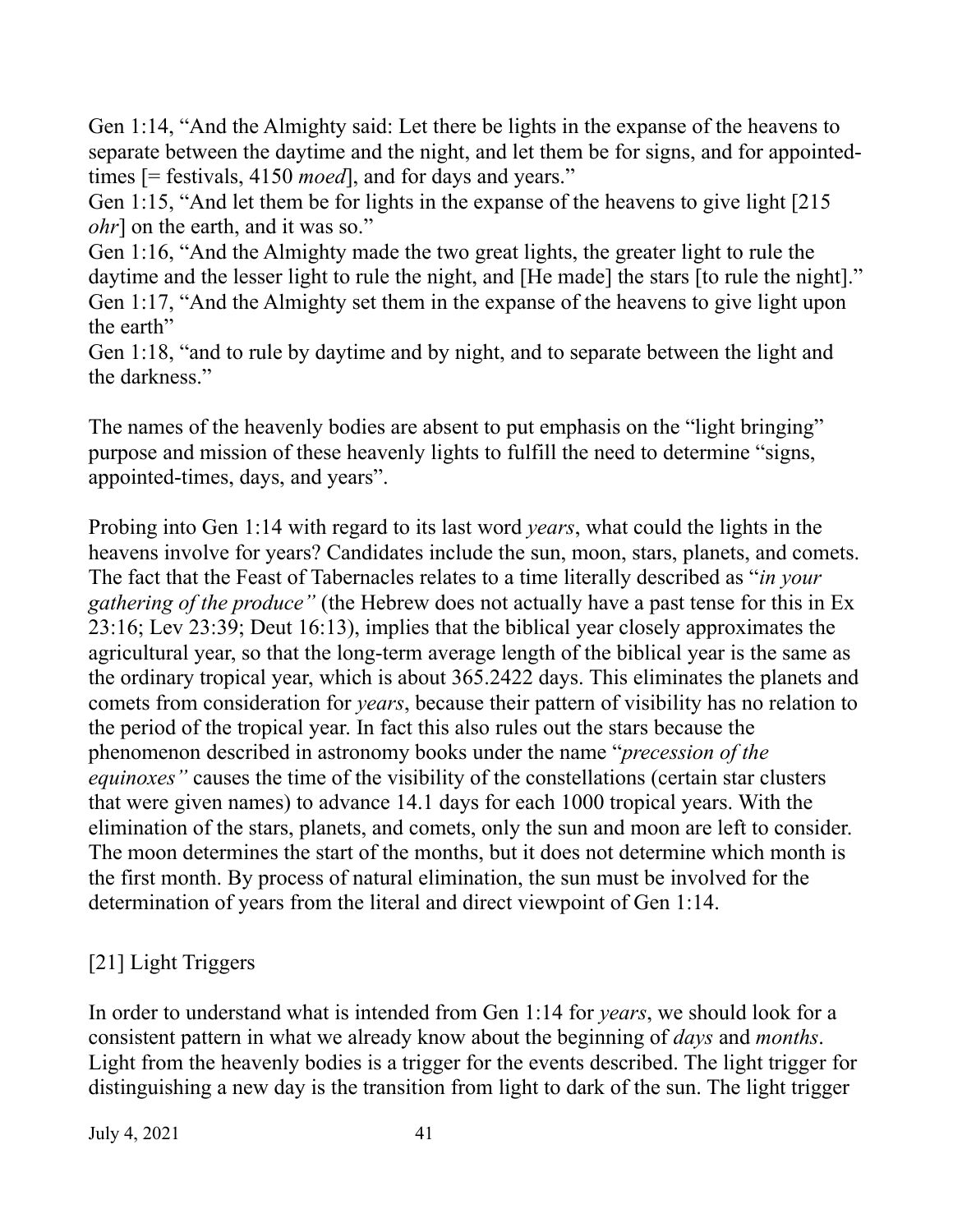Gen 1:14, "And the Almighty said: Let there be lights in the expanse of the heavens to separate between the daytime and the night, and let them be for signs, and for appointed-times [= festivals, 4150 *moed*], and for days and years."
Gen 1:15, "And let them be for lights in the expanse of the heavens to give light [215 *ohr*] on the earth, and it was so."
Gen 1:16, "And the Almighty made the two great lights, the greater light to rule the daytime and the lesser light to rule the night, and [He made] the stars [to rule the night]."
Gen 1:17, "And the Almighty set them in the expanse of the heavens to give light upon the earth"
Gen 1:18, "and to rule by daytime and by night, and to separate between the light and the darkness."

The names of the heavenly bodies are absent to put emphasis on the "light bringing" purpose and mission of these heavenly lights to fulfill the need to determine "signs, appointed-times, days, and years".

Probing into Gen 1:14 with regard to its last word *years*, what could the lights in the heavens involve for years? Candidates include the sun, moon, stars, planets, and comets. The fact that the Feast of Tabernacles relates to a time literally described as "*in your gathering of the produce"* (the Hebrew does not actually have a past tense for this in Ex 23:16; Lev 23:39; Deut 16:13), implies that the biblical year closely approximates the agricultural year, so that the long-term average length of the biblical year is the same as the ordinary tropical year, which is about 365.2422 days. This eliminates the planets and comets from consideration for *years*, because their pattern of visibility has no relation to the period of the tropical year. In fact this also rules out the stars because the phenomenon described in astronomy books under the name "*precession of the equinoxes"* causes the time of the visibility of the constellations (certain star clusters that were given names) to advance 14.1 days for each 1000 tropical years. With the elimination of the stars, planets, and comets, only the sun and moon are left to consider. The moon determines the start of the months, but it does not determine which month is the first month. By process of natural elimination, the sun must be involved for the determination of years from the literal and direct viewpoint of Gen 1:14.

## [21] Light Triggers

In order to understand what is intended from Gen 1:14 for *years*, we should look for a consistent pattern in what we already know about the beginning of *days* and *months*. Light from the heavenly bodies is a trigger for the events described. The light trigger for distinguishing a new day is the transition from light to dark of the sun. The light trigger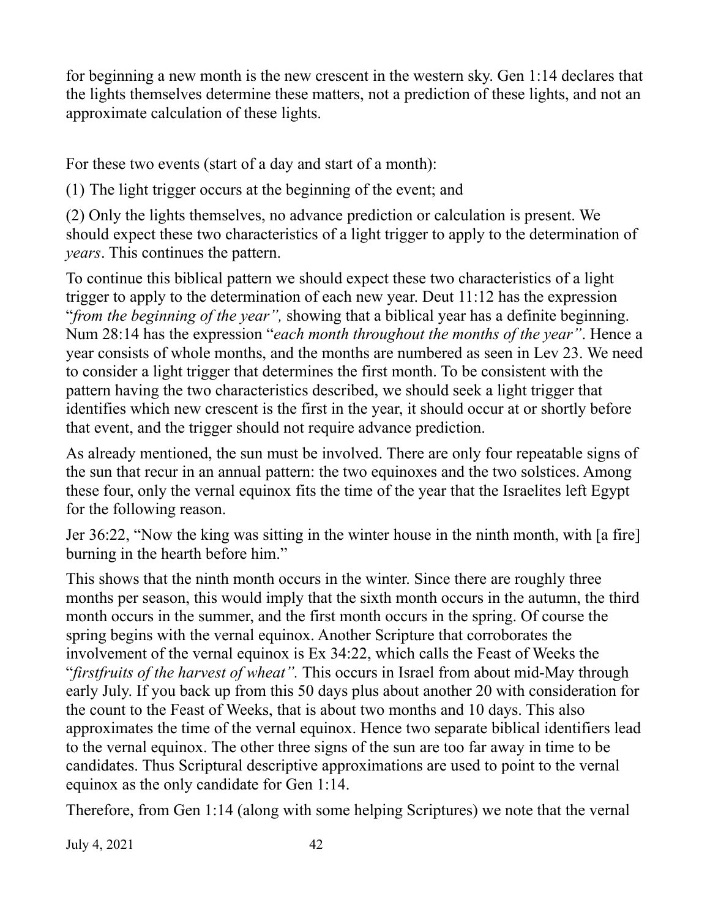for beginning a new month is the new crescent in the western sky. Gen 1:14 declares that the lights themselves determine these matters, not a prediction of these lights, and not an approximate calculation of these lights.

For these two events (start of a day and start of a month):

(1) The light trigger occurs at the beginning of the event; and

(2) Only the lights themselves, no advance prediction or calculation is present. We should expect these two characteristics of a light trigger to apply to the determination of *years*. This continues the pattern.

To continue this biblical pattern we should expect these two characteristics of a light trigger to apply to the determination of each new year. Deut 11:12 has the expression "*from the beginning of the year",* showing that a biblical year has a definite beginning. Num 28:14 has the expression "*each month throughout the months of the year"*. Hence a year consists of whole months, and the months are numbered as seen in Lev 23. We need to consider a light trigger that determines the first month. To be consistent with the pattern having the two characteristics described, we should seek a light trigger that identifies which new crescent is the first in the year, it should occur at or shortly before that event, and the trigger should not require advance prediction.

As already mentioned, the sun must be involved. There are only four repeatable signs of the sun that recur in an annual pattern: the two equinoxes and the two solstices. Among these four, only the vernal equinox fits the time of the year that the Israelites left Egypt for the following reason.

Jer 36:22, "Now the king was sitting in the winter house in the ninth month, with [a fire] burning in the hearth before him."

This shows that the ninth month occurs in the winter. Since there are roughly three months per season, this would imply that the sixth month occurs in the autumn, the third month occurs in the summer, and the first month occurs in the spring. Of course the spring begins with the vernal equinox. Another Scripture that corroborates the involvement of the vernal equinox is Ex 34:22, which calls the Feast of Weeks the "*firstfruits of the harvest of wheat".* This occurs in Israel from about mid-May through early July. If you back up from this 50 days plus about another 20 with consideration for the count to the Feast of Weeks, that is about two months and 10 days. This also approximates the time of the vernal equinox. Hence two separate biblical identifiers lead to the vernal equinox. The other three signs of the sun are too far away in time to be candidates. Thus Scriptural descriptive approximations are used to point to the vernal equinox as the only candidate for Gen 1:14.

Therefore, from Gen 1:14 (along with some helping Scriptures) we note that the vernal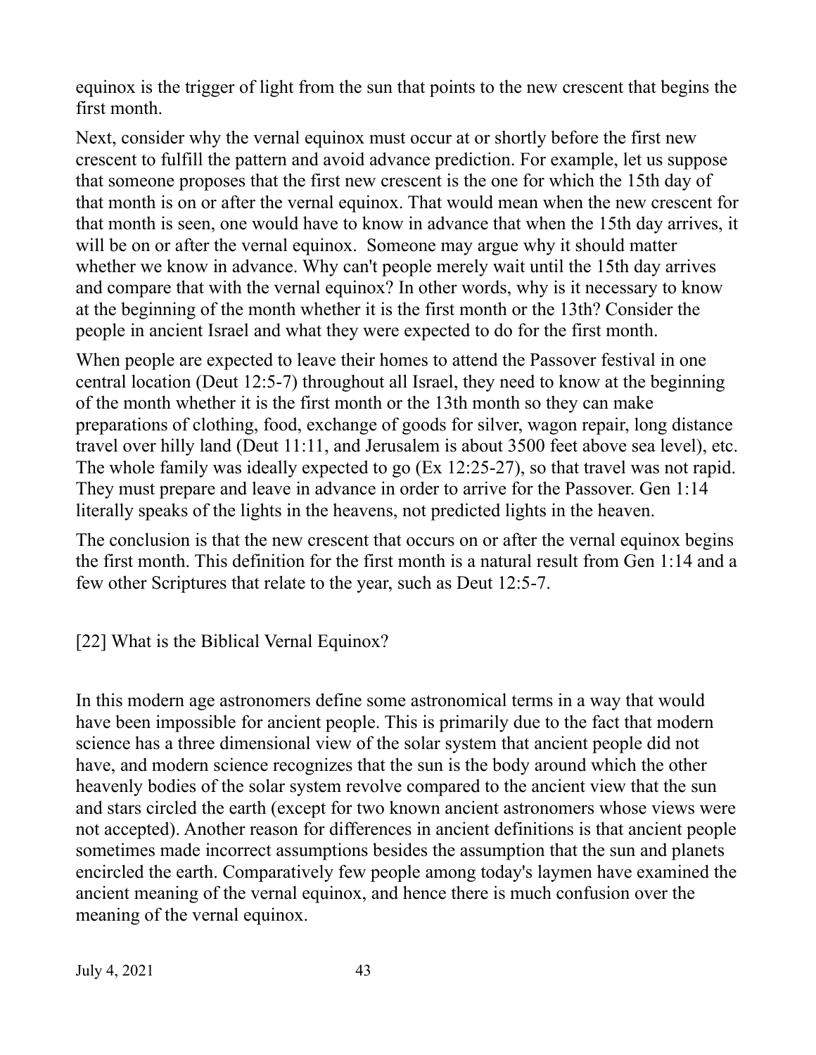equinox is the trigger of light from the sun that points to the new crescent that begins the first month.

Next, consider why the vernal equinox must occur at or shortly before the first new crescent to fulfill the pattern and avoid advance prediction. For example, let us suppose that someone proposes that the first new crescent is the one for which the 15th day of that month is on or after the vernal equinox. That would mean when the new crescent for that month is seen, one would have to know in advance that when the 15th day arrives, it will be on or after the vernal equinox. Someone may argue why it should matter whether we know in advance. Why can't people merely wait until the 15th day arrives and compare that with the vernal equinox? In other words, why is it necessary to know at the beginning of the month whether it is the first month or the 13th? Consider the people in ancient Israel and what they were expected to do for the first month.

When people are expected to leave their homes to attend the Passover festival in one central location (Deut 12:5-7) throughout all Israel, they need to know at the beginning of the month whether it is the first month or the 13th month so they can make preparations of clothing, food, exchange of goods for silver, wagon repair, long distance travel over hilly land (Deut 11:11, and Jerusalem is about 3500 feet above sea level), etc. The whole family was ideally expected to go (Ex 12:25-27), so that travel was not rapid. They must prepare and leave in advance in order to arrive for the Passover. Gen 1:14 literally speaks of the lights in the heavens, not predicted lights in the heaven.

The conclusion is that the new crescent that occurs on or after the vernal equinox begins the first month. This definition for the first month is a natural result from Gen 1:14 and a few other Scriptures that relate to the year, such as Deut 12:5-7.

## [22] What is the Biblical Vernal Equinox?

In this modern age astronomers define some astronomical terms in a way that would have been impossible for ancient people. This is primarily due to the fact that modern science has a three dimensional view of the solar system that ancient people did not have, and modern science recognizes that the sun is the body around which the other heavenly bodies of the solar system revolve compared to the ancient view that the sun and stars circled the earth (except for two known ancient astronomers whose views were not accepted). Another reason for differences in ancient definitions is that ancient people sometimes made incorrect assumptions besides the assumption that the sun and planets encircled the earth. Comparatively few people among today's laymen have examined the ancient meaning of the vernal equinox, and hence there is much confusion over the meaning of the vernal equinox.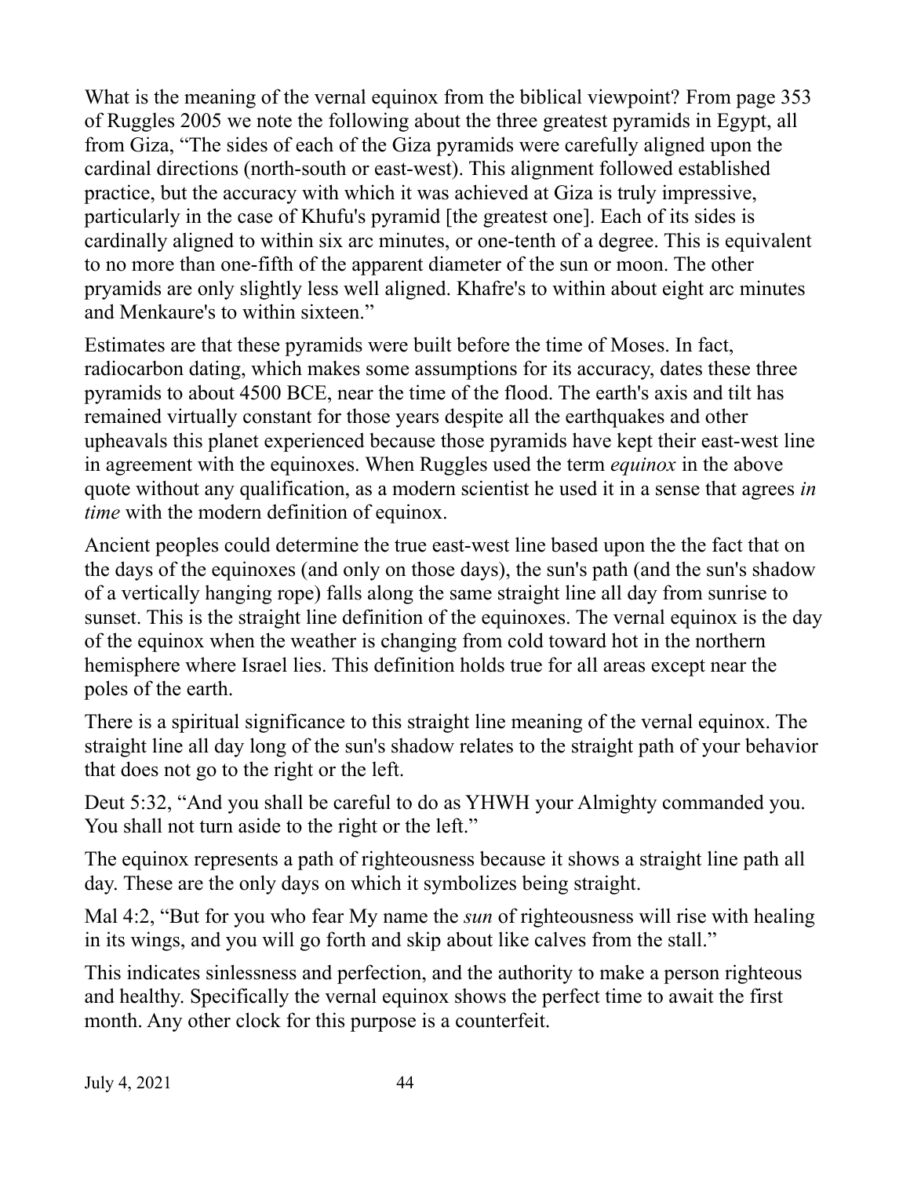What is the meaning of the vernal equinox from the biblical viewpoint? From page 353 of Ruggles 2005 we note the following about the three greatest pyramids in Egypt, all from Giza, "The sides of each of the Giza pyramids were carefully aligned upon the cardinal directions (north-south or east-west). This alignment followed established practice, but the accuracy with which it was achieved at Giza is truly impressive, particularly in the case of Khufu's pyramid [the greatest one]. Each of its sides is cardinally aligned to within six arc minutes, or one-tenth of a degree. This is equivalent to no more than one-fifth of the apparent diameter of the sun or moon. The other pryamids are only slightly less well aligned. Khafre's to within about eight arc minutes and Menkaure's to within sixteen."

Estimates are that these pyramids were built before the time of Moses. In fact, radiocarbon dating, which makes some assumptions for its accuracy, dates these three pyramids to about 4500 BCE, near the time of the flood. The earth's axis and tilt has remained virtually constant for those years despite all the earthquakes and other upheavals this planet experienced because those pyramids have kept their east-west line in agreement with the equinoxes. When Ruggles used the term *equinox* in the above quote without any qualification, as a modern scientist he used it in a sense that agrees *in time* with the modern definition of equinox.

Ancient peoples could determine the true east-west line based upon the the fact that on the days of the equinoxes (and only on those days), the sun's path (and the sun's shadow of a vertically hanging rope) falls along the same straight line all day from sunrise to sunset. This is the straight line definition of the equinoxes. The vernal equinox is the day of the equinox when the weather is changing from cold toward hot in the northern hemisphere where Israel lies. This definition holds true for all areas except near the poles of the earth.

There is a spiritual significance to this straight line meaning of the vernal equinox. The straight line all day long of the sun's shadow relates to the straight path of your behavior that does not go to the right or the left.

Deut 5:32, "And you shall be careful to do as YHWH your Almighty commanded you. You shall not turn aside to the right or the left."

The equinox represents a path of righteousness because it shows a straight line path all day. These are the only days on which it symbolizes being straight.

Mal 4:2, "But for you who fear My name the *sun* of righteousness will rise with healing in its wings, and you will go forth and skip about like calves from the stall."

This indicates sinlessness and perfection, and the authority to make a person righteous and healthy. Specifically the vernal equinox shows the perfect time to await the first month. Any other clock for this purpose is a counterfeit.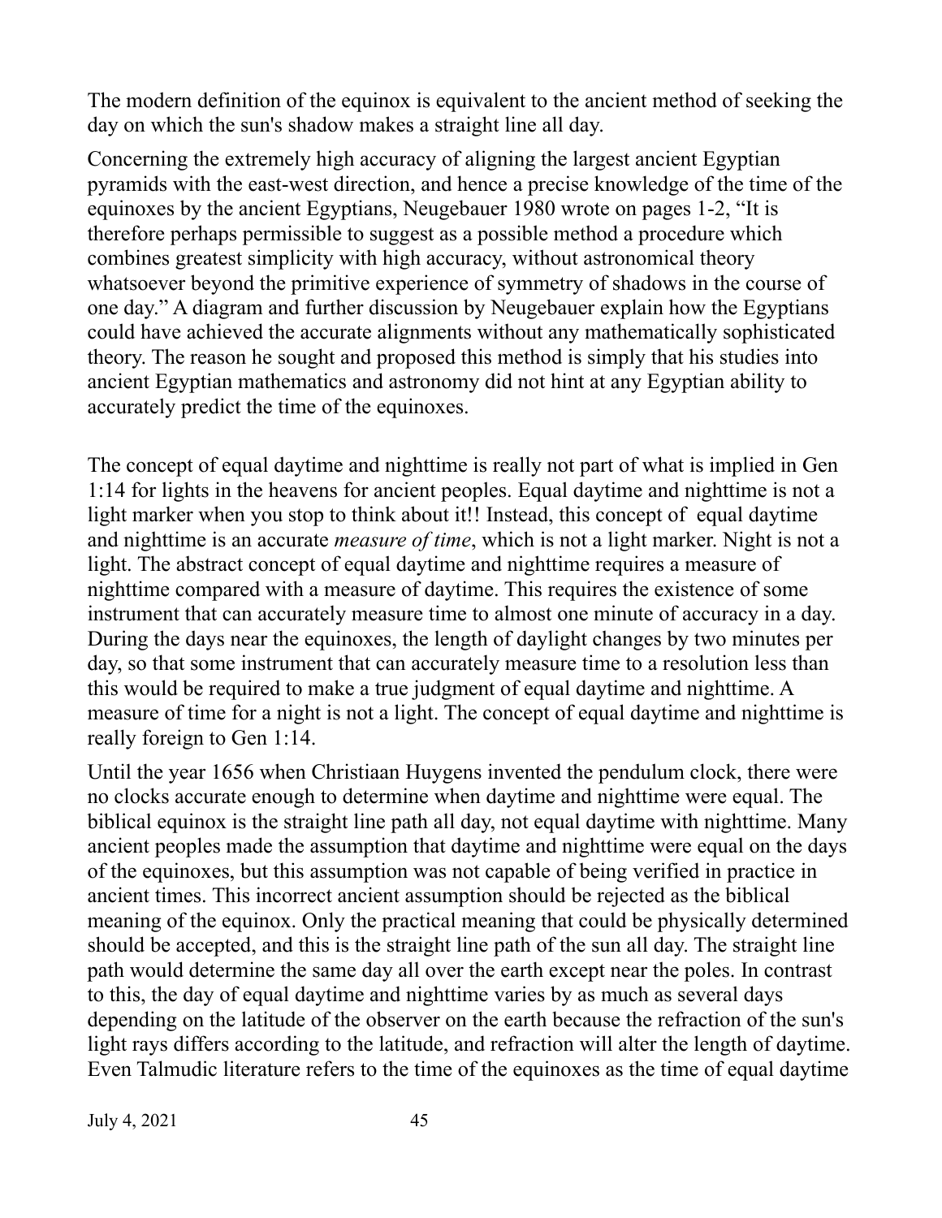The modern definition of the equinox is equivalent to the ancient method of seeking the day on which the sun's shadow makes a straight line all day.

Concerning the extremely high accuracy of aligning the largest ancient Egyptian pyramids with the east-west direction, and hence a precise knowledge of the time of the equinoxes by the ancient Egyptians, Neugebauer 1980 wrote on pages 1-2, "It is therefore perhaps permissible to suggest as a possible method a procedure which combines greatest simplicity with high accuracy, without astronomical theory whatsoever beyond the primitive experience of symmetry of shadows in the course of one day." A diagram and further discussion by Neugebauer explain how the Egyptians could have achieved the accurate alignments without any mathematically sophisticated theory. The reason he sought and proposed this method is simply that his studies into ancient Egyptian mathematics and astronomy did not hint at any Egyptian ability to accurately predict the time of the equinoxes.

The concept of equal daytime and nighttime is really not part of what is implied in Gen 1:14 for lights in the heavens for ancient peoples. Equal daytime and nighttime is not a light marker when you stop to think about it!! Instead, this concept of equal daytime and nighttime is an accurate *measure of time*, which is not a light marker. Night is not a light. The abstract concept of equal daytime and nighttime requires a measure of nighttime compared with a measure of daytime. This requires the existence of some instrument that can accurately measure time to almost one minute of accuracy in a day. During the days near the equinoxes, the length of daylight changes by two minutes per day, so that some instrument that can accurately measure time to a resolution less than this would be required to make a true judgment of equal daytime and nighttime. A measure of time for a night is not a light. The concept of equal daytime and nighttime is really foreign to Gen 1:14.

Until the year 1656 when Christiaan Huygens invented the pendulum clock, there were no clocks accurate enough to determine when daytime and nighttime were equal. The biblical equinox is the straight line path all day, not equal daytime with nighttime. Many ancient peoples made the assumption that daytime and nighttime were equal on the days of the equinoxes, but this assumption was not capable of being verified in practice in ancient times. This incorrect ancient assumption should be rejected as the biblical meaning of the equinox. Only the practical meaning that could be physically determined should be accepted, and this is the straight line path of the sun all day. The straight line path would determine the same day all over the earth except near the poles. In contrast to this, the day of equal daytime and nighttime varies by as much as several days depending on the latitude of the observer on the earth because the refraction of the sun's light rays differs according to the latitude, and refraction will alter the length of daytime. Even Talmudic literature refers to the time of the equinoxes as the time of equal daytime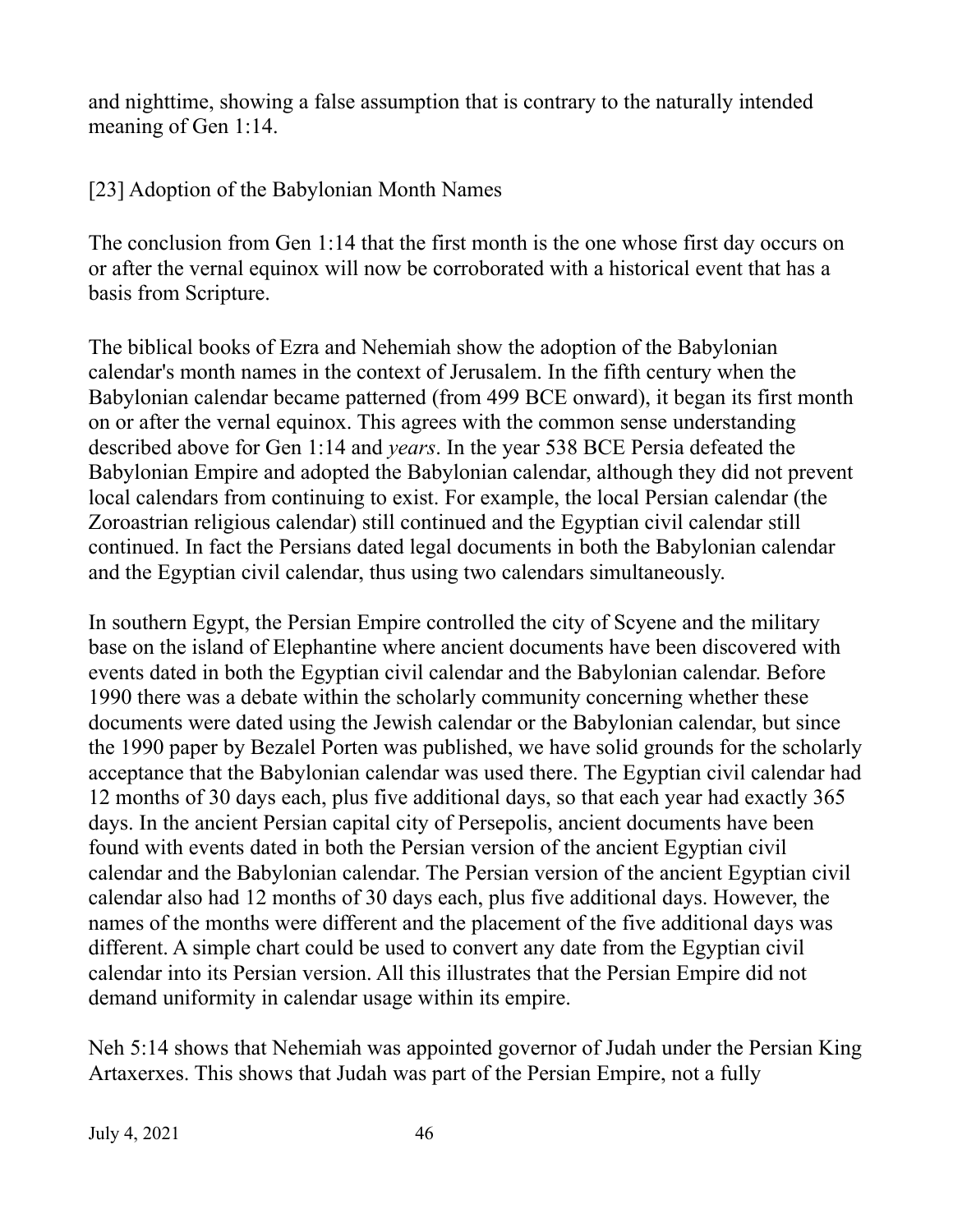and nighttime, showing a false assumption that is contrary to the naturally intended meaning of Gen 1:14.

## [23] Adoption of the Babylonian Month Names

The conclusion from Gen 1:14 that the first month is the one whose first day occurs on or after the vernal equinox will now be corroborated with a historical event that has a basis from Scripture.

The biblical books of Ezra and Nehemiah show the adoption of the Babylonian calendar's month names in the context of Jerusalem. In the fifth century when the Babylonian calendar became patterned (from 499 BCE onward), it began its first month on or after the vernal equinox. This agrees with the common sense understanding described above for Gen 1:14 and *years*. In the year 538 BCE Persia defeated the Babylonian Empire and adopted the Babylonian calendar, although they did not prevent local calendars from continuing to exist. For example, the local Persian calendar (the Zoroastrian religious calendar) still continued and the Egyptian civil calendar still continued. In fact the Persians dated legal documents in both the Babylonian calendar and the Egyptian civil calendar, thus using two calendars simultaneously.

In southern Egypt, the Persian Empire controlled the city of Scyene and the military base on the island of Elephantine where ancient documents have been discovered with events dated in both the Egyptian civil calendar and the Babylonian calendar. Before 1990 there was a debate within the scholarly community concerning whether these documents were dated using the Jewish calendar or the Babylonian calendar, but since the 1990 paper by Bezalel Porten was published, we have solid grounds for the scholarly acceptance that the Babylonian calendar was used there. The Egyptian civil calendar had 12 months of 30 days each, plus five additional days, so that each year had exactly 365 days. In the ancient Persian capital city of Persepolis, ancient documents have been found with events dated in both the Persian version of the ancient Egyptian civil calendar and the Babylonian calendar. The Persian version of the ancient Egyptian civil calendar also had 12 months of 30 days each, plus five additional days. However, the names of the months were different and the placement of the five additional days was different. A simple chart could be used to convert any date from the Egyptian civil calendar into its Persian version. All this illustrates that the Persian Empire did not demand uniformity in calendar usage within its empire.

Neh 5:14 shows that Nehemiah was appointed governor of Judah under the Persian King Artaxerxes. This shows that Judah was part of the Persian Empire, not a fully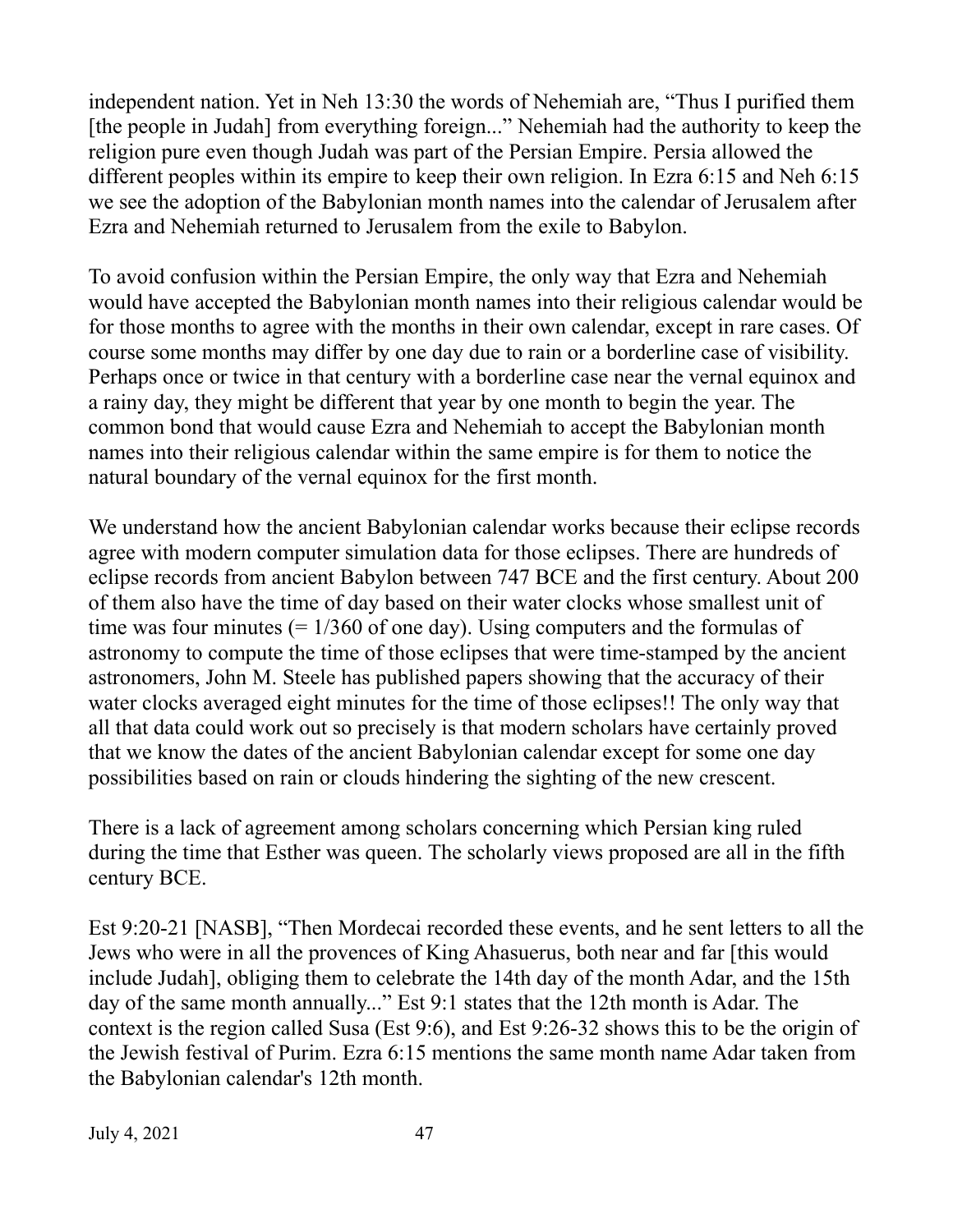independent nation. Yet in Neh 13:30 the words of Nehemiah are, "Thus I purified them [the people in Judah] from everything foreign..." Nehemiah had the authority to keep the religion pure even though Judah was part of the Persian Empire. Persia allowed the different peoples within its empire to keep their own religion. In Ezra 6:15 and Neh 6:15 we see the adoption of the Babylonian month names into the calendar of Jerusalem after Ezra and Nehemiah returned to Jerusalem from the exile to Babylon.

To avoid confusion within the Persian Empire, the only way that Ezra and Nehemiah would have accepted the Babylonian month names into their religious calendar would be for those months to agree with the months in their own calendar, except in rare cases. Of course some months may differ by one day due to rain or a borderline case of visibility. Perhaps once or twice in that century with a borderline case near the vernal equinox and a rainy day, they might be different that year by one month to begin the year. The common bond that would cause Ezra and Nehemiah to accept the Babylonian month names into their religious calendar within the same empire is for them to notice the natural boundary of the vernal equinox for the first month.

We understand how the ancient Babylonian calendar works because their eclipse records agree with modern computer simulation data for those eclipses. There are hundreds of eclipse records from ancient Babylon between 747 BCE and the first century. About 200 of them also have the time of day based on their water clocks whose smallest unit of time was four minutes (= 1/360 of one day). Using computers and the formulas of astronomy to compute the time of those eclipses that were time-stamped by the ancient astronomers, John M. Steele has published papers showing that the accuracy of their water clocks averaged eight minutes for the time of those eclipses!! The only way that all that data could work out so precisely is that modern scholars have certainly proved that we know the dates of the ancient Babylonian calendar except for some one day possibilities based on rain or clouds hindering the sighting of the new crescent.

There is a lack of agreement among scholars concerning which Persian king ruled during the time that Esther was queen. The scholarly views proposed are all in the fifth century BCE.

Est 9:20-21 [NASB], "Then Mordecai recorded these events, and he sent letters to all the Jews who were in all the provences of King Ahasuerus, both near and far [this would include Judah], obliging them to celebrate the 14th day of the month Adar, and the 15th day of the same month annually..." Est 9:1 states that the 12th month is Adar. The context is the region called Susa (Est 9:6), and Est 9:26-32 shows this to be the origin of the Jewish festival of Purim. Ezra 6:15 mentions the same month name Adar taken from the Babylonian calendar's 12th month.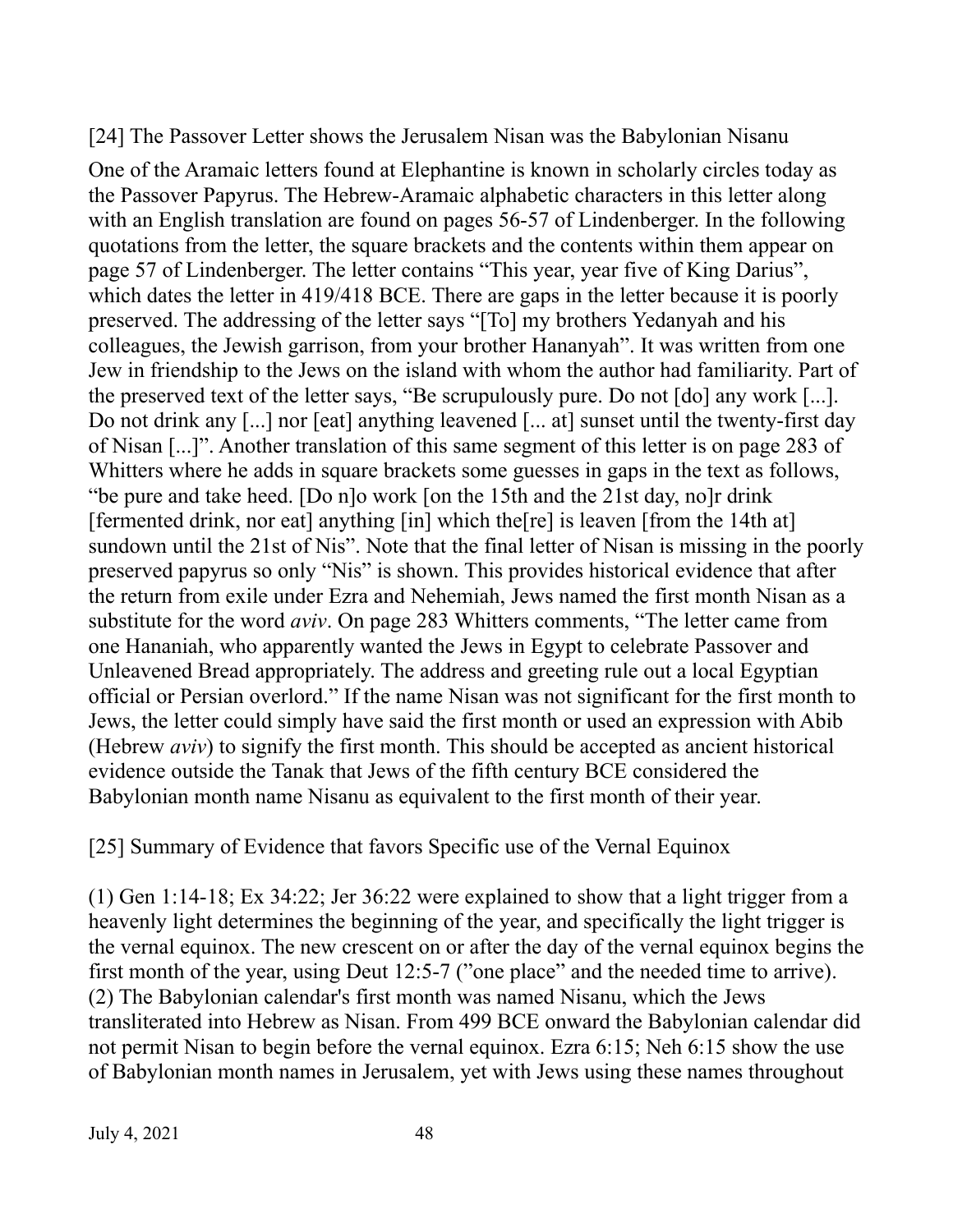## [24] The Passover Letter shows the Jerusalem Nisan was the Babylonian Nisanu

One of the Aramaic letters found at Elephantine is known in scholarly circles today as the Passover Papyrus. The Hebrew-Aramaic alphabetic characters in this letter along with an English translation are found on pages 56-57 of Lindenberger. In the following quotations from the letter, the square brackets and the contents within them appear on page 57 of Lindenberger. The letter contains "This year, year five of King Darius", which dates the letter in 419/418 BCE. There are gaps in the letter because it is poorly preserved. The addressing of the letter says "[To] my brothers Yedanyah and his colleagues, the Jewish garrison, from your brother Hananyah". It was written from one Jew in friendship to the Jews on the island with whom the author had familiarity. Part of the preserved text of the letter says, "Be scrupulously pure. Do not [do] any work [...]. Do not drink any [...] nor [eat] anything leavened [... at] sunset until the twenty-first day of Nisan [...]". Another translation of this same segment of this letter is on page 283 of Whitters where he adds in square brackets some guesses in gaps in the text as follows, "be pure and take heed. [Do n]o work [on the 15th and the 21st day, no]r drink [fermented drink, nor eat] anything [in] which the[re] is leaven [from the 14th at] sundown until the 21st of Nis". Note that the final letter of Nisan is missing in the poorly preserved papyrus so only "Nis" is shown. This provides historical evidence that after the return from exile under Ezra and Nehemiah, Jews named the first month Nisan as a substitute for the word *aviv*. On page 283 Whitters comments, "The letter came from one Hananiah, who apparently wanted the Jews in Egypt to celebrate Passover and Unleavened Bread appropriately. The address and greeting rule out a local Egyptian official or Persian overlord." If the name Nisan was not significant for the first month to Jews, the letter could simply have said the first month or used an expression with Abib (Hebrew *aviv*) to signify the first month. This should be accepted as ancient historical evidence outside the Tanak that Jews of the fifth century BCE considered the Babylonian month name Nisanu as equivalent to the first month of their year.

## [25] Summary of Evidence that favors Specific use of the Vernal Equinox

(1) Gen 1:14-18; Ex 34:22; Jer 36:22 were explained to show that a light trigger from a heavenly light determines the beginning of the year, and specifically the light trigger is the vernal equinox. The new crescent on or after the day of the vernal equinox begins the first month of the year, using Deut 12:5-7 ("one place" and the needed time to arrive).
(2) The Babylonian calendar's first month was named Nisanu, which the Jews transliterated into Hebrew as Nisan. From 499 BCE onward the Babylonian calendar did not permit Nisan to begin before the vernal equinox. Ezra 6:15; Neh 6:15 show the use of Babylonian month names in Jerusalem, yet with Jews using these names throughout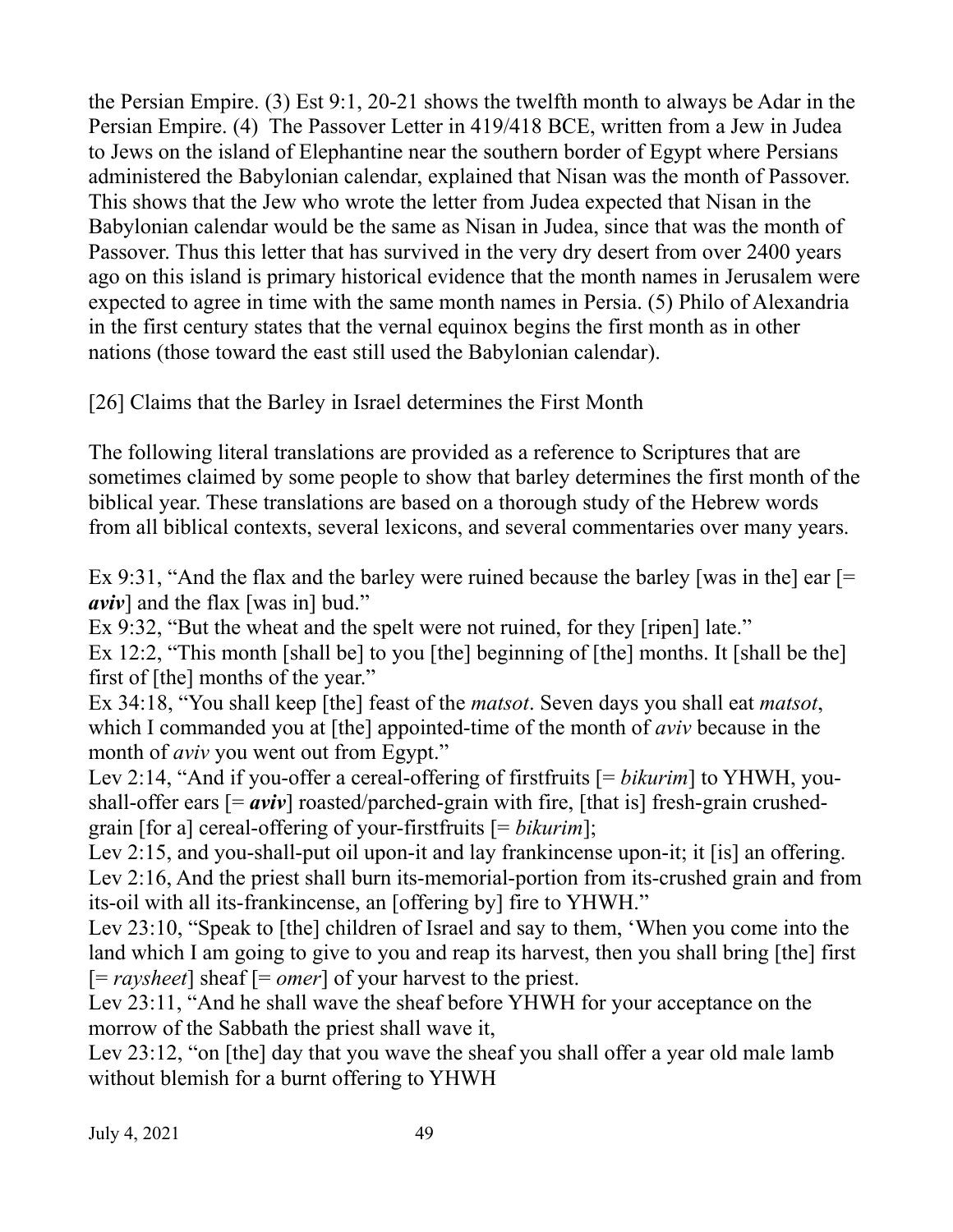the Persian Empire. (3) Est 9:1, 20-21 shows the twelfth month to always be Adar in the Persian Empire. (4) The Passover Letter in 419/418 BCE, written from a Jew in Judea to Jews on the island of Elephantine near the southern border of Egypt where Persians administered the Babylonian calendar, explained that Nisan was the month of Passover. This shows that the Jew who wrote the letter from Judea expected that Nisan in the Babylonian calendar would be the same as Nisan in Judea, since that was the month of Passover. Thus this letter that has survived in the very dry desert from over 2400 years ago on this island is primary historical evidence that the month names in Jerusalem were expected to agree in time with the same month names in Persia. (5) Philo of Alexandria in the first century states that the vernal equinox begins the first month as in other nations (those toward the east still used the Babylonian calendar).

[26] Claims that the Barley in Israel determines the First Month

The following literal translations are provided as a reference to Scriptures that are sometimes claimed by some people to show that barley determines the first month of the biblical year. These translations are based on a thorough study of the Hebrew words from all biblical contexts, several lexicons, and several commentaries over many years.

Ex 9:31, "And the flax and the barley were ruined because the barley [was in the] ear [= ***aviv***] and the flax [was in] bud."
Ex 9:32, "But the wheat and the spelt were not ruined, for they [ripen] late."
Ex 12:2, "This month [shall be] to you [the] beginning of [the] months. It [shall be the] first of [the] months of the year."
Ex 34:18, "You shall keep [the] feast of the *matsot*. Seven days you shall eat *matsot*, which I commanded you at [the] appointed-time of the month of *aviv* because in the month of *aviv* you went out from Egypt."
Lev 2:14, "And if you-offer a cereal-offering of firstfruits [= *bikurim*] to YHWH, you-shall-offer ears [= ***aviv***] roasted/parched-grain with fire, [that is] fresh-grain crushed-grain [for a] cereal-offering of your-firstfruits [= *bikurim*];
Lev 2:15, and you-shall-put oil upon-it and lay frankincense upon-it; it [is] an offering.
Lev 2:16, And the priest shall burn its-memorial-portion from its-crushed grain and from its-oil with all its-frankincense, an [offering by] fire to YHWH."
Lev 23:10, "Speak to [the] children of Israel and say to them, 'When you come into the land which I am going to give to you and reap its harvest, then you shall bring [the] first [= *raysheet*] sheaf [= *omer*] of your harvest to the priest.
Lev 23:11, "And he shall wave the sheaf before YHWH for your acceptance on the morrow of the Sabbath the priest shall wave it,
Lev 23:12, "on [the] day that you wave the sheaf you shall offer a year old male lamb without blemish for a burnt offering to YHWH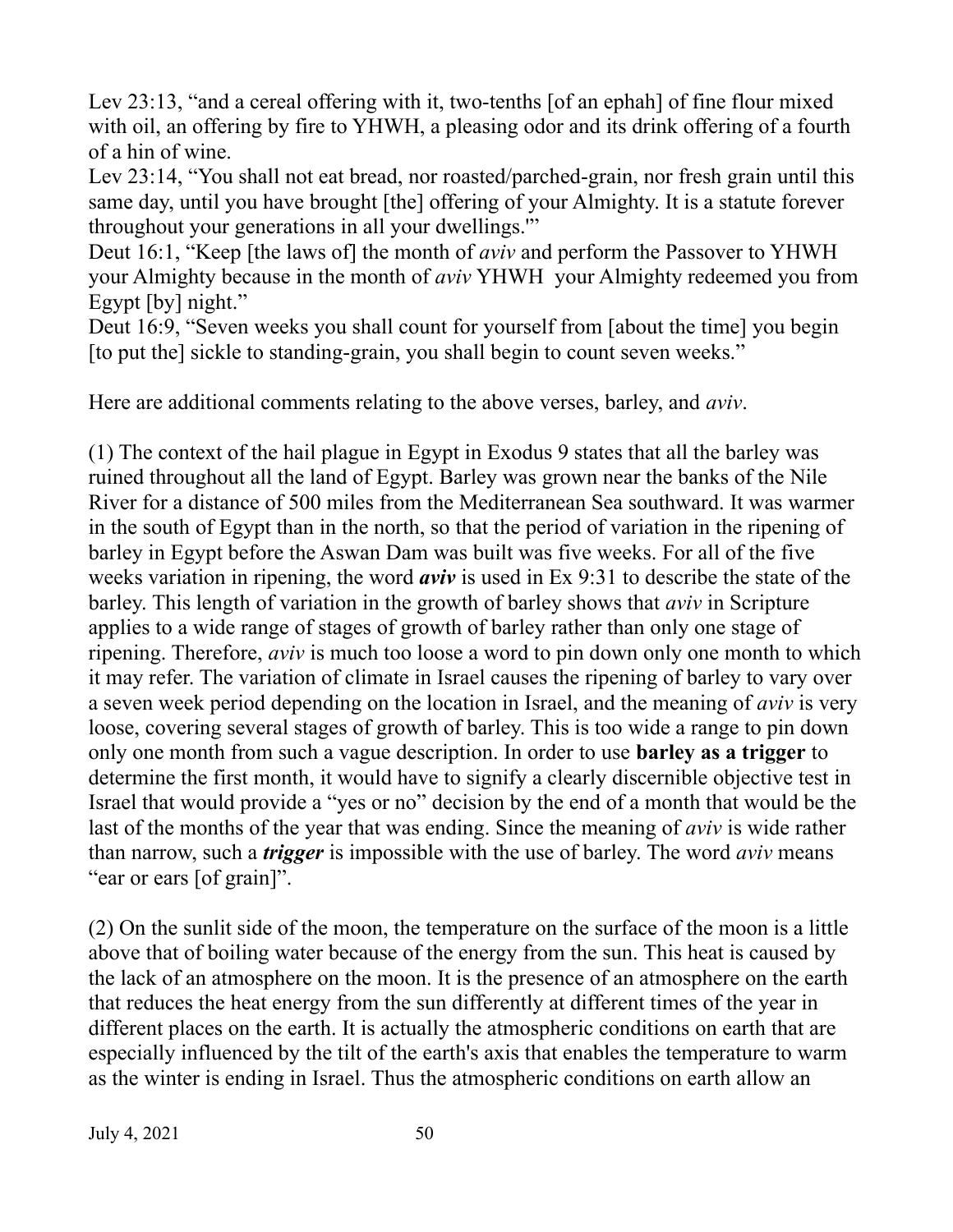Lev 23:13, "and a cereal offering with it, two-tenths [of an ephah] of fine flour mixed with oil, an offering by fire to YHWH, a pleasing odor and its drink offering of a fourth of a hin of wine.
Lev 23:14, "You shall not eat bread, nor roasted/parched-grain, nor fresh grain until this same day, until you have brought [the] offering of your Almighty. It is a statute forever throughout your generations in all your dwellings.'"
Deut 16:1, "Keep [the laws of] the month of *aviv* and perform the Passover to YHWH your Almighty because in the month of *aviv* YHWH your Almighty redeemed you from Egypt [by] night."
Deut 16:9, "Seven weeks you shall count for yourself from [about the time] you begin [to put the] sickle to standing-grain, you shall begin to count seven weeks."

Here are additional comments relating to the above verses, barley, and *aviv*.

(1) The context of the hail plague in Egypt in Exodus 9 states that all the barley was ruined throughout all the land of Egypt. Barley was grown near the banks of the Nile River for a distance of 500 miles from the Mediterranean Sea southward. It was warmer in the south of Egypt than in the north, so that the period of variation in the ripening of barley in Egypt before the Aswan Dam was built was five weeks. For all of the five weeks variation in ripening, the word ***aviv*** is used in Ex 9:31 to describe the state of the barley. This length of variation in the growth of barley shows that *aviv* in Scripture applies to a wide range of stages of growth of barley rather than only one stage of ripening. Therefore, *aviv* is much too loose a word to pin down only one month to which it may refer. The variation of climate in Israel causes the ripening of barley to vary over a seven week period depending on the location in Israel, and the meaning of *aviv* is very loose, covering several stages of growth of barley. This is too wide a range to pin down only one month from such a vague description. In order to use **barley as a trigger** to determine the first month, it would have to signify a clearly discernible objective test in Israel that would provide a "yes or no" decision by the end of a month that would be the last of the months of the year that was ending. Since the meaning of *aviv* is wide rather than narrow, such a ***trigger*** is impossible with the use of barley. The word *aviv* means "ear or ears [of grain]".

(2) On the sunlit side of the moon, the temperature on the surface of the moon is a little above that of boiling water because of the energy from the sun. This heat is caused by the lack of an atmosphere on the moon. It is the presence of an atmosphere on the earth that reduces the heat energy from the sun differently at different times of the year in different places on the earth. It is actually the atmospheric conditions on earth that are especially influenced by the tilt of the earth's axis that enables the temperature to warm as the winter is ending in Israel. Thus the atmospheric conditions on earth allow an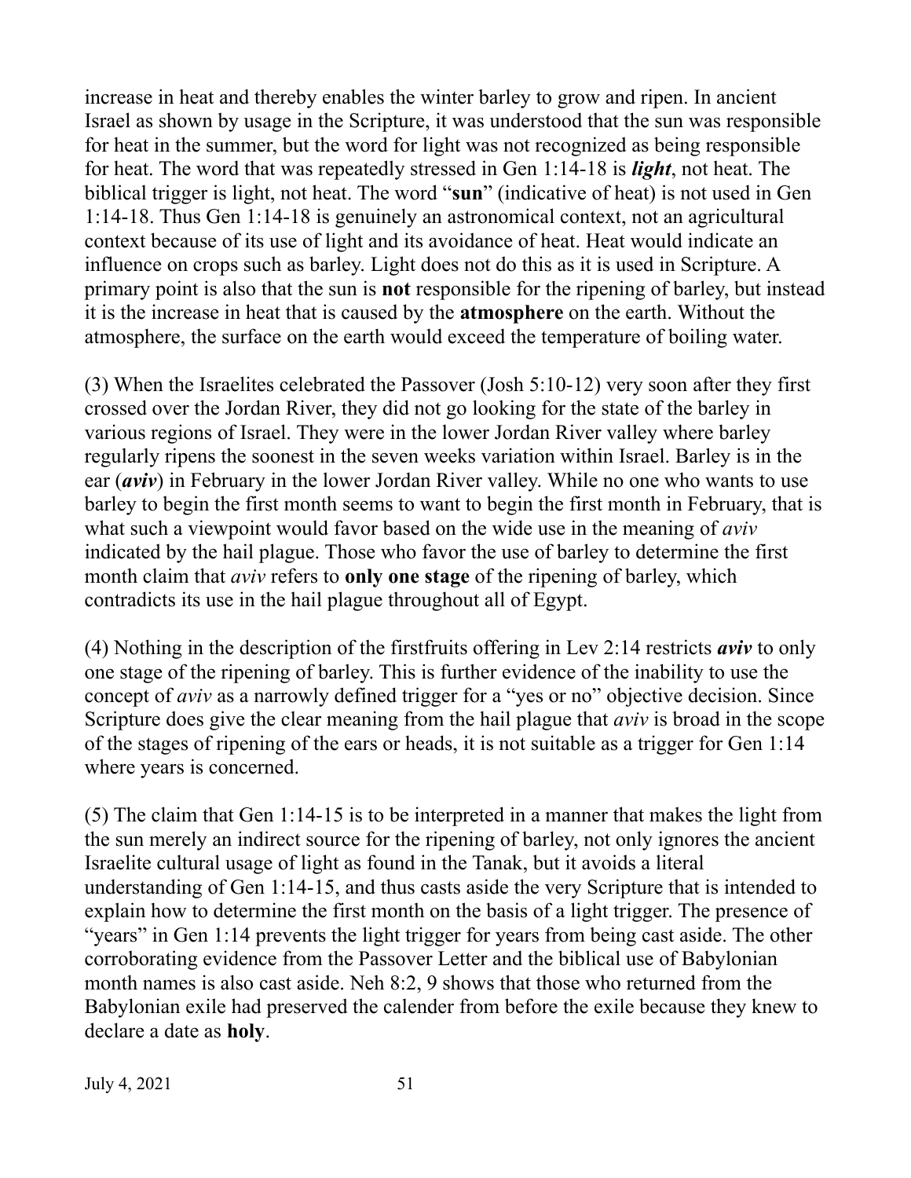increase in heat and thereby enables the winter barley to grow and ripen. In ancient Israel as shown by usage in the Scripture, it was understood that the sun was responsible for heat in the summer, but the word for light was not recognized as being responsible for heat. The word that was repeatedly stressed in Gen 1:14-18 is ***light***, not heat. The biblical trigger is light, not heat. The word "**sun**" (indicative of heat) is not used in Gen 1:14-18. Thus Gen 1:14-18 is genuinely an astronomical context, not an agricultural context because of its use of light and its avoidance of heat. Heat would indicate an influence on crops such as barley. Light does not do this as it is used in Scripture. A primary point is also that the sun is **not** responsible for the ripening of barley, but instead it is the increase in heat that is caused by the **atmosphere** on the earth. Without the atmosphere, the surface on the earth would exceed the temperature of boiling water.

(3) When the Israelites celebrated the Passover (Josh 5:10-12) very soon after they first crossed over the Jordan River, they did not go looking for the state of the barley in various regions of Israel. They were in the lower Jordan River valley where barley regularly ripens the soonest in the seven weeks variation within Israel. Barley is in the ear (***aviv***) in February in the lower Jordan River valley. While no one who wants to use barley to begin the first month seems to want to begin the first month in February, that is what such a viewpoint would favor based on the wide use in the meaning of *aviv* indicated by the hail plague. Those who favor the use of barley to determine the first month claim that *aviv* refers to **only one stage** of the ripening of barley, which contradicts its use in the hail plague throughout all of Egypt.

(4) Nothing in the description of the firstfruits offering in Lev 2:14 restricts ***aviv*** to only one stage of the ripening of barley. This is further evidence of the inability to use the concept of *aviv* as a narrowly defined trigger for a "yes or no" objective decision. Since Scripture does give the clear meaning from the hail plague that *aviv* is broad in the scope of the stages of ripening of the ears or heads, it is not suitable as a trigger for Gen 1:14 where years is concerned.

(5) The claim that Gen 1:14-15 is to be interpreted in a manner that makes the light from the sun merely an indirect source for the ripening of barley, not only ignores the ancient Israelite cultural usage of light as found in the Tanak, but it avoids a literal understanding of Gen 1:14-15, and thus casts aside the very Scripture that is intended to explain how to determine the first month on the basis of a light trigger. The presence of "years" in Gen 1:14 prevents the light trigger for years from being cast aside. The other corroborating evidence from the Passover Letter and the biblical use of Babylonian month names is also cast aside. Neh 8:2, 9 shows that those who returned from the Babylonian exile had preserved the calender from before the exile because they knew to declare a date as **holy**.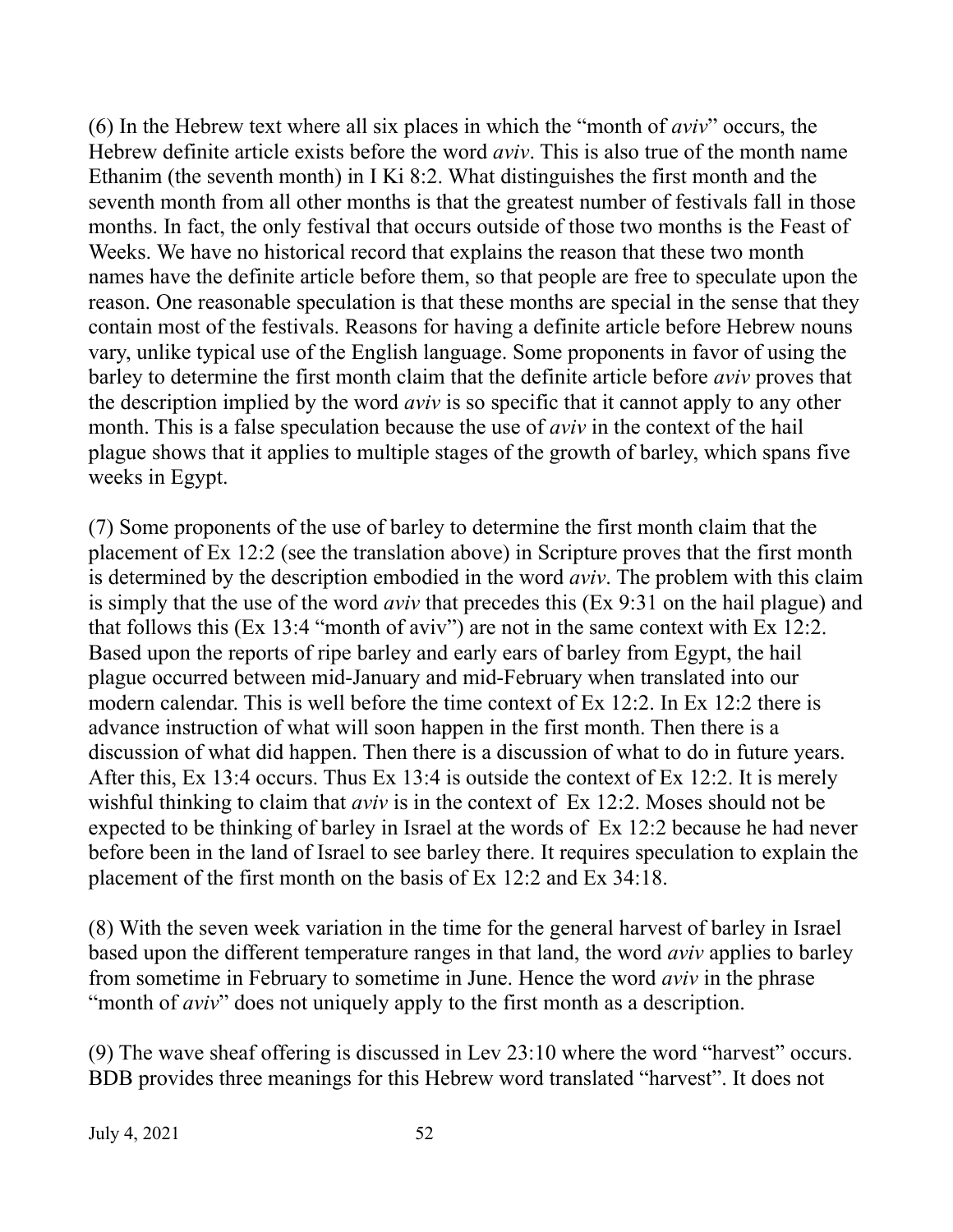(6) In the Hebrew text where all six places in which the "month of *aviv*" occurs, the Hebrew definite article exists before the word *aviv*. This is also true of the month name Ethanim (the seventh month) in I Ki 8:2. What distinguishes the first month and the seventh month from all other months is that the greatest number of festivals fall in those months. In fact, the only festival that occurs outside of those two months is the Feast of Weeks. We have no historical record that explains the reason that these two month names have the definite article before them, so that people are free to speculate upon the reason. One reasonable speculation is that these months are special in the sense that they contain most of the festivals. Reasons for having a definite article before Hebrew nouns vary, unlike typical use of the English language. Some proponents in favor of using the barley to determine the first month claim that the definite article before *aviv* proves that the description implied by the word *aviv* is so specific that it cannot apply to any other month. This is a false speculation because the use of *aviv* in the context of the hail plague shows that it applies to multiple stages of the growth of barley, which spans five weeks in Egypt.

(7) Some proponents of the use of barley to determine the first month claim that the placement of Ex 12:2 (see the translation above) in Scripture proves that the first month is determined by the description embodied in the word *aviv*. The problem with this claim is simply that the use of the word *aviv* that precedes this (Ex 9:31 on the hail plague) and that follows this (Ex 13:4 "month of aviv") are not in the same context with Ex 12:2. Based upon the reports of ripe barley and early ears of barley from Egypt, the hail plague occurred between mid-January and mid-February when translated into our modern calendar. This is well before the time context of Ex 12:2. In Ex 12:2 there is advance instruction of what will soon happen in the first month. Then there is a discussion of what did happen. Then there is a discussion of what to do in future years. After this, Ex 13:4 occurs. Thus Ex 13:4 is outside the context of Ex 12:2. It is merely wishful thinking to claim that *aviv* is in the context of Ex 12:2. Moses should not be expected to be thinking of barley in Israel at the words of Ex 12:2 because he had never before been in the land of Israel to see barley there. It requires speculation to explain the placement of the first month on the basis of Ex 12:2 and Ex 34:18.

(8) With the seven week variation in the time for the general harvest of barley in Israel based upon the different temperature ranges in that land, the word *aviv* applies to barley from sometime in February to sometime in June. Hence the word *aviv* in the phrase "month of *aviv*" does not uniquely apply to the first month as a description.

(9) The wave sheaf offering is discussed in Lev 23:10 where the word "harvest" occurs. BDB provides three meanings for this Hebrew word translated "harvest". It does not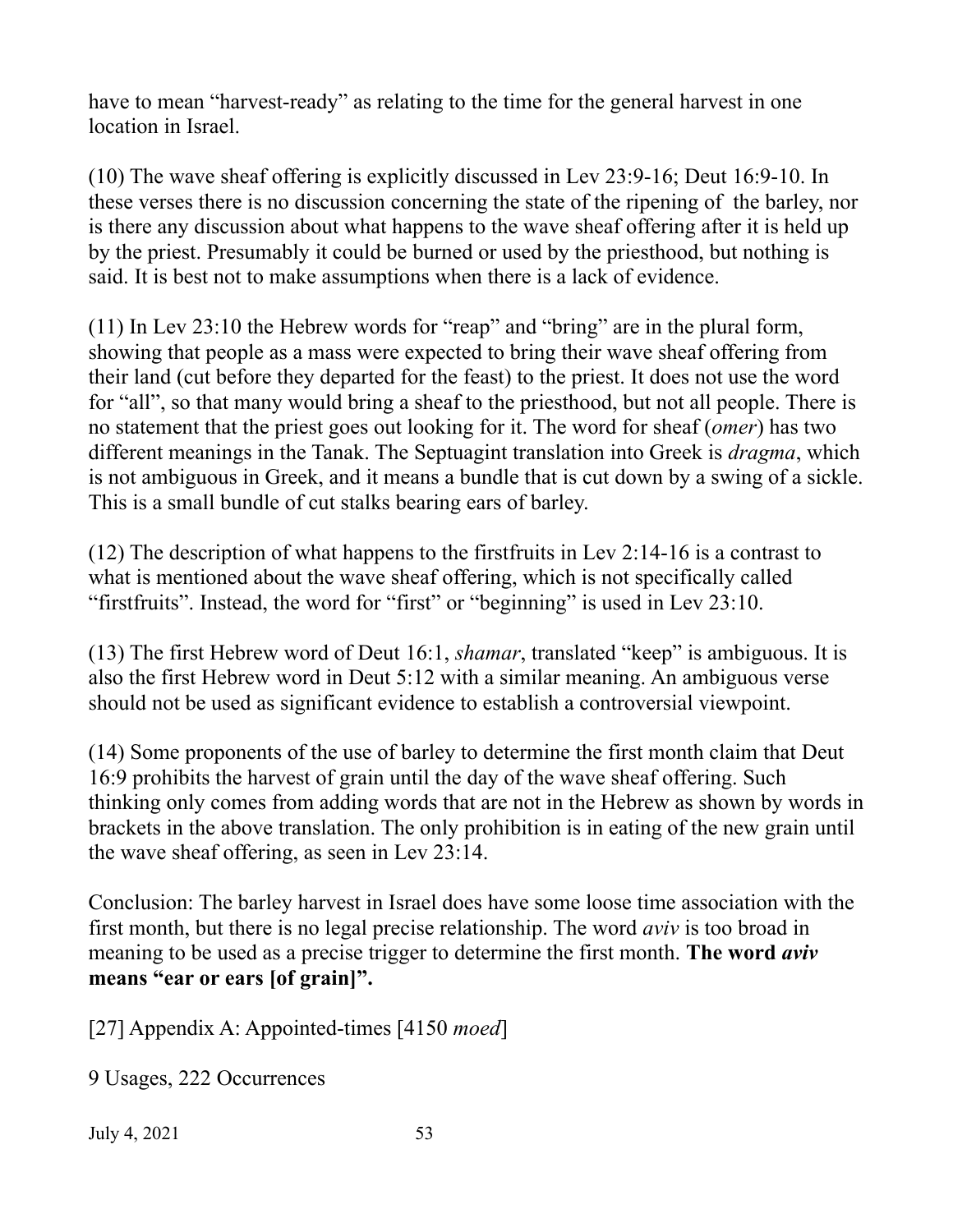have to mean "harvest-ready" as relating to the time for the general harvest in one location in Israel.

(10) The wave sheaf offering is explicitly discussed in Lev 23:9-16; Deut 16:9-10. In these verses there is no discussion concerning the state of the ripening of the barley, nor is there any discussion about what happens to the wave sheaf offering after it is held up by the priest. Presumably it could be burned or used by the priesthood, but nothing is said. It is best not to make assumptions when there is a lack of evidence.

(11) In Lev 23:10 the Hebrew words for "reap" and "bring" are in the plural form, showing that people as a mass were expected to bring their wave sheaf offering from their land (cut before they departed for the feast) to the priest. It does not use the word for "all", so that many would bring a sheaf to the priesthood, but not all people. There is no statement that the priest goes out looking for it. The word for sheaf (*omer*) has two different meanings in the Tanak. The Septuagint translation into Greek is *dragma*, which is not ambiguous in Greek, and it means a bundle that is cut down by a swing of a sickle. This is a small bundle of cut stalks bearing ears of barley.

(12) The description of what happens to the firstfruits in Lev 2:14-16 is a contrast to what is mentioned about the wave sheaf offering, which is not specifically called "firstfruits". Instead, the word for "first" or "beginning" is used in Lev 23:10.

(13) The first Hebrew word of Deut 16:1, *shamar*, translated "keep" is ambiguous. It is also the first Hebrew word in Deut 5:12 with a similar meaning. An ambiguous verse should not be used as significant evidence to establish a controversial viewpoint.

(14) Some proponents of the use of barley to determine the first month claim that Deut 16:9 prohibits the harvest of grain until the day of the wave sheaf offering. Such thinking only comes from adding words that are not in the Hebrew as shown by words in brackets in the above translation. The only prohibition is in eating of the new grain until the wave sheaf offering, as seen in Lev 23:14.

Conclusion: The barley harvest in Israel does have some loose time association with the first month, but there is no legal precise relationship. The word *aviv* is too broad in meaning to be used as a precise trigger to determine the first month. **The word *aviv* means "ear or ears [of grain]".**

[27] Appendix A: Appointed-times [4150 *moed*]

9 Usages, 222 Occurrences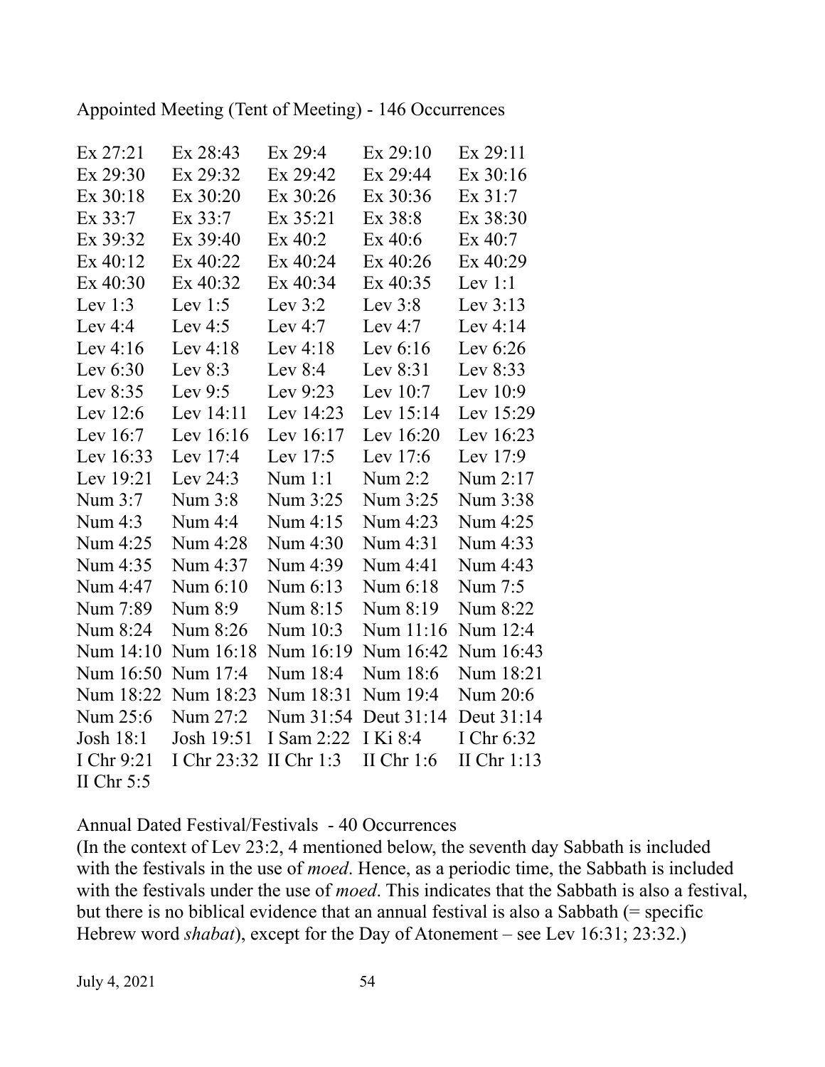Appointed Meeting (Tent of Meeting) - 146 Occurrences

| | | | | |
|---|---|---|---|---|
| Ex 27:21 | Ex 28:43 | Ex 29:4 | Ex 29:10 | Ex 29:11 |
| Ex 29:30 | Ex 29:32 | Ex 29:42 | Ex 29:44 | Ex 30:16 |
| Ex 30:18 | Ex 30:20 | Ex 30:26 | Ex 30:36 | Ex 31:7 |
| Ex 33:7 | Ex 33:7 | Ex 35:21 | Ex 38:8 | Ex 38:30 |
| Ex 39:32 | Ex 39:40 | Ex 40:2 | Ex 40:6 | Ex 40:7 |
| Ex 40:12 | Ex 40:22 | Ex 40:24 | Ex 40:26 | Ex 40:29 |
| Ex 40:30 | Ex 40:32 | Ex 40:34 | Ex 40:35 | Lev 1:1 |
| Lev 1:3 | Lev 1:5 | Lev 3:2 | Lev 3:8 | Lev 3:13 |
| Lev 4:4 | Lev 4:5 | Lev 4:7 | Lev 4:7 | Lev 4:14 |
| Lev 4:16 | Lev 4:18 | Lev 4:18 | Lev 6:16 | Lev 6:26 |
| Lev 6:30 | Lev 8:3 | Lev 8:4 | Lev 8:31 | Lev 8:33 |
| Lev 8:35 | Lev 9:5 | Lev 9:23 | Lev 10:7 | Lev 10:9 |
| Lev 12:6 | Lev 14:11 | Lev 14:23 | Lev 15:14 | Lev 15:29 |
| Lev 16:7 | Lev 16:16 | Lev 16:17 | Lev 16:20 | Lev 16:23 |
| Lev 16:33 | Lev 17:4 | Lev 17:5 | Lev 17:6 | Lev 17:9 |
| Lev 19:21 | Lev 24:3 | Num 1:1 | Num 2:2 | Num 2:17 |
| Num 3:7 | Num 3:8 | Num 3:25 | Num 3:25 | Num 3:38 |
| Num 4:3 | Num 4:4 | Num 4:15 | Num 4:23 | Num 4:25 |
| Num 4:25 | Num 4:28 | Num 4:30 | Num 4:31 | Num 4:33 |
| Num 4:35 | Num 4:37 | Num 4:39 | Num 4:41 | Num 4:43 |
| Num 4:47 | Num 6:10 | Num 6:13 | Num 6:18 | Num 7:5 |
| Num 7:89 | Num 8:9 | Num 8:15 | Num 8:19 | Num 8:22 |
| Num 8:24 | Num 8:26 | Num 10:3 | Num 11:16 | Num 12:4 |
| Num 14:10 | Num 16:18 | Num 16:19 | Num 16:42 | Num 16:43 |
| Num 16:50 | Num 17:4 | Num 18:4 | Num 18:6 | Num 18:21 |
| Num 18:22 | Num 18:23 | Num 18:31 | Num 19:4 | Num 20:6 |
| Num 25:6 | Num 27:2 | Num 31:54 | Deut 31:14 | Deut 31:14 |
| Josh 18:1 | Josh 19:51 | I Sam 2:22 | I Ki 8:4 | I Chr 6:32 |
| I Chr 9:21 | I Chr 23:32 | II Chr 1:3 | II Chr 1:6 | II Chr 1:13 |
| II Chr 5:5 | | | | |

Annual Dated Festival/Festivals - 40 Occurrences
(In the context of Lev 23:2, 4 mentioned below, the seventh day Sabbath is included with the festivals in the use of *moed*. Hence, as a periodic time, the Sabbath is included with the festivals under the use of *moed*. This indicates that the Sabbath is also a festival, but there is no biblical evidence that an annual festival is also a Sabbath (= specific Hebrew word *shabat*), except for the Day of Atonement – see Lev 16:31; 23:32.)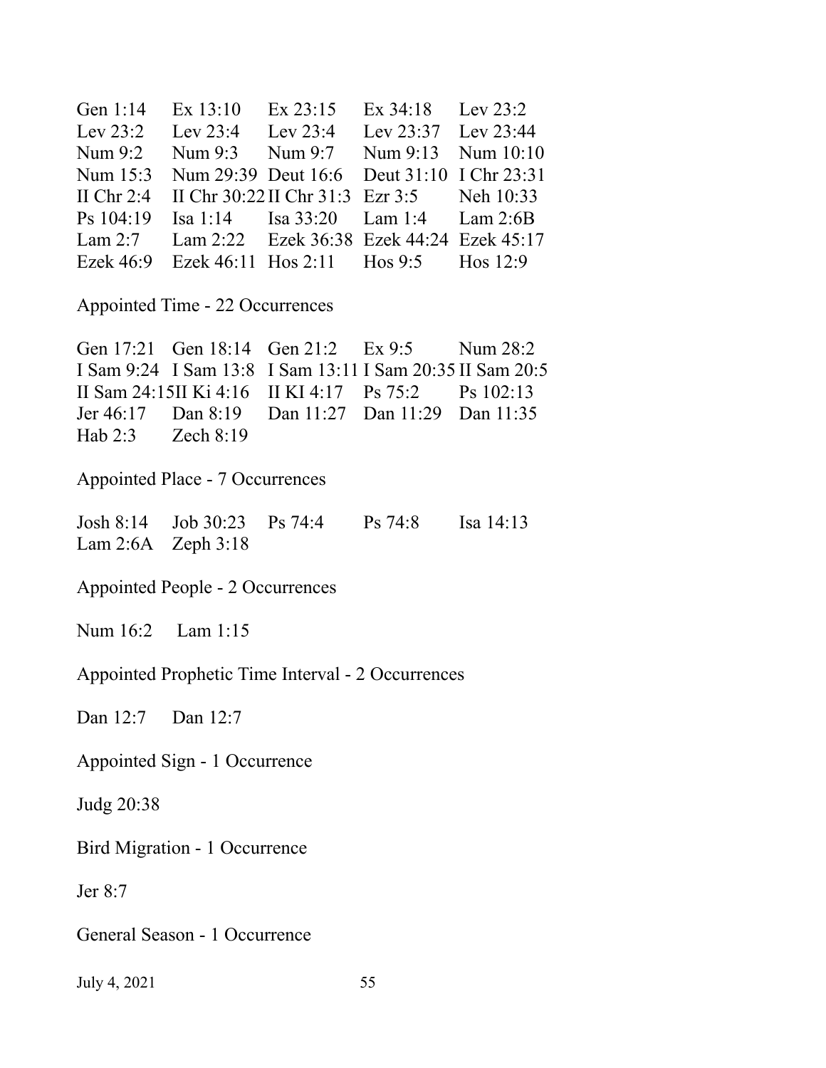| | | | | |
|---|---|---|---|---|
| Gen 1:14 | Ex 13:10 | Ex 23:15 | Ex 34:18 | Lev 23:2 |
| Lev 23:2 | Lev 23:4 | Lev 23:4 | Lev 23:37 | Lev 23:44 |
| Num 9:2 | Num 9:3 | Num 9:7 | Num 9:13 | Num 10:10 |
| Num 15:3 | Num 29:39 | Deut 16:6 | Deut 31:10 | I Chr 23:31 |
| II Chr 2:4 | II Chr 30:22 | II Chr 31:3 | Ezr 3:5 | Neh 10:33 |
| Ps 104:19 | Isa 1:14 | Isa 33:20 | Lam 1:4 | Lam 2:6B |
| Lam 2:7 | Lam 2:22 | Ezek 36:38 | Ezek 44:24 | Ezek 45:17 |
| Ezek 46:9 | Ezek 46:11 | Hos 2:11 | Hos 9:5 | Hos 12:9 |

Appointed Time - 22 Occurrences

| | | | | |
|---|---|---|---|---|
| Gen 17:21 | Gen 18:14 | Gen 21:2 | Ex 9:5 | Num 28:2 |
| I Sam 9:24 | I Sam 13:8 | I Sam 13:11 | I Sam 20:35 | II Sam 20:5 |
| II Sam 24:15 | II Ki 4:16 | II KI 4:17 | Ps 75:2 | Ps 102:13 |
| Jer 46:17 | Dan 8:19 | Dan 11:27 | Dan 11:29 | Dan 11:35 |
| Hab 2:3 | Zech 8:19 | | | |

Appointed Place - 7 Occurrences

| | | | | |
|---|---|---|---|---|
| Josh 8:14 | Job 30:23 | Ps 74:4 | Ps 74:8 | Isa 14:13 |
| Lam 2:6A | Zeph 3:18 | | | |

Appointed People - 2 Occurrences

Num 16:2 Lam 1:15

Appointed Prophetic Time Interval - 2 Occurrences

Dan 12:7 Dan 12:7

Appointed Sign - 1 Occurrence

Judg 20:38

Bird Migration - 1 Occurrence

Jer 8:7

General Season - 1 Occurrence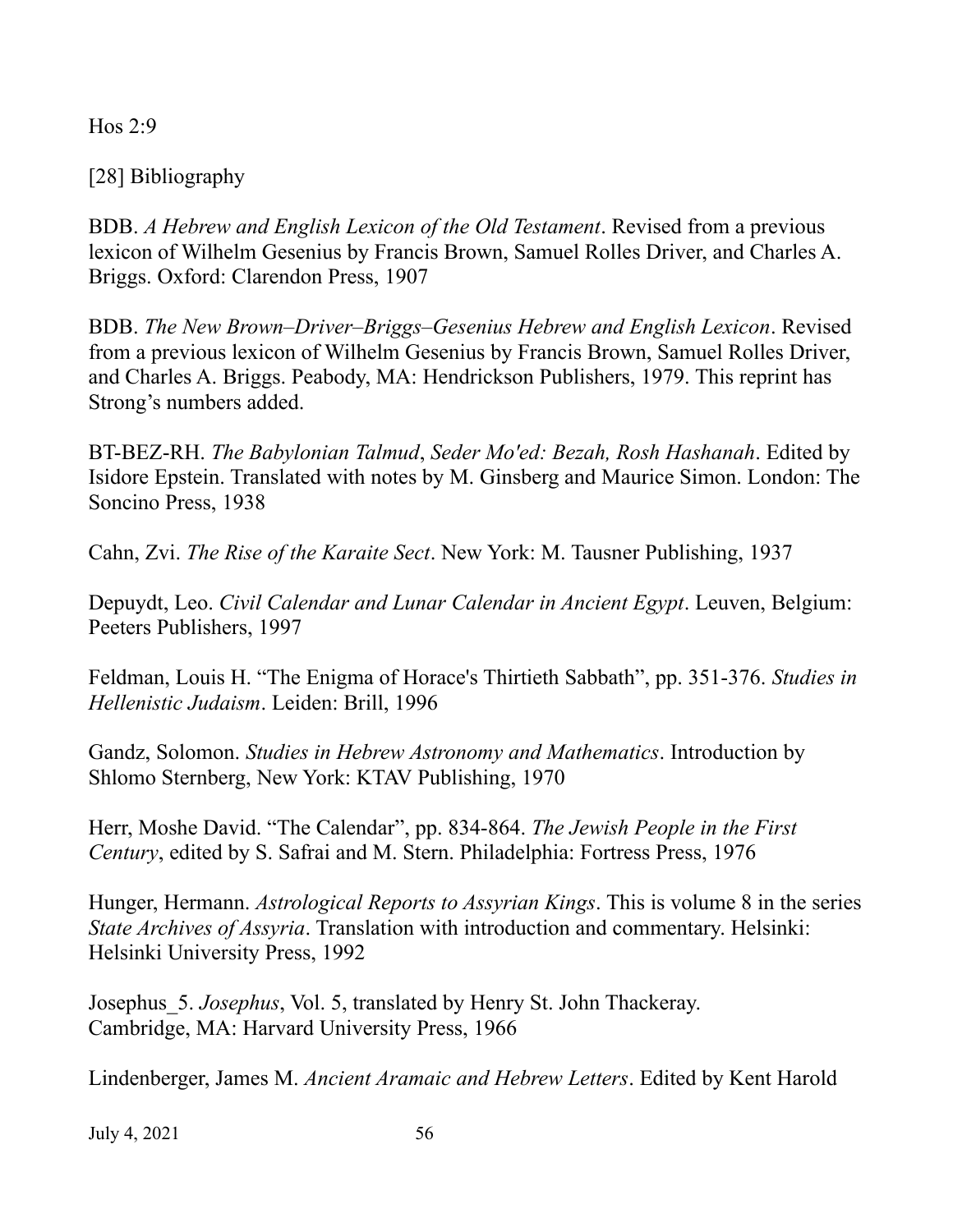Hos 2:9

## [28] Bibliography

BDB. *A Hebrew and English Lexicon of the Old Testament*. Revised from a previous lexicon of Wilhelm Gesenius by Francis Brown, Samuel Rolles Driver, and Charles A. Briggs. Oxford: Clarendon Press, 1907

BDB. *The New Brown–Driver–Briggs–Gesenius Hebrew and English Lexicon*. Revised from a previous lexicon of Wilhelm Gesenius by Francis Brown, Samuel Rolles Driver, and Charles A. Briggs. Peabody, MA: Hendrickson Publishers, 1979. This reprint has Strong's numbers added.

BT-BEZ-RH. *The Babylonian Talmud*, *Seder Mo'ed: Bezah, Rosh Hashanah*. Edited by Isidore Epstein. Translated with notes by M. Ginsberg and Maurice Simon. London: The Soncino Press, 1938

Cahn, Zvi. *The Rise of the Karaite Sect*. New York: M. Tausner Publishing, 1937

Depuydt, Leo. *Civil Calendar and Lunar Calendar in Ancient Egypt*. Leuven, Belgium: Peeters Publishers, 1997

Feldman, Louis H. "The Enigma of Horace's Thirtieth Sabbath", pp. 351-376. *Studies in Hellenistic Judaism*. Leiden: Brill, 1996

Gandz, Solomon. *Studies in Hebrew Astronomy and Mathematics*. Introduction by Shlomo Sternberg, New York: KTAV Publishing, 1970

Herr, Moshe David. "The Calendar", pp. 834-864. *The Jewish People in the First Century*, edited by S. Safrai and M. Stern. Philadelphia: Fortress Press, 1976

Hunger, Hermann. *Astrological Reports to Assyrian Kings*. This is volume 8 in the series *State Archives of Assyria*. Translation with introduction and commentary. Helsinki: Helsinki University Press, 1992

Josephus_5. *Josephus*, Vol. 5, translated by Henry St. John Thackeray. Cambridge, MA: Harvard University Press, 1966

Lindenberger, James M. *Ancient Aramaic and Hebrew Letters*. Edited by Kent Harold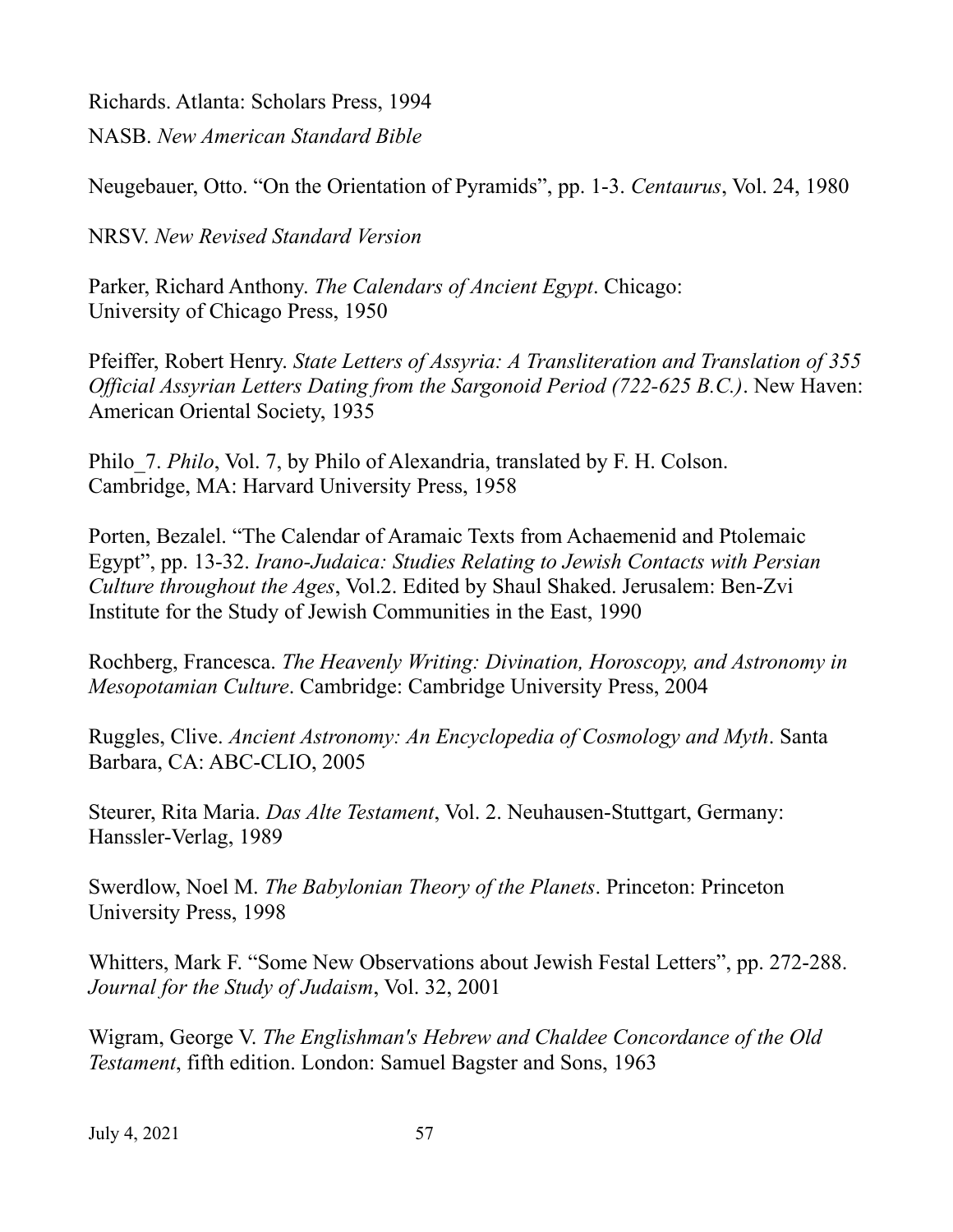Richards. Atlanta: Scholars Press, 1994

NASB. *New American Standard Bible*

Neugebauer, Otto. “On the Orientation of Pyramids”, pp. 1-3. *Centaurus*, Vol. 24, 1980

NRSV. *New Revised Standard Version*

Parker, Richard Anthony. *The Calendars of Ancient Egypt*. Chicago: University of Chicago Press, 1950

Pfeiffer, Robert Henry. *State Letters of Assyria: A Transliteration and Translation of 355 Official Assyrian Letters Dating from the Sargonoid Period (722-625 B.C.)*. New Haven: American Oriental Society, 1935

Philo_7. *Philo*, Vol. 7, by Philo of Alexandria, translated by F. H. Colson. Cambridge, MA: Harvard University Press, 1958

Porten, Bezalel. “The Calendar of Aramaic Texts from Achaemenid and Ptolemaic Egypt”, pp. 13-32. *Irano-Judaica: Studies Relating to Jewish Contacts with Persian Culture throughout the Ages*, Vol.2. Edited by Shaul Shaked. Jerusalem: Ben-Zvi Institute for the Study of Jewish Communities in the East, 1990

Rochberg, Francesca. *The Heavenly Writing: Divination, Horoscopy, and Astronomy in Mesopotamian Culture*. Cambridge: Cambridge University Press, 2004

Ruggles, Clive. *Ancient Astronomy: An Encyclopedia of Cosmology and Myth*. Santa Barbara, CA: ABC-CLIO, 2005

Steurer, Rita Maria. *Das Alte Testament*, Vol. 2. Neuhausen-Stuttgart, Germany: Hanssler-Verlag, 1989

Swerdlow, Noel M. *The Babylonian Theory of the Planets*. Princeton: Princeton University Press, 1998

Whitters, Mark F. “Some New Observations about Jewish Festal Letters”, pp. 272-288. *Journal for the Study of Judaism*, Vol. 32, 2001

Wigram, George V. *The Englishman's Hebrew and Chaldee Concordance of the Old Testament*, fifth edition. London: Samuel Bagster and Sons, 1963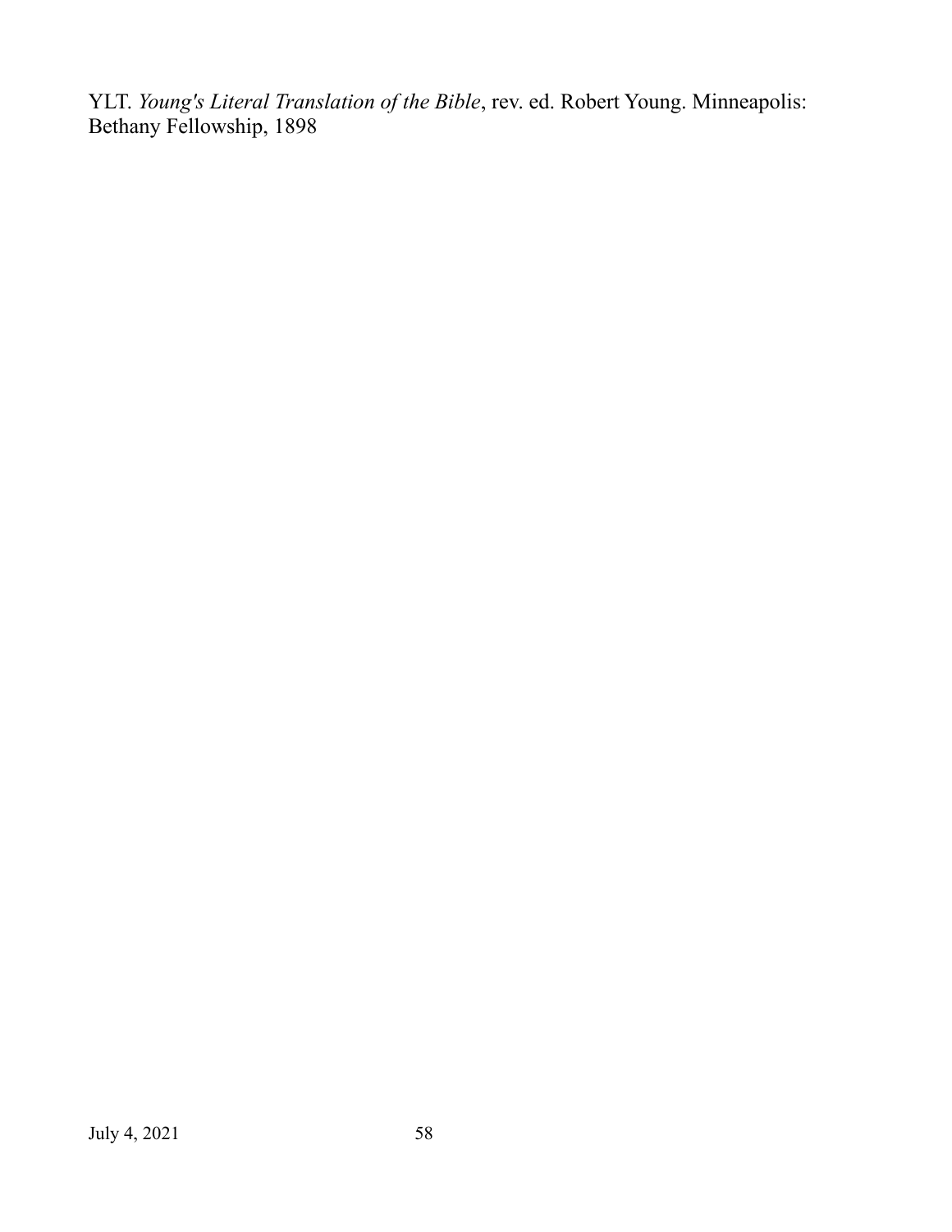YLT. *Young's Literal Translation of the Bible*, rev. ed. Robert Young. Minneapolis: Bethany Fellowship, 1898